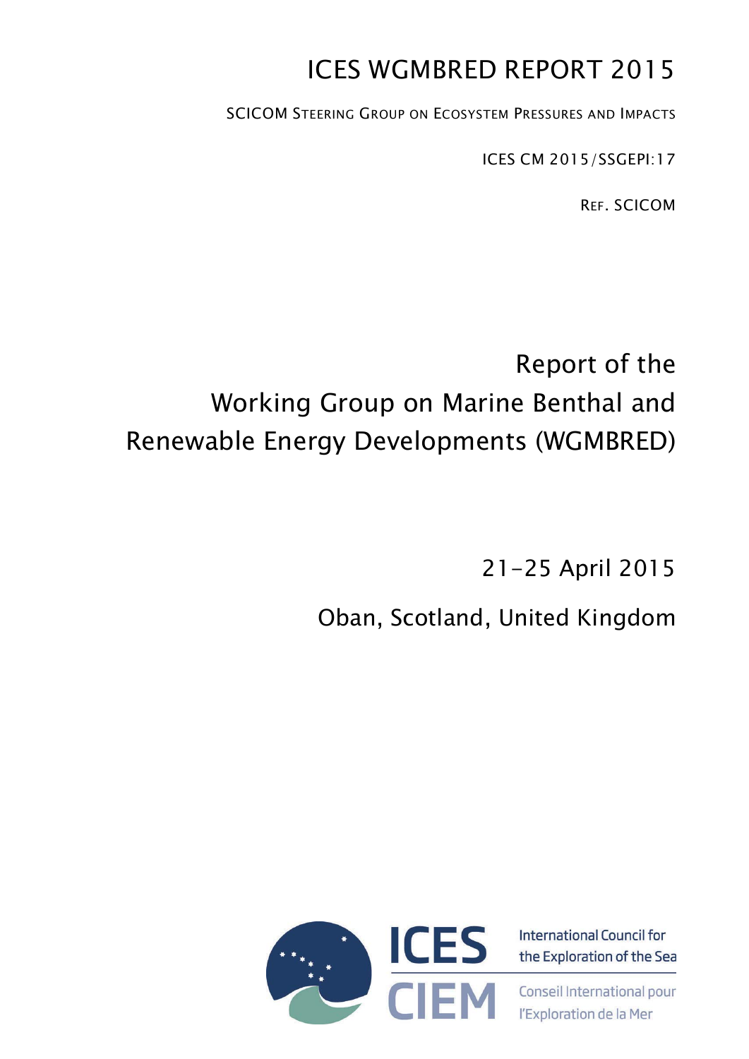# ICES WGMBRED REPORT 2015

SCICOM STEERING GROUP ON ECOSYSTEM PRESSURES AND IMPACTS

ICES CM 2015/SSGEPI:17

REF. SCICOM

## Report of the Working Group on Marine Benthal and Renewable Energy Developments (WGMBRED)

21–25 April 2015

Oban, Scotland, United Kingdom

ICES
International Council for the Exploration of the Sea

CIEM
Conseil International pour l'Exploration de la Mer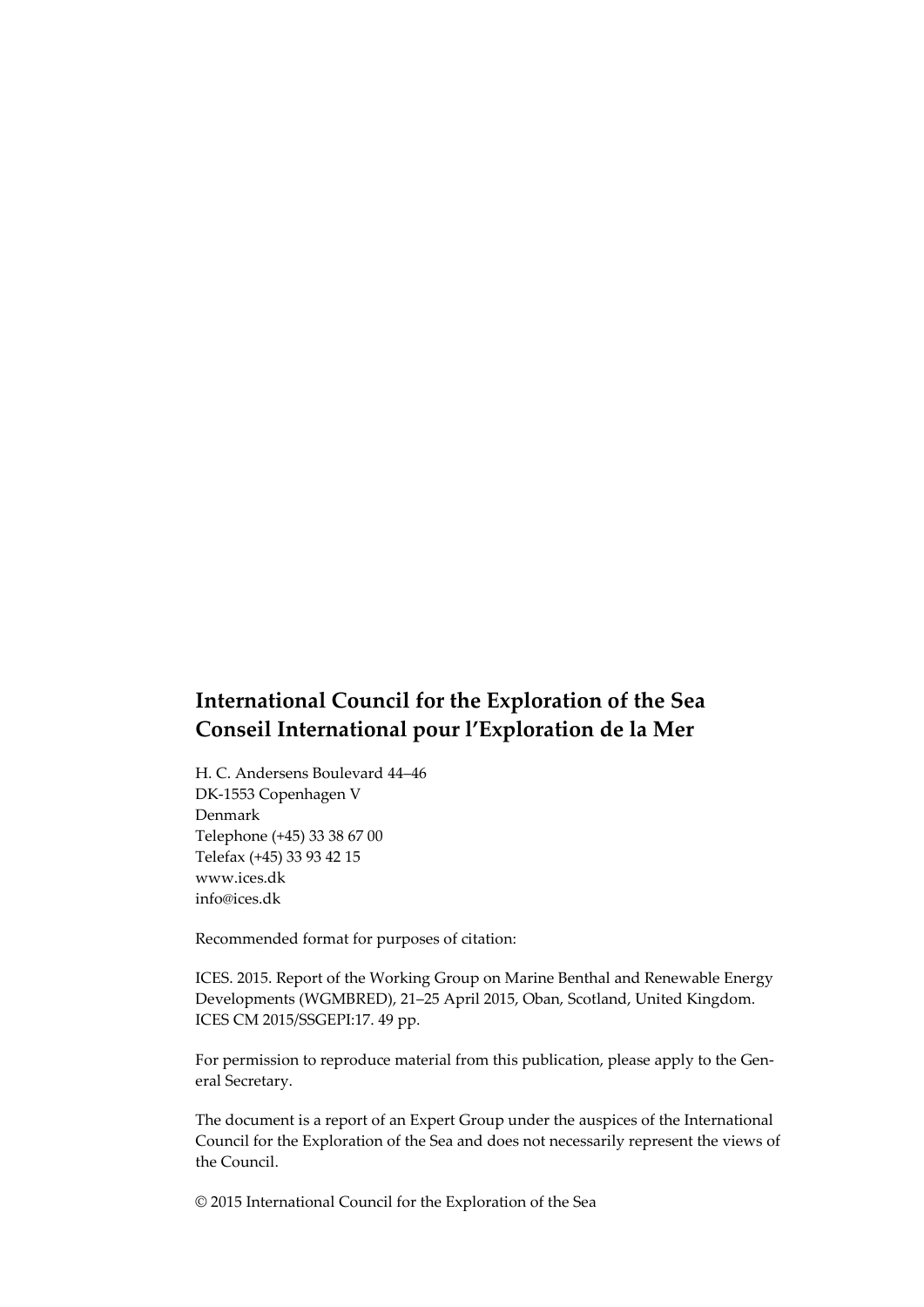**International Council for the Exploration of the Sea**
**Conseil International pour l'Exploration de la Mer**

H. C. Andersens Boulevard 44–46
DK-1553 Copenhagen V
Denmark
Telephone (+45) 33 38 67 00
Telefax (+45) 33 93 42 15
www.ices.dk
info@ices.dk

Recommended format for purposes of citation:

ICES. 2015. Report of the Working Group on Marine Benthal and Renewable Energy Developments (WGMBRED), 21–25 April 2015, Oban, Scotland, United Kingdom. ICES CM 2015/SSGEPI:17. 49 pp.

For permission to reproduce material from this publication, please apply to the General Secretary.

The document is a report of an Expert Group under the auspices of the International Council for the Exploration of the Sea and does not necessarily represent the views of the Council.

© 2015 International Council for the Exploration of the Sea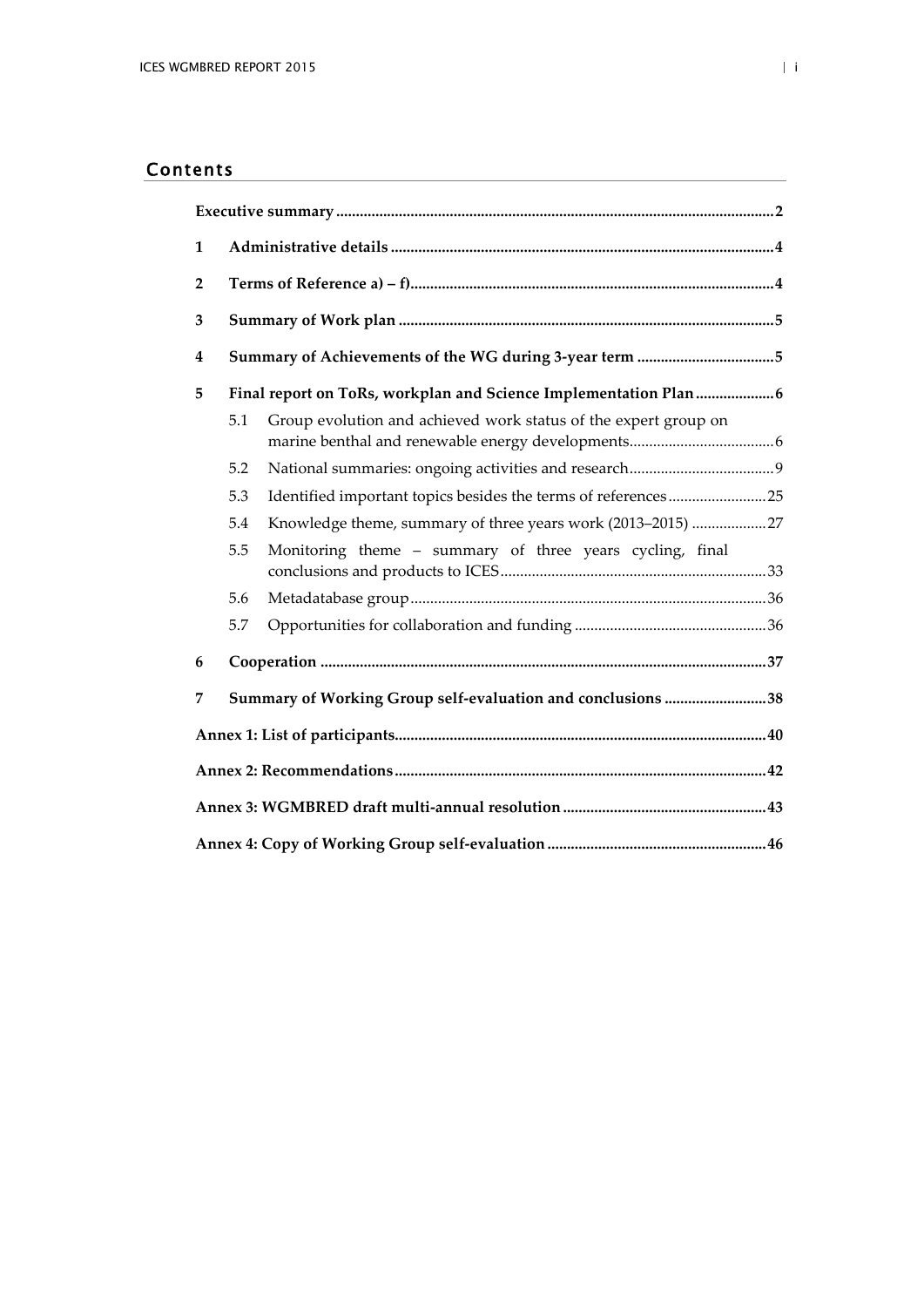## Contents

| | | |
|---|---|---|
| **Executive summary** | | **2** |
| **1** | **Administrative details** | **4** |
| **2** | **Terms of Reference a) – f)** | **4** |
| **3** | **Summary of Work plan** | **5** |
| **4** | **Summary of Achievements of the WG during 3-year term** | **5** |
| **5** | **Final report on ToRs, workplan and Science Implementation Plan** | **6** |
| 5.1 | Group evolution and achieved work status of the expert group on marine benthal and renewable energy developments | 6 |
| 5.2 | National summaries: ongoing activities and research | 9 |
| 5.3 | Identified important topics besides the terms of references | 25 |
| 5.4 | Knowledge theme, summary of three years work (2013–2015) | 27 |
| 5.5 | Monitoring theme – summary of three years cycling, final conclusions and products to ICES | 33 |
| 5.6 | Metadatabase group | 36 |
| 5.7 | Opportunities for collaboration and funding | 36 |
| **6** | **Cooperation** | **37** |
| **7** | **Summary of Working Group self-evaluation and conclusions** | **38** |
| **Annex 1: List of participants** | | **40** |
| **Annex 2: Recommendations** | | **42** |
| **Annex 3: WGMBRED draft multi-annual resolution** | | **43** |
| **Annex 4: Copy of Working Group self-evaluation** | | **46** |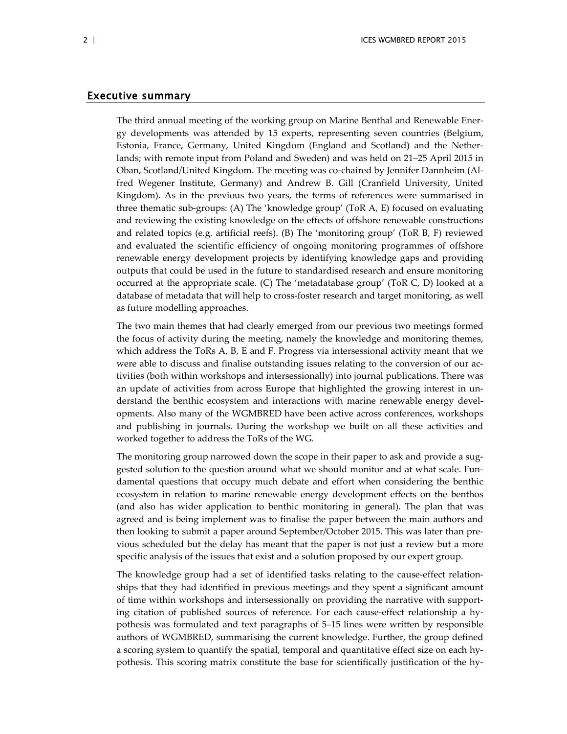## Executive summary

The third annual meeting of the working group on Marine Benthal and Renewable Energy developments was attended by 15 experts, representing seven countries (Belgium, Estonia, France, Germany, United Kingdom (England and Scotland) and the Netherlands; with remote input from Poland and Sweden) and was held on 21–25 April 2015 in Oban, Scotland/United Kingdom. The meeting was co-chaired by Jennifer Dannheim (Alfred Wegener Institute, Germany) and Andrew B. Gill (Cranfield University, United Kingdom). As in the previous two years, the terms of references were summarised in three thematic sub-groups: (A) The 'knowledge group' (ToR A, E) focused on evaluating and reviewing the existing knowledge on the effects of offshore renewable constructions and related topics (e.g. artificial reefs). (B) The 'monitoring group' (ToR B, F) reviewed and evaluated the scientific efficiency of ongoing monitoring programmes of offshore renewable energy development projects by identifying knowledge gaps and providing outputs that could be used in the future to standardised research and ensure monitoring occurred at the appropriate scale. (C) The 'metadatabase group' (ToR C, D) looked at a database of metadata that will help to cross-foster research and target monitoring, as well as future modelling approaches.

The two main themes that had clearly emerged from our previous two meetings formed the focus of activity during the meeting, namely the knowledge and monitoring themes, which address the ToRs A, B, E and F. Progress via intersessional activity meant that we were able to discuss and finalise outstanding issues relating to the conversion of our activities (both within workshops and intersessionally) into journal publications. There was an update of activities from across Europe that highlighted the growing interest in understand the benthic ecosystem and interactions with marine renewable energy developments. Also many of the WGMBRED have been active across conferences, workshops and publishing in journals. During the workshop we built on all these activities and worked together to address the ToRs of the WG.

The monitoring group narrowed down the scope in their paper to ask and provide a suggested solution to the question around what we should monitor and at what scale. Fundamental questions that occupy much debate and effort when considering the benthic ecosystem in relation to marine renewable energy development effects on the benthos (and also has wider application to benthic monitoring in general). The plan that was agreed and is being implement was to finalise the paper between the main authors and then looking to submit a paper around September/October 2015. This was later than previous scheduled but the delay has meant that the paper is not just a review but a more specific analysis of the issues that exist and a solution proposed by our expert group.

The knowledge group had a set of identified tasks relating to the cause-effect relationships that they had identified in previous meetings and they spent a significant amount of time within workshops and intersessionally on providing the narrative with supporting citation of published sources of reference. For each cause-effect relationship a hypothesis was formulated and text paragraphs of 5–15 lines were written by responsible authors of WGMBRED, summarising the current knowledge. Further, the group defined a scoring system to quantify the spatial, temporal and quantitative effect size on each hypothesis. This scoring matrix constitute the base for scientifically justification of the hy-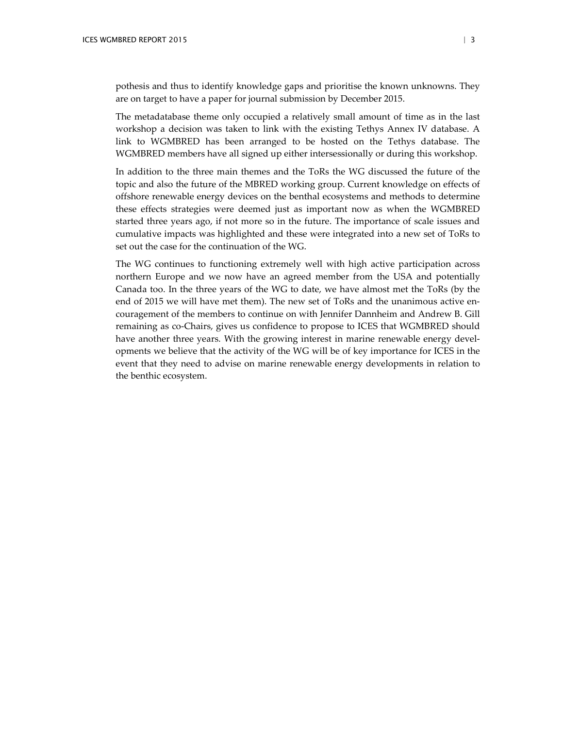pothesis and thus to identify knowledge gaps and prioritise the known unknowns. They are on target to have a paper for journal submission by December 2015.

The metadatabase theme only occupied a relatively small amount of time as in the last workshop a decision was taken to link with the existing Tethys Annex IV database. A link to WGMBRED has been arranged to be hosted on the Tethys database. The WGMBRED members have all signed up either intersessionally or during this workshop.

In addition to the three main themes and the ToRs the WG discussed the future of the topic and also the future of the MBRED working group. Current knowledge on effects of offshore renewable energy devices on the benthal ecosystems and methods to determine these effects strategies were deemed just as important now as when the WGMBRED started three years ago, if not more so in the future. The importance of scale issues and cumulative impacts was highlighted and these were integrated into a new set of ToRs to set out the case for the continuation of the WG.

The WG continues to functioning extremely well with high active participation across northern Europe and we now have an agreed member from the USA and potentially Canada too. In the three years of the WG to date, we have almost met the ToRs (by the end of 2015 we will have met them). The new set of ToRs and the unanimous active encouragement of the members to continue on with Jennifer Dannheim and Andrew B. Gill remaining as co-Chairs, gives us confidence to propose to ICES that WGMBRED should have another three years. With the growing interest in marine renewable energy developments we believe that the activity of the WG will be of key importance for ICES in the event that they need to advise on marine renewable energy developments in relation to the benthic ecosystem.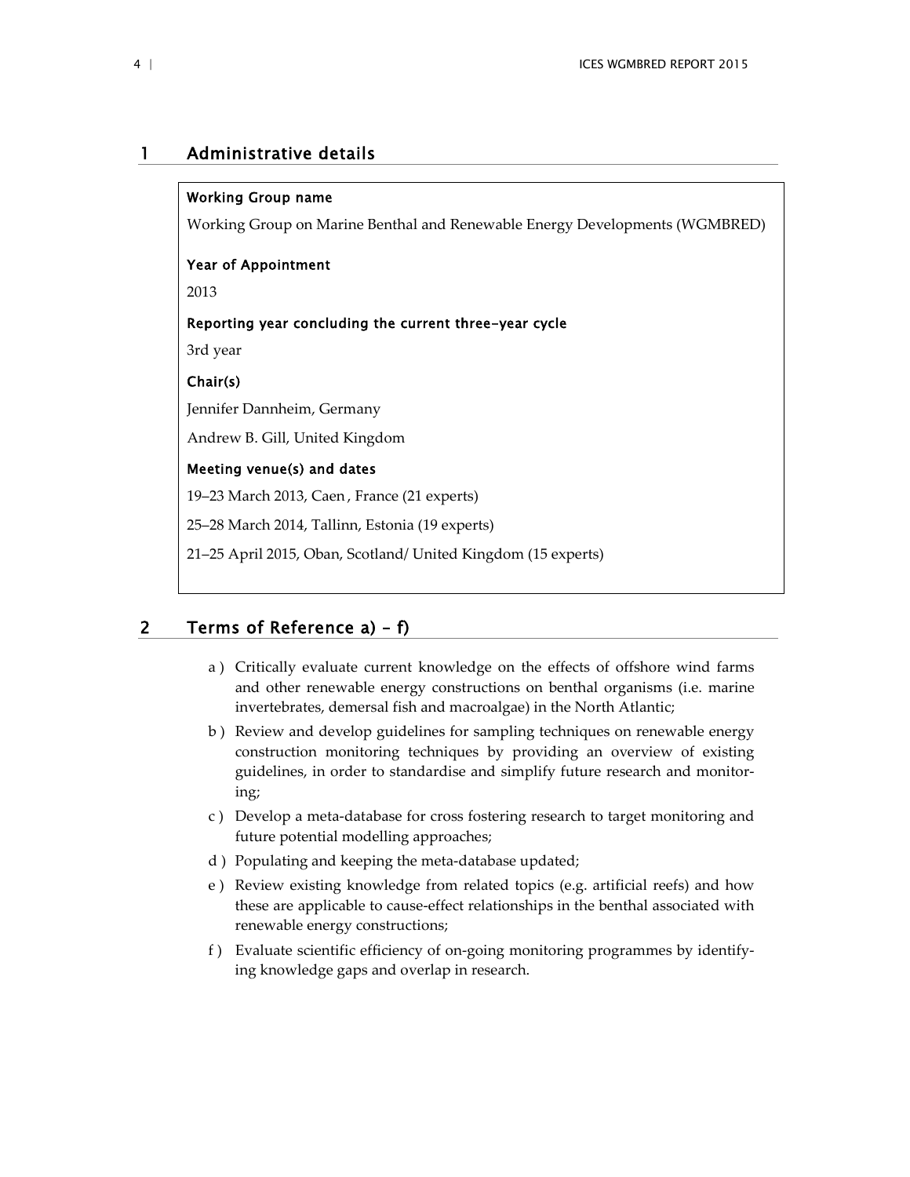# 1 Administrative details

**Working Group name**

Working Group on Marine Benthal and Renewable Energy Developments (WGMBRED)

**Year of Appointment**

2013

**Reporting year concluding the current three-year cycle**

3rd year

**Chair(s)**

Jennifer Dannheim, Germany

Andrew B. Gill, United Kingdom

**Meeting venue(s) and dates**

19–23 March 2013, Caen , France (21 experts)

25–28 March 2014, Tallinn, Estonia (19 experts)

21–25 April 2015, Oban, Scotland/ United Kingdom (15 experts)

# 2 Terms of Reference a) – f)

a ) Critically evaluate current knowledge on the effects of offshore wind farms and other renewable energy constructions on benthal organisms (i.e. marine invertebrates, demersal fish and macroalgae) in the North Atlantic;

b ) Review and develop guidelines for sampling techniques on renewable energy construction monitoring techniques by providing an overview of existing guidelines, in order to standardise and simplify future research and monitoring;

c ) Develop a meta-database for cross fostering research to target monitoring and future potential modelling approaches;

d ) Populating and keeping the meta-database updated;

e ) Review existing knowledge from related topics (e.g. artificial reefs) and how these are applicable to cause-effect relationships in the benthal associated with renewable energy constructions;

f ) Evaluate scientific efficiency of on-going monitoring programmes by identifying knowledge gaps and overlap in research.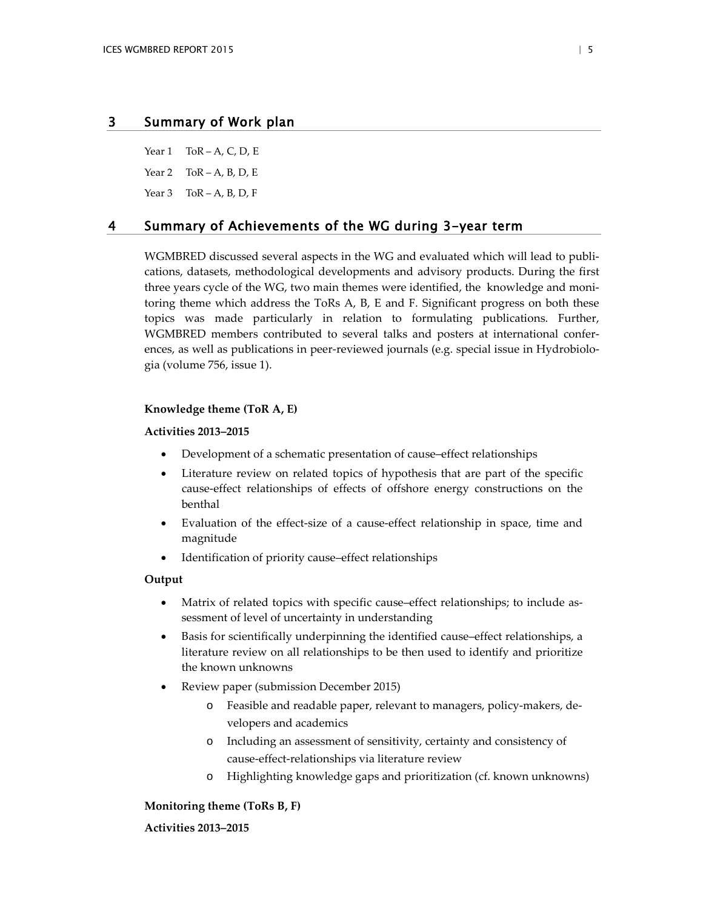## 3 Summary of Work plan

Year 1 ToR – A, C, D, E

Year 2 ToR – A, B, D, E

Year 3 ToR – A, B, D, F

## 4 Summary of Achievements of the WG during 3-year term

WGMBRED discussed several aspects in the WG and evaluated which will lead to publications, datasets, methodological developments and advisory products. During the first three years cycle of the WG, two main themes were identified, the knowledge and monitoring theme which address the ToRs A, B, E and F. Significant progress on both these topics was made particularly in relation to formulating publications. Further, WGMBRED members contributed to several talks and posters at international conferences, as well as publications in peer-reviewed journals (e.g. special issue in Hydrobiologia (volume 756, issue 1).

**Knowledge theme (ToR A, E)**

**Activities 2013–2015**

- Development of a schematic presentation of cause–effect relationships
- Literature review on related topics of hypothesis that are part of the specific cause-effect relationships of effects of offshore energy constructions on the benthal
- Evaluation of the effect-size of a cause-effect relationship in space, time and magnitude
- Identification of priority cause–effect relationships

**Output**

- Matrix of related topics with specific cause–effect relationships; to include assessment of level of uncertainty in understanding
- Basis for scientifically underpinning the identified cause–effect relationships, a literature review on all relationships to be then used to identify and prioritize the known unknowns
- Review paper (submission December 2015)
    - Feasible and readable paper, relevant to managers, policy-makers, developers and academics
    - Including an assessment of sensitivity, certainty and consistency of cause-effect-relationships via literature review
    - Highlighting knowledge gaps and prioritization (cf. known unknowns)

**Monitoring theme (ToRs B, F)**

**Activities 2013–2015**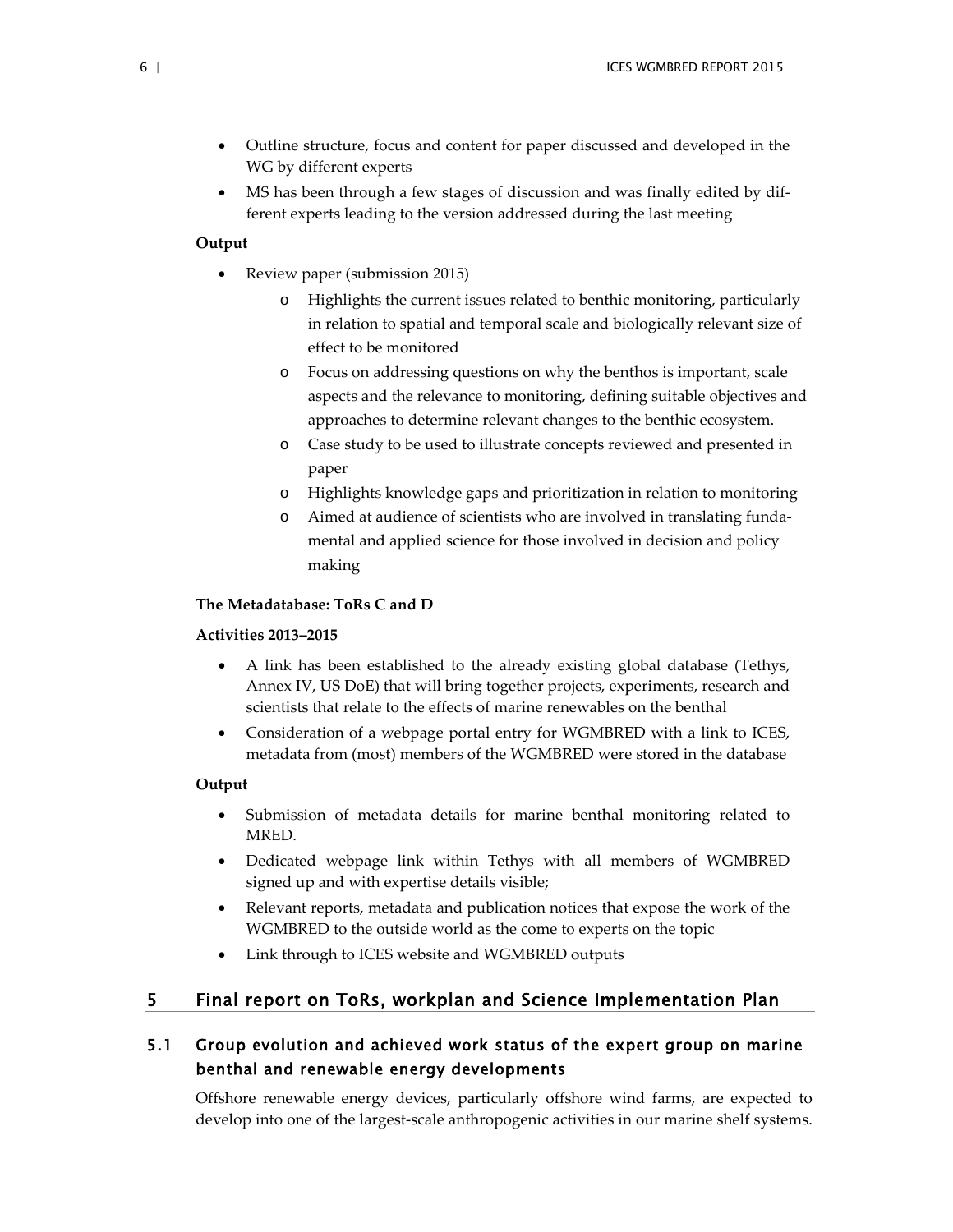- Outline structure, focus and content for paper discussed and developed in the WG by different experts
- MS has been through a few stages of discussion and was finally edited by different experts leading to the version addressed during the last meeting

**Output**

- Review paper (submission 2015)
    - Highlights the current issues related to benthic monitoring, particularly in relation to spatial and temporal scale and biologically relevant size of effect to be monitored
    - Focus on addressing questions on why the benthos is important, scale aspects and the relevance to monitoring, defining suitable objectives and approaches to determine relevant changes to the benthic ecosystem.
    - Case study to be used to illustrate concepts reviewed and presented in paper
    - Highlights knowledge gaps and prioritization in relation to monitoring
    - Aimed at audience of scientists who are involved in translating fundamental and applied science for those involved in decision and policy making

**The Metadatabase: ToRs C and D**

**Activities 2013–2015**

- A link has been established to the already existing global database (Tethys, Annex IV, US DoE) that will bring together projects, experiments, research and scientists that relate to the effects of marine renewables on the benthal
- Consideration of a webpage portal entry for WGMBRED with a link to ICES, metadata from (most) members of the WGMBRED were stored in the database

**Output**

- Submission of metadata details for marine benthal monitoring related to MRED.
- Dedicated webpage link within Tethys with all members of WGMBRED signed up and with expertise details visible;
- Relevant reports, metadata and publication notices that expose the work of the WGMBRED to the outside world as the come to experts on the topic
- Link through to ICES website and WGMBRED outputs

# 5 Final report on ToRs, workplan and Science Implementation Plan

## 5.1 Group evolution and achieved work status of the expert group on marine benthal and renewable energy developments

Offshore renewable energy devices, particularly offshore wind farms, are expected to develop into one of the largest-scale anthropogenic activities in our marine shelf systems.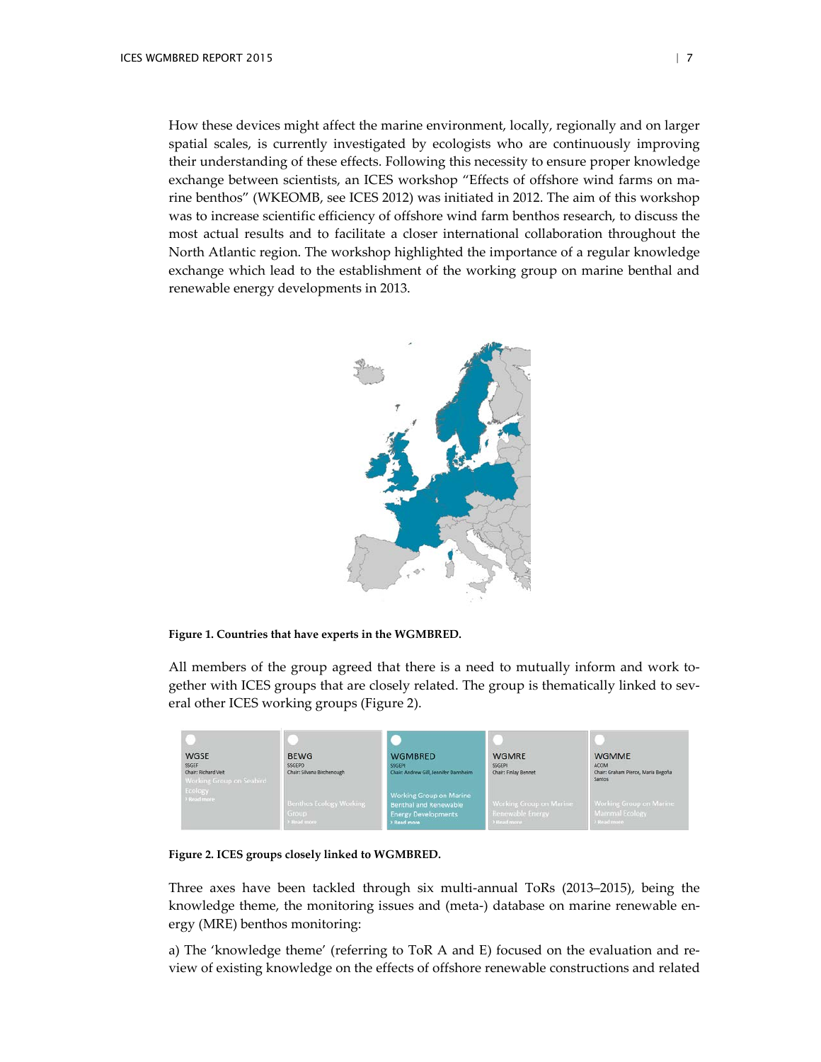How these devices might affect the marine environment, locally, regionally and on larger spatial scales, is currently investigated by ecologists who are continuously improving their understanding of these effects. Following this necessity to ensure proper knowledge exchange between scientists, an ICES workshop "Effects of offshore wind farms on marine benthos" (WKEOMB, see ICES 2012) was initiated in 2012. The aim of this workshop was to increase scientific efficiency of offshore wind farm benthos research, to discuss the most actual results and to facilitate a closer international collaboration throughout the North Atlantic region. The workshop highlighted the importance of a regular knowledge exchange which lead to the establishment of the working group on marine benthal and renewable energy developments in 2013.

**Figure 1. Countries that have experts in the WGMBRED.**

All members of the group agreed that there is a need to mutually inform and work together with ICES groups that are closely related. The group is thematically linked to several other ICES working groups (Figure 2).

| WGSE | BEWG | WGMBRED | WGMRE | WGMME |
|---|---|---|---|---|
| SSGEF | SSGEPD | SSGEPI | SSGEPI | ACOM |
| Chair: Richard Veit | Chair: Silvana Birchenough | Chair: Andrew Gill, Jennifer Dannheim | Chair: Finlay Bennet | Chair: Graham Pierce, Maria Begoña Santos |
| Working Group on Seabird Ecology | Benthos Ecology Working Group | Working Group on Marine Benthal and Renewable Energy Developments | Working Group on Marine Renewable Energy | Working Group on Marine Mammal Ecology |
| › Read more | › Read more | › Read more | › Read more | › Read more |

**Figure 2. ICES groups closely linked to WGMBRED.**

Three axes have been tackled through six multi-annual ToRs (2013–2015), being the knowledge theme, the monitoring issues and (meta-) database on marine renewable energy (MRE) benthos monitoring:

a) The 'knowledge theme' (referring to ToR A and E) focused on the evaluation and review of existing knowledge on the effects of offshore renewable constructions and related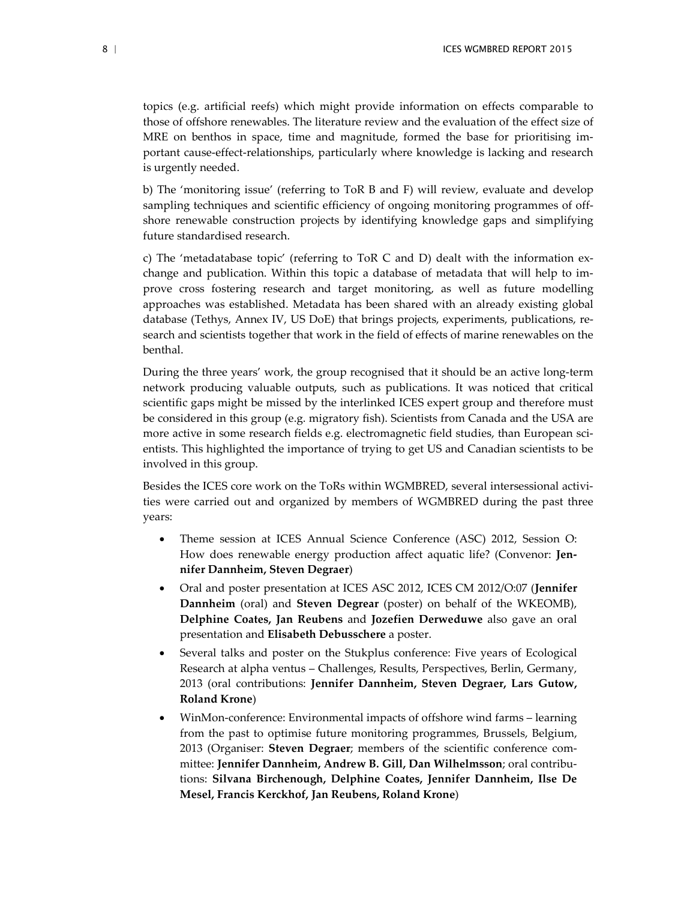topics (e.g. artificial reefs) which might provide information on effects comparable to those of offshore renewables. The literature review and the evaluation of the effect size of MRE on benthos in space, time and magnitude, formed the base for prioritising important cause-effect-relationships, particularly where knowledge is lacking and research is urgently needed.

b) The 'monitoring issue' (referring to ToR B and F) will review, evaluate and develop sampling techniques and scientific efficiency of ongoing monitoring programmes of offshore renewable construction projects by identifying knowledge gaps and simplifying future standardised research.

c) The 'metadatabase topic' (referring to ToR C and D) dealt with the information exchange and publication. Within this topic a database of metadata that will help to improve cross fostering research and target monitoring, as well as future modelling approaches was established. Metadata has been shared with an already existing global database (Tethys, Annex IV, US DoE) that brings projects, experiments, publications, research and scientists together that work in the field of effects of marine renewables on the benthal.

During the three years' work, the group recognised that it should be an active long-term network producing valuable outputs, such as publications. It was noticed that critical scientific gaps might be missed by the interlinked ICES expert group and therefore must be considered in this group (e.g. migratory fish). Scientists from Canada and the USA are more active in some research fields e.g. electromagnetic field studies, than European scientists. This highlighted the importance of trying to get US and Canadian scientists to be involved in this group.

Besides the ICES core work on the ToRs within WGMBRED, several intersessional activities were carried out and organized by members of WGMBRED during the past three years:

- Theme session at ICES Annual Science Conference (ASC) 2012, Session O: How does renewable energy production affect aquatic life? (Convenor: **Jennifer Dannheim, Steven Degraer**)
- Oral and poster presentation at ICES ASC 2012, ICES CM 2012/O:07 (**Jennifer Dannheim** (oral) and **Steven Degrear** (poster) on behalf of the WKEOMB), **Delphine Coates, Jan Reubens** and **Jozefien Derweduwe** also gave an oral presentation and **Elisabeth Debusschere** a poster.
- Several talks and poster on the Stukplus conference: Five years of Ecological Research at alpha ventus – Challenges, Results, Perspectives, Berlin, Germany, 2013 (oral contributions: **Jennifer Dannheim, Steven Degraer, Lars Gutow, Roland Krone**)
- WinMon-conference: Environmental impacts of offshore wind farms – learning from the past to optimise future monitoring programmes, Brussels, Belgium, 2013 (Organiser: **Steven Degraer**; members of the scientific conference committee: **Jennifer Dannheim, Andrew B. Gill, Dan Wilhelmsson**; oral contributions: **Silvana Birchenough, Delphine Coates, Jennifer Dannheim, Ilse De Mesel, Francis Kerckhof, Jan Reubens, Roland Krone**)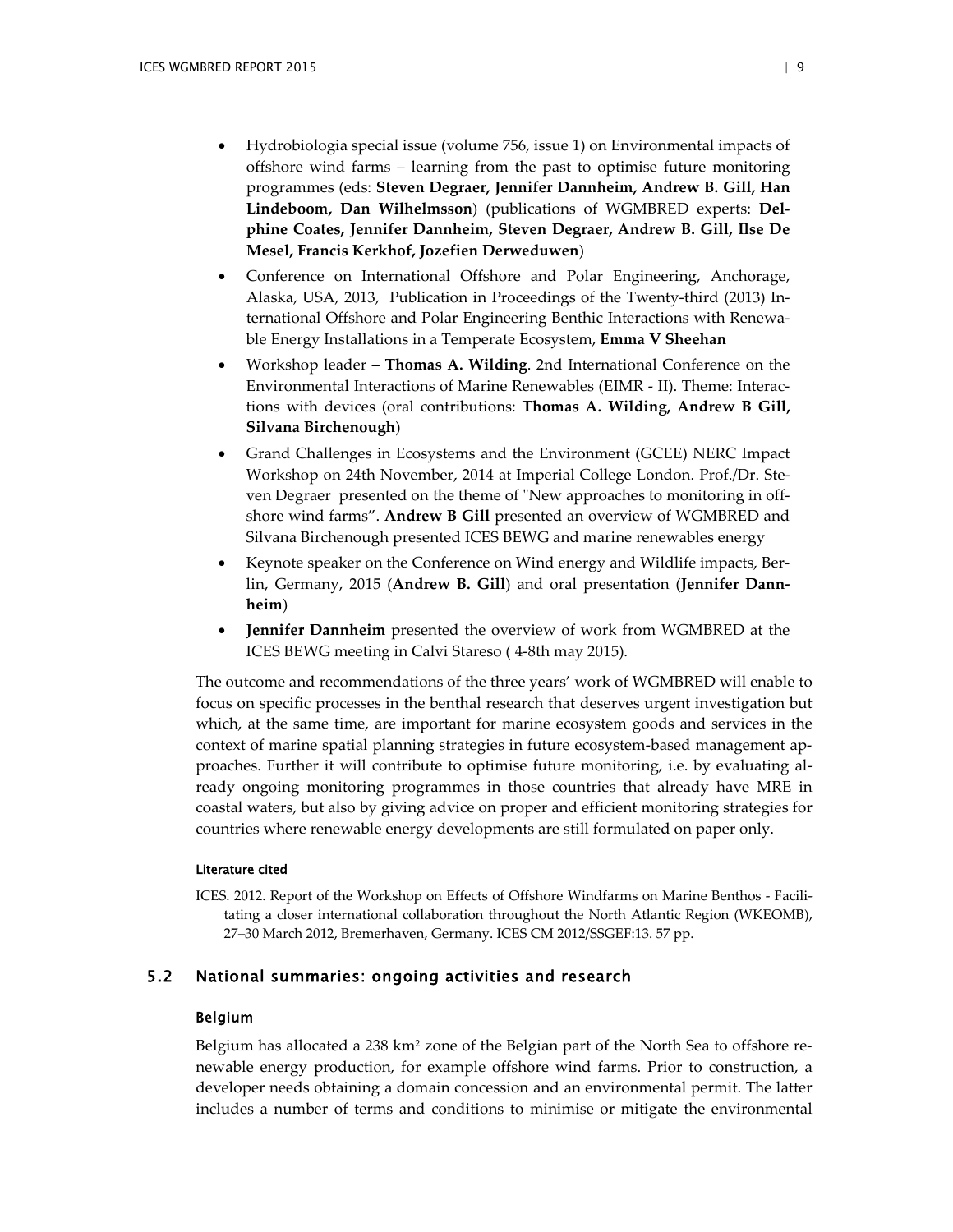- Hydrobiologia special issue (volume 756, issue 1) on Environmental impacts of offshore wind farms – learning from the past to optimise future monitoring programmes (eds: **Steven Degraer, Jennifer Dannheim, Andrew B. Gill, Han Lindeboom, Dan Wilhelmsson**) (publications of WGMBRED experts: **Delphine Coates, Jennifer Dannheim, Steven Degraer, Andrew B. Gill, Ilse De Mesel, Francis Kerkhof, Jozefien Derweduwen**)
- Conference on International Offshore and Polar Engineering, Anchorage, Alaska, USA, 2013, Publication in Proceedings of the Twenty-third (2013) International Offshore and Polar Engineering Benthic Interactions with Renewable Energy Installations in a Temperate Ecosystem, **Emma V Sheehan**
- Workshop leader – **Thomas A. Wilding**. 2nd International Conference on the Environmental Interactions of Marine Renewables (EIMR - II). Theme: Interactions with devices (oral contributions: **Thomas A. Wilding, Andrew B Gill, Silvana Birchenough**)
- Grand Challenges in Ecosystems and the Environment (GCEE) NERC Impact Workshop on 24th November, 2014 at Imperial College London. Prof./Dr. Steven Degraer presented on the theme of "New approaches to monitoring in offshore wind farms". **Andrew B Gill** presented an overview of WGMBRED and Silvana Birchenough presented ICES BEWG and marine renewables energy
- Keynote speaker on the Conference on Wind energy and Wildlife impacts, Berlin, Germany, 2015 (**Andrew B. Gill**) and oral presentation (**Jennifer Dannheim**)
- **Jennifer Dannheim** presented the overview of work from WGMBRED at the ICES BEWG meeting in Calvi Stareso ( 4-8th may 2015).

The outcome and recommendations of the three years' work of WGMBRED will enable to focus on specific processes in the benthal research that deserves urgent investigation but which, at the same time, are important for marine ecosystem goods and services in the context of marine spatial planning strategies in future ecosystem-based management approaches. Further it will contribute to optimise future monitoring, i.e. by evaluating already ongoing monitoring programmes in those countries that already have MRE in coastal waters, but also by giving advice on proper and efficient monitoring strategies for countries where renewable energy developments are still formulated on paper only.

#### Literature cited

ICES. 2012. Report of the Workshop on Effects of Offshore Windfarms on Marine Benthos - Facilitating a closer international collaboration throughout the North Atlantic Region (WKEOMB), 27–30 March 2012, Bremerhaven, Germany. ICES CM 2012/SSGEF:13. 57 pp.

## 5.2 National summaries: ongoing activities and research

### Belgium

Belgium has allocated a 238 km² zone of the Belgian part of the North Sea to offshore renewable energy production, for example offshore wind farms. Prior to construction, a developer needs obtaining a domain concession and an environmental permit. The latter includes a number of terms and conditions to minimise or mitigate the environmental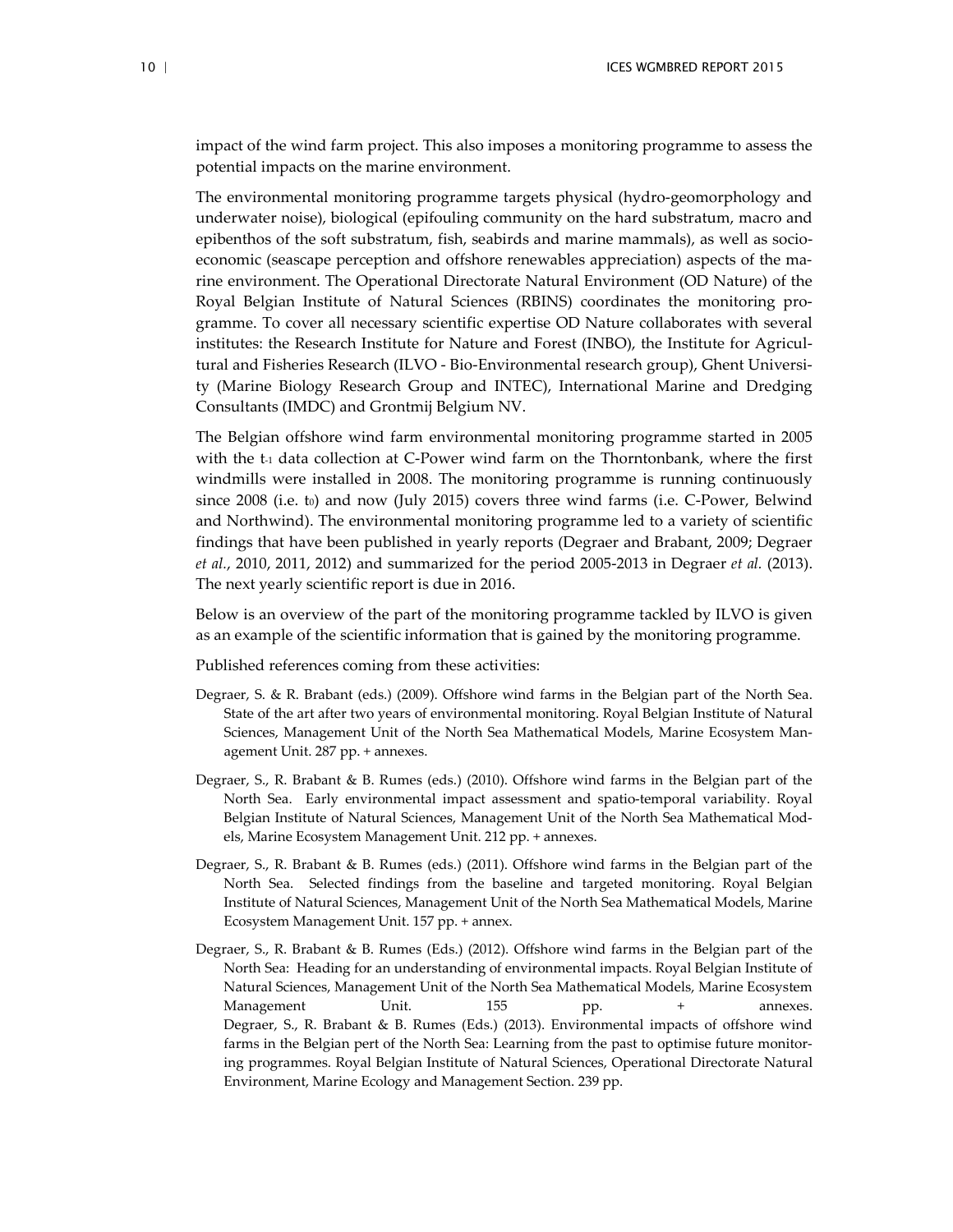impact of the wind farm project. This also imposes a monitoring programme to assess the potential impacts on the marine environment.

The environmental monitoring programme targets physical (hydro-geomorphology and underwater noise), biological (epifouling community on the hard substratum, macro and epibenthos of the soft substratum, fish, seabirds and marine mammals), as well as socio-economic (seascape perception and offshore renewables appreciation) aspects of the marine environment. The Operational Directorate Natural Environment (OD Nature) of the Royal Belgian Institute of Natural Sciences (RBINS) coordinates the monitoring programme. To cover all necessary scientific expertise OD Nature collaborates with several institutes: the Research Institute for Nature and Forest (INBO), the Institute for Agricultural and Fisheries Research (ILVO - Bio-Environmental research group), Ghent University (Marine Biology Research Group and INTEC), International Marine and Dredging Consultants (IMDC) and Grontmij Belgium NV.

The Belgian offshore wind farm environmental monitoring programme started in 2005 with the $t_{-1}$ data collection at C-Power wind farm on the Thorntonbank, where the first windmills were installed in 2008. The monitoring programme is running continuously since 2008 (i.e. $t_0$) and now (July 2015) covers three wind farms (i.e. C-Power, Belwind and Northwind). The environmental monitoring programme led to a variety of scientific findings that have been published in yearly reports (Degraer and Brabant, 2009; Degraer *et al.*, 2010, 2011, 2012) and summarized for the period 2005-2013 in Degraer *et al.* (2013). The next yearly scientific report is due in 2016.

Below is an overview of the part of the monitoring programme tackled by ILVO is given as an example of the scientific information that is gained by the monitoring programme.

Published references coming from these activities:

Degraer, S. & R. Brabant (eds.) (2009). Offshore wind farms in the Belgian part of the North Sea. State of the art after two years of environmental monitoring. Royal Belgian Institute of Natural Sciences, Management Unit of the North Sea Mathematical Models, Marine Ecosystem Management Unit. 287 pp. + annexes.

Degraer, S., R. Brabant & B. Rumes (eds.) (2010). Offshore wind farms in the Belgian part of the North Sea. Early environmental impact assessment and spatio-temporal variability. Royal Belgian Institute of Natural Sciences, Management Unit of the North Sea Mathematical Models, Marine Ecosystem Management Unit. 212 pp. + annexes.

Degraer, S., R. Brabant & B. Rumes (eds.) (2011). Offshore wind farms in the Belgian part of the North Sea. Selected findings from the baseline and targeted monitoring. Royal Belgian Institute of Natural Sciences, Management Unit of the North Sea Mathematical Models, Marine Ecosystem Management Unit. 157 pp. + annex.

Degraer, S., R. Brabant & B. Rumes (Eds.) (2012). Offshore wind farms in the Belgian part of the North Sea: Heading for an understanding of environmental impacts. Royal Belgian Institute of Natural Sciences, Management Unit of the North Sea Mathematical Models, Marine Ecosystem Management Unit. 155 pp. + annexes.

Degraer, S., R. Brabant & B. Rumes (Eds.) (2013). Environmental impacts of offshore wind farms in the Belgian pert of the North Sea: Learning from the past to optimise future monitoring programmes. Royal Belgian Institute of Natural Sciences, Operational Directorate Natural Environment, Marine Ecology and Management Section. 239 pp.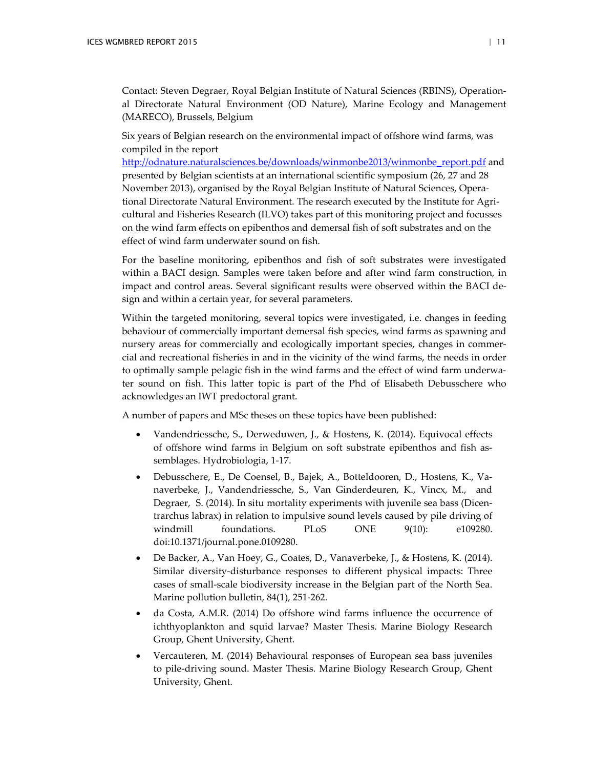Contact: Steven Degraer, Royal Belgian Institute of Natural Sciences (RBINS), Operational Directorate Natural Environment (OD Nature), Marine Ecology and Management (MARECO), Brussels, Belgium

Six years of Belgian research on the environmental impact of offshore wind farms, was compiled in the report http://odnature.naturalsciences.be/downloads/winmonbe2013/winmonbe_report.pdf and presented by Belgian scientists at an international scientific symposium (26, 27 and 28 November 2013), organised by the Royal Belgian Institute of Natural Sciences, Operational Directorate Natural Environment. The research executed by the Institute for Agricultural and Fisheries Research (ILVO) takes part of this monitoring project and focusses on the wind farm effects on epibenthos and demersal fish of soft substrates and on the effect of wind farm underwater sound on fish.

For the baseline monitoring, epibenthos and fish of soft substrates were investigated within a BACI design. Samples were taken before and after wind farm construction, in impact and control areas. Several significant results were observed within the BACI design and within a certain year, for several parameters.

Within the targeted monitoring, several topics were investigated, i.e. changes in feeding behaviour of commercially important demersal fish species, wind farms as spawning and nursery areas for commercially and ecologically important species, changes in commercial and recreational fisheries in and in the vicinity of the wind farms, the needs in order to optimally sample pelagic fish in the wind farms and the effect of wind farm underwater sound on fish. This latter topic is part of the Phd of Elisabeth Debusschere who acknowledges an IWT predoctoral grant.

A number of papers and MSc theses on these topics have been published:

- Vandendriessche, S., Derweduwen, J., & Hostens, K. (2014). Equivocal effects of offshore wind farms in Belgium on soft substrate epibenthos and fish assemblages. Hydrobiologia, 1-17.
- Debusschere, E., De Coensel, B., Bajek, A., Botteldooren, D., Hostens, K., Vanaverbeke, J., Vandendriessche, S., Van Ginderdeuren, K., Vincx, M., and Degraer, S. (2014). In situ mortality experiments with juvenile sea bass (Dicentrarchus labrax) in relation to impulsive sound levels caused by pile driving of windmill foundations. PLoS ONE 9(10): e109280. doi:10.1371/journal.pone.0109280.
- De Backer, A., Van Hoey, G., Coates, D., Vanaverbeke, J., & Hostens, K. (2014). Similar diversity-disturbance responses to different physical impacts: Three cases of small-scale biodiversity increase in the Belgian part of the North Sea. Marine pollution bulletin, 84(1), 251-262.
- da Costa, A.M.R. (2014) Do offshore wind farms influence the occurrence of ichthyoplankton and squid larvae? Master Thesis. Marine Biology Research Group, Ghent University, Ghent.
- Vercauteren, M. (2014) Behavioural responses of European sea bass juveniles to pile-driving sound. Master Thesis. Marine Biology Research Group, Ghent University, Ghent.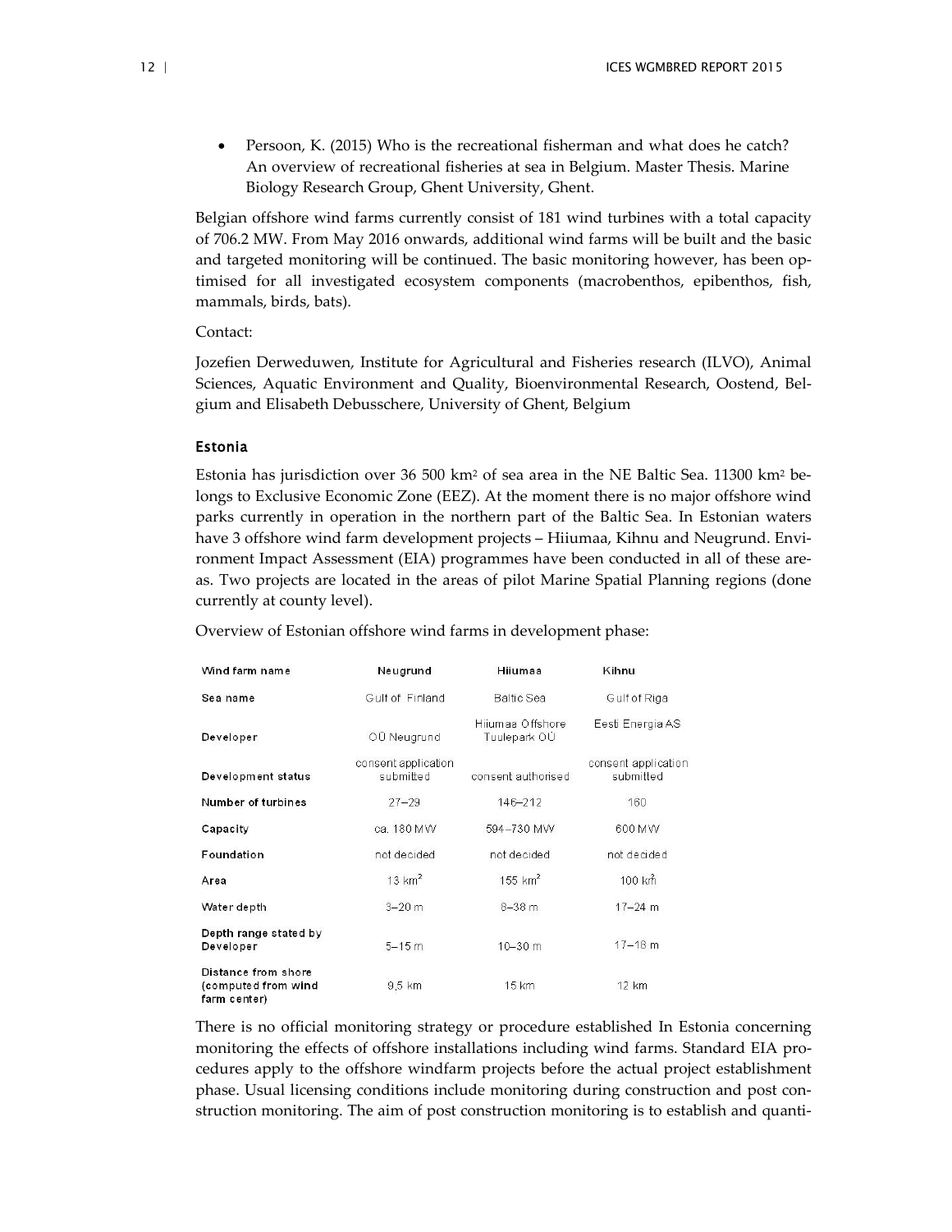- Persoon, K. (2015) Who is the recreational fisherman and what does he catch? An overview of recreational fisheries at sea in Belgium. Master Thesis. Marine Biology Research Group, Ghent University, Ghent.

Belgian offshore wind farms currently consist of 181 wind turbines with a total capacity of 706.2 MW. From May 2016 onwards, additional wind farms will be built and the basic and targeted monitoring will be continued. The basic monitoring however, has been optimised for all investigated ecosystem components (macrobenthos, epibenthos, fish, mammals, birds, bats).

Contact:

Jozefien Derweduwen, Institute for Agricultural and Fisheries research (ILVO), Animal Sciences, Aquatic Environment and Quality, Bioenvironmental Research, Oostend, Belgium and Elisabeth Debusschere, University of Ghent, Belgium

### Estonia

Estonia has jurisdiction over 36 500 km$^2$ of sea area in the NE Baltic Sea. 11300 km$^2$ belongs to Exclusive Economic Zone (EEZ). At the moment there is no major offshore wind parks currently in operation in the northern part of the Baltic Sea. In Estonian waters have 3 offshore wind farm development projects – Hiiumaa, Kihnu and Neugrund. Environment Impact Assessment (EIA) programmes have been conducted in all of these areas. Two projects are located in the areas of pilot Marine Spatial Planning regions (done currently at county level).

Overview of Estonian offshore wind farms in development phase:

| Wind farm name | Neugrund | Hiiumaa | Kihnu |
|---|---|---|---|
| Sea name | Gulf of Finland | Baltic Sea | Gulf of Riga |
| Developer | OÜ Neugrund | Hiiumaa Offshore Tuulepark OÜ | Eesti Energia AS |
| Development status | consent application submitted | consent authorised | consent application submitted |
| Number of turbines | 27–29 | 146–212 | 160 |
| Capacity | ca. 180 MW | 594–730 MW | 600 MW |
| Foundation | not decided | not decided | not decided |
| Area | 13 km$^2$ | 155 km$^2$ | 100 km$^2$ |
| Water depth | 3–20 m | 6–38 m | 17–24 m |
| Depth range stated by Developer | 5–15 m | 10–30 m | 17–18 m |
| Distance from shore (computed from wind farm center) | 9,5 km | 15 km | 12 km |

There is no official monitoring strategy or procedure established In Estonia concerning monitoring the effects of offshore installations including wind farms. Standard EIA procedures apply to the offshore windfarm projects before the actual project establishment phase. Usual licensing conditions include monitoring during construction and post construction monitoring. The aim of post construction monitoring is to establish and quanti-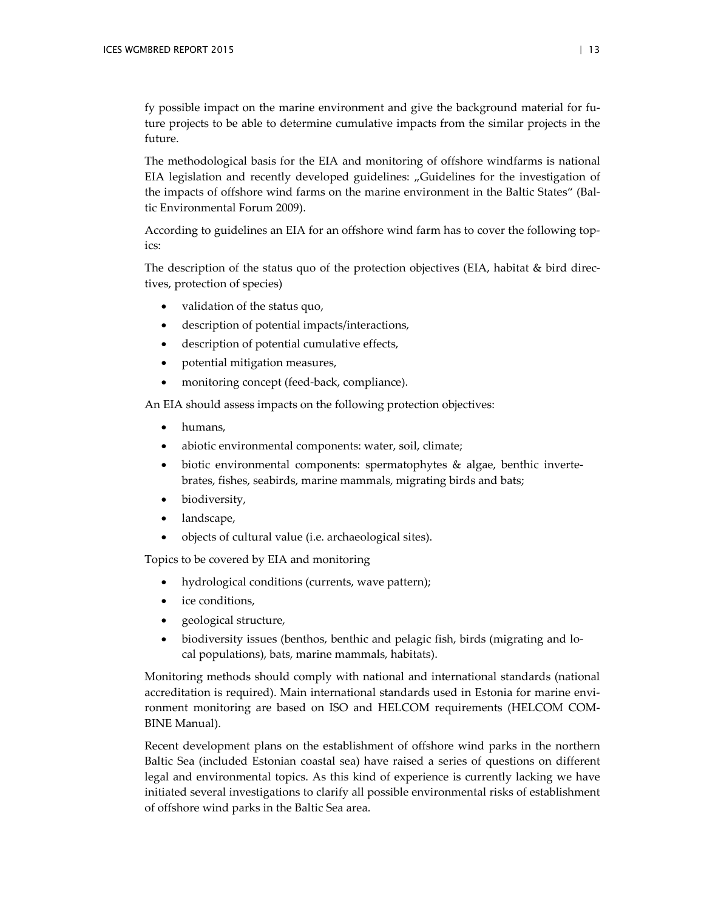fy possible impact on the marine environment and give the background material for future projects to be able to determine cumulative impacts from the similar projects in the future.

The methodological basis for the EIA and monitoring of offshore windfarms is national EIA legislation and recently developed guidelines: „Guidelines for the investigation of the impacts of offshore wind farms on the marine environment in the Baltic States" (Baltic Environmental Forum 2009).

According to guidelines an EIA for an offshore wind farm has to cover the following topics:

The description of the status quo of the protection objectives (EIA, habitat & bird directives, protection of species)

- validation of the status quo,
- description of potential impacts/interactions,
- description of potential cumulative effects,
- potential mitigation measures,
- monitoring concept (feed-back, compliance).

An EIA should assess impacts on the following protection objectives:

- humans,
- abiotic environmental components: water, soil, climate;
- biotic environmental components: spermatophytes & algae, benthic invertebrates, fishes, seabirds, marine mammals, migrating birds and bats;
- biodiversity,
- landscape,
- objects of cultural value (i.e. archaeological sites).

Topics to be covered by EIA and monitoring

- hydrological conditions (currents, wave pattern);
- ice conditions,
- geological structure,
- biodiversity issues (benthos, benthic and pelagic fish, birds (migrating and local populations), bats, marine mammals, habitats).

Monitoring methods should comply with national and international standards (national accreditation is required). Main international standards used in Estonia for marine environment monitoring are based on ISO and HELCOM requirements (HELCOM COMBINE Manual).

Recent development plans on the establishment of offshore wind parks in the northern Baltic Sea (included Estonian coastal sea) have raised a series of questions on different legal and environmental topics. As this kind of experience is currently lacking we have initiated several investigations to clarify all possible environmental risks of establishment of offshore wind parks in the Baltic Sea area.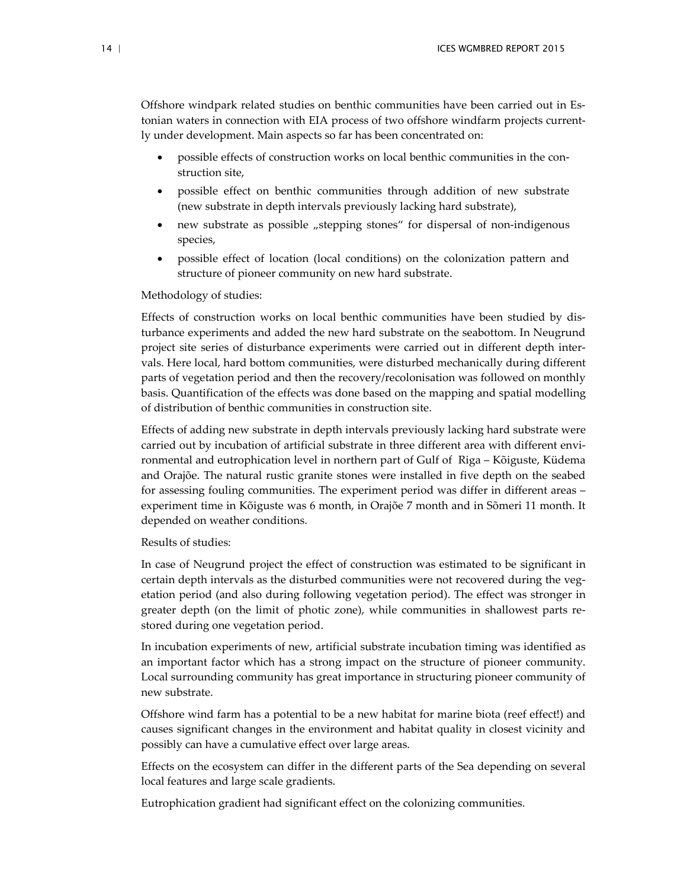Offshore windpark related studies on benthic communities have been carried out in Estonian waters in connection with EIA process of two offshore windfarm projects currently under development. Main aspects so far has been concentrated on:

- possible effects of construction works on local benthic communities in the construction site,
- possible effect on benthic communities through addition of new substrate (new substrate in depth intervals previously lacking hard substrate),
- new substrate as possible „stepping stones" for dispersal of non-indigenous species,
- possible effect of location (local conditions) on the colonization pattern and structure of pioneer community on new hard substrate.

Methodology of studies:

Effects of construction works on local benthic communities have been studied by disturbance experiments and added the new hard substrate on the seabottom. In Neugrund project site series of disturbance experiments were carried out in different depth intervals. Here local, hard bottom communities, were disturbed mechanically during different parts of vegetation period and then the recovery/recolonisation was followed on monthly basis. Quantification of the effects was done based on the mapping and spatial modelling of distribution of benthic communities in construction site.

Effects of adding new substrate in depth intervals previously lacking hard substrate were carried out by incubation of artificial substrate in three different area with different environmental and eutrophication level in northern part of Gulf of Riga – Kõiguste, Küdema and Orajõe. The natural rustic granite stones were installed in five depth on the seabed for assessing fouling communities. The experiment period was differ in different areas – experiment time in Kõiguste was 6 month, in Orajõe 7 month and in Sõmeri 11 month. It depended on weather conditions.

Results of studies:

In case of Neugrund project the effect of construction was estimated to be significant in certain depth intervals as the disturbed communities were not recovered during the vegetation period (and also during following vegetation period). The effect was stronger in greater depth (on the limit of photic zone), while communities in shallowest parts restored during one vegetation period.

In incubation experiments of new, artificial substrate incubation timing was identified as an important factor which has a strong impact on the structure of pioneer community. Local surrounding community has great importance in structuring pioneer community of new substrate.

Offshore wind farm has a potential to be a new habitat for marine biota (reef effect!) and causes significant changes in the environment and habitat quality in closest vicinity and possibly can have a cumulative effect over large areas.

Effects on the ecosystem can differ in the different parts of the Sea depending on several local features and large scale gradients.

Eutrophication gradient had significant effect on the colonizing communities.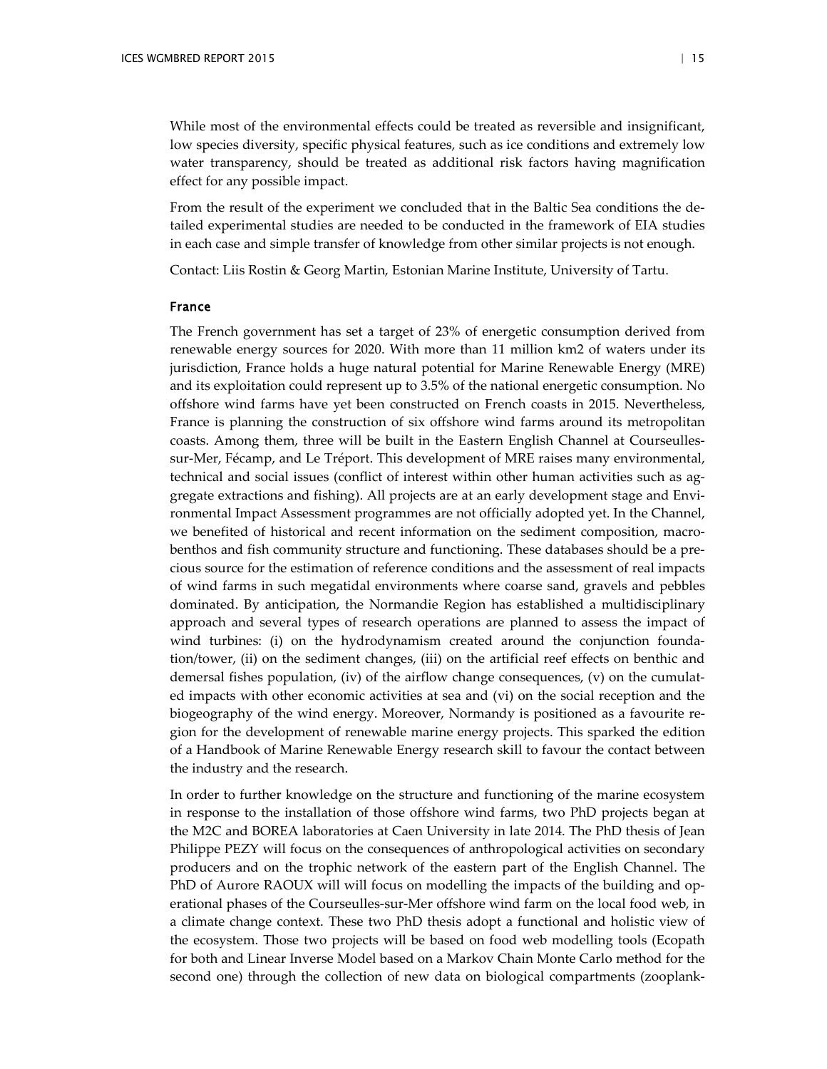While most of the environmental effects could be treated as reversible and insignificant, low species diversity, specific physical features, such as ice conditions and extremely low water transparency, should be treated as additional risk factors having magnification effect for any possible impact.

From the result of the experiment we concluded that in the Baltic Sea conditions the detailed experimental studies are needed to be conducted in the framework of EIA studies in each case and simple transfer of knowledge from other similar projects is not enough.

Contact: Liis Rostin & Georg Martin, Estonian Marine Institute, University of Tartu.

### France

The French government has set a target of 23% of energetic consumption derived from renewable energy sources for 2020. With more than 11 million km2 of waters under its jurisdiction, France holds a huge natural potential for Marine Renewable Energy (MRE) and its exploitation could represent up to 3.5% of the national energetic consumption. No offshore wind farms have yet been constructed on French coasts in 2015. Nevertheless, France is planning the construction of six offshore wind farms around its metropolitan coasts. Among them, three will be built in the Eastern English Channel at Courseulles-sur-Mer, Fécamp, and Le Tréport. This development of MRE raises many environmental, technical and social issues (conflict of interest within other human activities such as aggregate extractions and fishing). All projects are at an early development stage and Environmental Impact Assessment programmes are not officially adopted yet. In the Channel, we benefited of historical and recent information on the sediment composition, macrobenthos and fish community structure and functioning. These databases should be a precious source for the estimation of reference conditions and the assessment of real impacts of wind farms in such megatidal environments where coarse sand, gravels and pebbles dominated. By anticipation, the Normandie Region has established a multidisciplinary approach and several types of research operations are planned to assess the impact of wind turbines: (i) on the hydrodynamism created around the conjunction foundation/tower, (ii) on the sediment changes, (iii) on the artificial reef effects on benthic and demersal fishes population, (iv) of the airflow change consequences, (v) on the cumulated impacts with other economic activities at sea and (vi) on the social reception and the biogeography of the wind energy. Moreover, Normandy is positioned as a favourite region for the development of renewable marine energy projects. This sparked the edition of a Handbook of Marine Renewable Energy research skill to favour the contact between the industry and the research.

In order to further knowledge on the structure and functioning of the marine ecosystem in response to the installation of those offshore wind farms, two PhD projects began at the M2C and BOREA laboratories at Caen University in late 2014. The PhD thesis of Jean Philippe PEZY will focus on the consequences of anthropological activities on secondary producers and on the trophic network of the eastern part of the English Channel. The PhD of Aurore RAOUX will will focus on modelling the impacts of the building and operational phases of the Courseulles-sur-Mer offshore wind farm on the local food web, in a climate change context. These two PhD thesis adopt a functional and holistic view of the ecosystem. Those two projects will be based on food web modelling tools (Ecopath for both and Linear Inverse Model based on a Markov Chain Monte Carlo method for the second one) through the collection of new data on biological compartments (zooplank-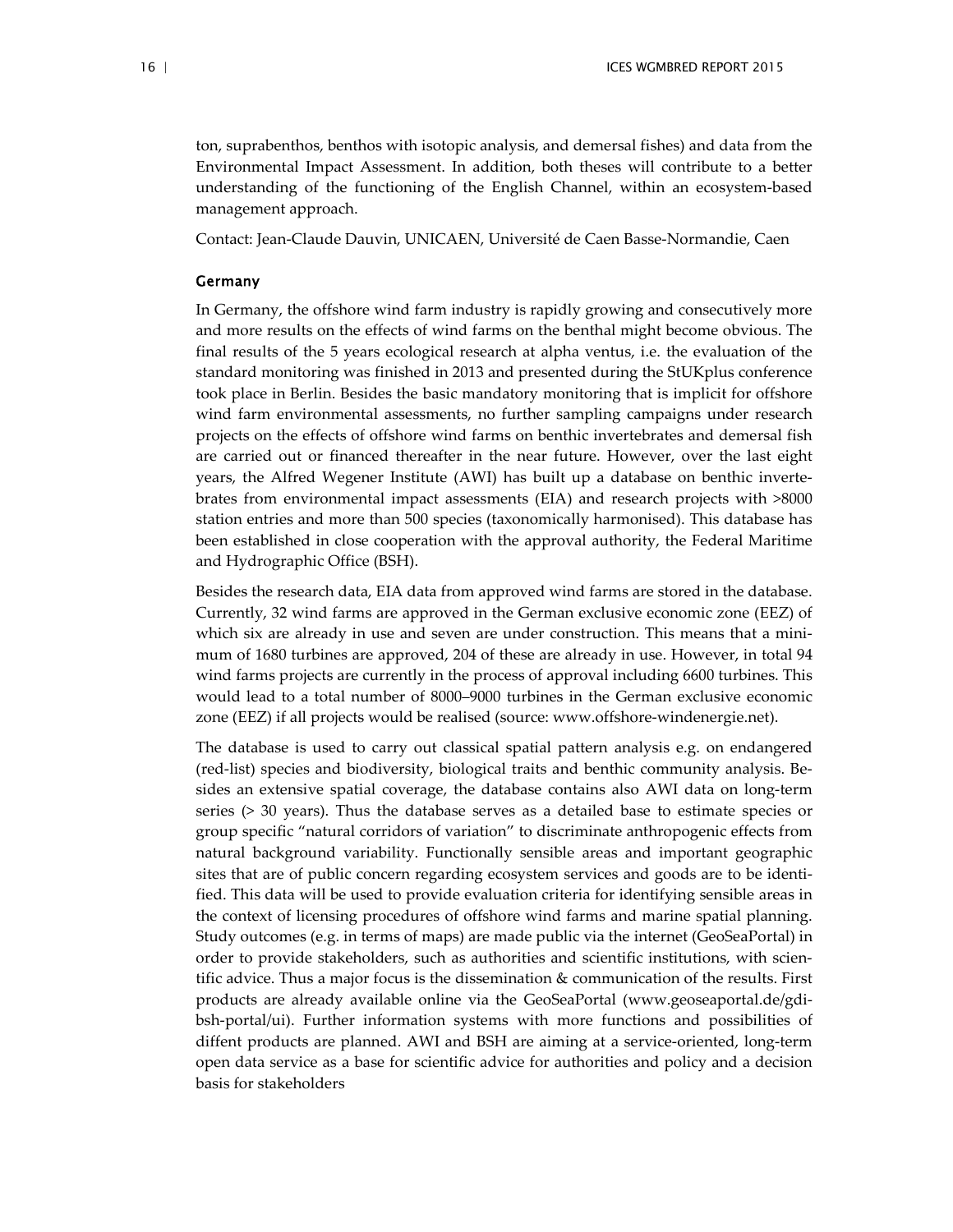ton, suprabenthos, benthos with isotopic analysis, and demersal fishes) and data from the Environmental Impact Assessment. In addition, both theses will contribute to a better understanding of the functioning of the English Channel, within an ecosystem-based management approach.

Contact: Jean-Claude Dauvin, UNICAEN, Université de Caen Basse-Normandie, Caen

### Germany

In Germany, the offshore wind farm industry is rapidly growing and consecutively more and more results on the effects of wind farms on the benthal might become obvious. The final results of the 5 years ecological research at alpha ventus, i.e. the evaluation of the standard monitoring was finished in 2013 and presented during the StUKplus conference took place in Berlin. Besides the basic mandatory monitoring that is implicit for offshore wind farm environmental assessments, no further sampling campaigns under research projects on the effects of offshore wind farms on benthic invertebrates and demersal fish are carried out or financed thereafter in the near future. However, over the last eight years, the Alfred Wegener Institute (AWI) has built up a database on benthic invertebrates from environmental impact assessments (EIA) and research projects with >8000 station entries and more than 500 species (taxonomically harmonised). This database has been established in close cooperation with the approval authority, the Federal Maritime and Hydrographic Office (BSH).

Besides the research data, EIA data from approved wind farms are stored in the database. Currently, 32 wind farms are approved in the German exclusive economic zone (EEZ) of which six are already in use and seven are under construction. This means that a minimum of 1680 turbines are approved, 204 of these are already in use. However, in total 94 wind farms projects are currently in the process of approval including 6600 turbines. This would lead to a total number of 8000–9000 turbines in the German exclusive economic zone (EEZ) if all projects would be realised (source: www.offshore-windenergie.net).

The database is used to carry out classical spatial pattern analysis e.g. on endangered (red-list) species and biodiversity, biological traits and benthic community analysis. Besides an extensive spatial coverage, the database contains also AWI data on long-term series (> 30 years). Thus the database serves as a detailed base to estimate species or group specific "natural corridors of variation" to discriminate anthropogenic effects from natural background variability. Functionally sensible areas and important geographic sites that are of public concern regarding ecosystem services and goods are to be identified. This data will be used to provide evaluation criteria for identifying sensible areas in the context of licensing procedures of offshore wind farms and marine spatial planning. Study outcomes (e.g. in terms of maps) are made public via the internet (GeoSeaPortal) in order to provide stakeholders, such as authorities and scientific institutions, with scientific advice. Thus a major focus is the dissemination & communication of the results. First products are already available online via the GeoSeaPortal (www.geoseaportal.de/gdi-bsh-portal/ui). Further information systems with more functions and possibilities of diffent products are planned. AWI and BSH are aiming at a service-oriented, long-term open data service as a base for scientific advice for authorities and policy and a decision basis for stakeholders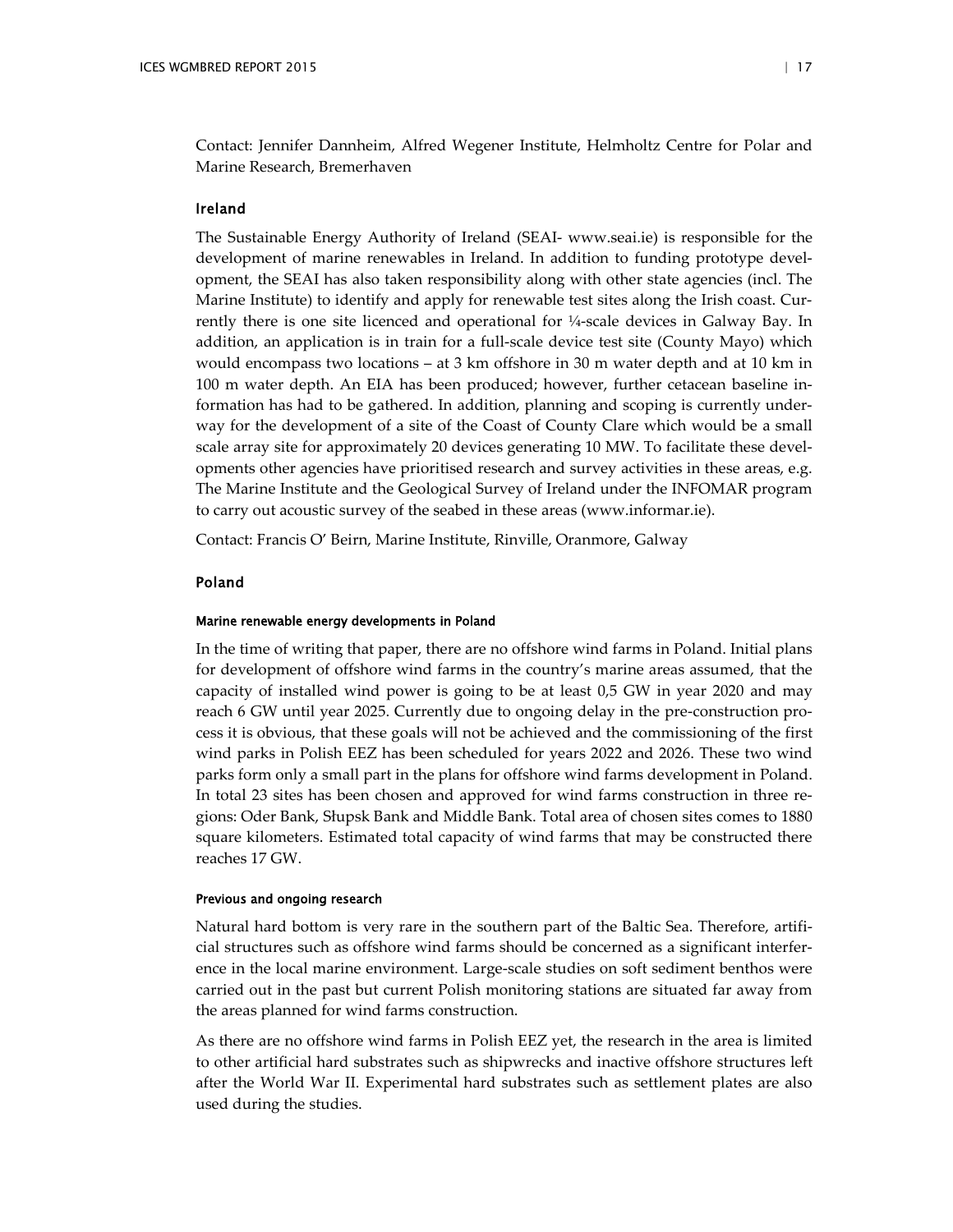Contact: Jennifer Dannheim, Alfred Wegener Institute, Helmholtz Centre for Polar and Marine Research, Bremerhaven

### Ireland

The Sustainable Energy Authority of Ireland (SEAI- www.seai.ie) is responsible for the development of marine renewables in Ireland. In addition to funding prototype development, the SEAI has also taken responsibility along with other state agencies (incl. The Marine Institute) to identify and apply for renewable test sites along the Irish coast. Currently there is one site licenced and operational for ¼-scale devices in Galway Bay. In addition, an application is in train for a full-scale device test site (County Mayo) which would encompass two locations – at 3 km offshore in 30 m water depth and at 10 km in 100 m water depth. An EIA has been produced; however, further cetacean baseline information has had to be gathered. In addition, planning and scoping is currently underway for the development of a site of the Coast of County Clare which would be a small scale array site for approximately 20 devices generating 10 MW. To facilitate these developments other agencies have prioritised research and survey activities in these areas, e.g. The Marine Institute and the Geological Survey of Ireland under the INFOMAR program to carry out acoustic survey of the seabed in these areas (www.informar.ie).

Contact: Francis O' Beirn, Marine Institute, Rinville, Oranmore, Galway

### Poland

#### Marine renewable energy developments in Poland

In the time of writing that paper, there are no offshore wind farms in Poland. Initial plans for development of offshore wind farms in the country's marine areas assumed, that the capacity of installed wind power is going to be at least 0,5 GW in year 2020 and may reach 6 GW until year 2025. Currently due to ongoing delay in the pre-construction process it is obvious, that these goals will not be achieved and the commissioning of the first wind parks in Polish EEZ has been scheduled for years 2022 and 2026. These two wind parks form only a small part in the plans for offshore wind farms development in Poland. In total 23 sites has been chosen and approved for wind farms construction in three regions: Oder Bank, Słupsk Bank and Middle Bank. Total area of chosen sites comes to 1880 square kilometers. Estimated total capacity of wind farms that may be constructed there reaches 17 GW.

#### Previous and ongoing research

Natural hard bottom is very rare in the southern part of the Baltic Sea. Therefore, artificial structures such as offshore wind farms should be concerned as a significant interference in the local marine environment. Large-scale studies on soft sediment benthos were carried out in the past but current Polish monitoring stations are situated far away from the areas planned for wind farms construction.

As there are no offshore wind farms in Polish EEZ yet, the research in the area is limited to other artificial hard substrates such as shipwrecks and inactive offshore structures left after the World War II. Experimental hard substrates such as settlement plates are also used during the studies.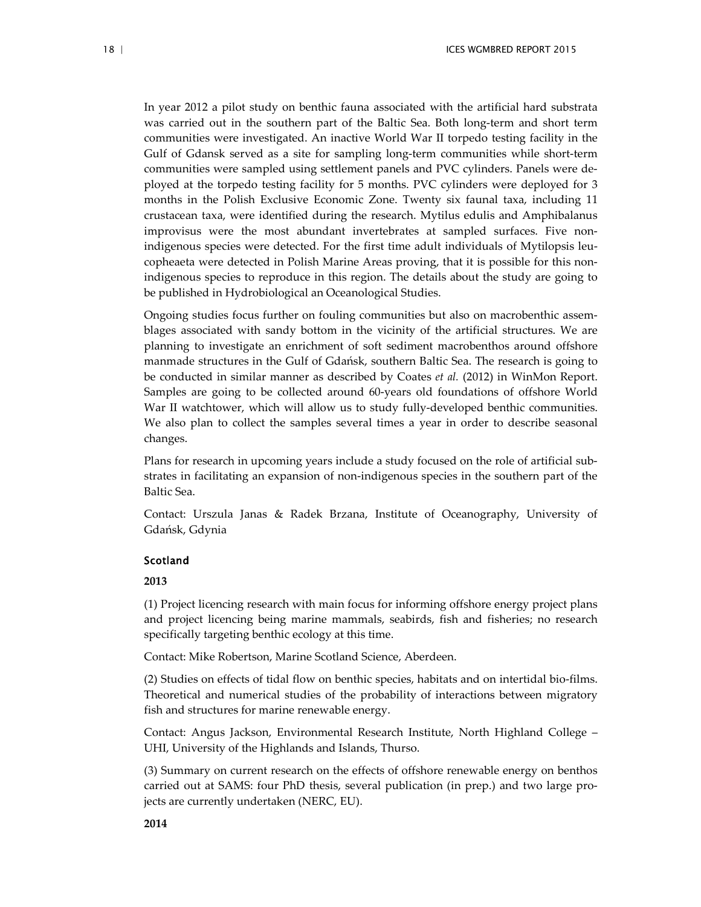In year 2012 a pilot study on benthic fauna associated with the artificial hard substrata was carried out in the southern part of the Baltic Sea. Both long-term and short term communities were investigated. An inactive World War II torpedo testing facility in the Gulf of Gdansk served as a site for sampling long-term communities while short-term communities were sampled using settlement panels and PVC cylinders. Panels were deployed at the torpedo testing facility for 5 months. PVC cylinders were deployed for 3 months in the Polish Exclusive Economic Zone. Twenty six faunal taxa, including 11 crustacean taxa, were identified during the research. Mytilus edulis and Amphibalanus improvisus were the most abundant invertebrates at sampled surfaces. Five non-indigenous species were detected. For the first time adult individuals of Mytilopsis leucopheaeta were detected in Polish Marine Areas proving, that it is possible for this non-indigenous species to reproduce in this region. The details about the study are going to be published in Hydrobiological an Oceanological Studies.

Ongoing studies focus further on fouling communities but also on macrobenthic assemblages associated with sandy bottom in the vicinity of the artificial structures. We are planning to investigate an enrichment of soft sediment macrobenthos around offshore manmade structures in the Gulf of Gdańsk, southern Baltic Sea. The research is going to be conducted in similar manner as described by Coates *et al.* (2012) in WinMon Report. Samples are going to be collected around 60-years old foundations of offshore World War II watchtower, which will allow us to study fully-developed benthic communities. We also plan to collect the samples several times a year in order to describe seasonal changes.

Plans for research in upcoming years include a study focused on the role of artificial substrates in facilitating an expansion of non-indigenous species in the southern part of the Baltic Sea.

Contact: Urszula Janas & Radek Brzana, Institute of Oceanography, University of Gdańsk, Gdynia

### Scotland

**2013**

(1) Project licencing research with main focus for informing offshore energy project plans and project licencing being marine mammals, seabirds, fish and fisheries; no research specifically targeting benthic ecology at this time.

Contact: Mike Robertson, Marine Scotland Science, Aberdeen.

(2) Studies on effects of tidal flow on benthic species, habitats and on intertidal bio-films. Theoretical and numerical studies of the probability of interactions between migratory fish and structures for marine renewable energy.

Contact: Angus Jackson, Environmental Research Institute, North Highland College – UHI, University of the Highlands and Islands, Thurso.

(3) Summary on current research on the effects of offshore renewable energy on benthos carried out at SAMS: four PhD thesis, several publication (in prep.) and two large projects are currently undertaken (NERC, EU).

**2014**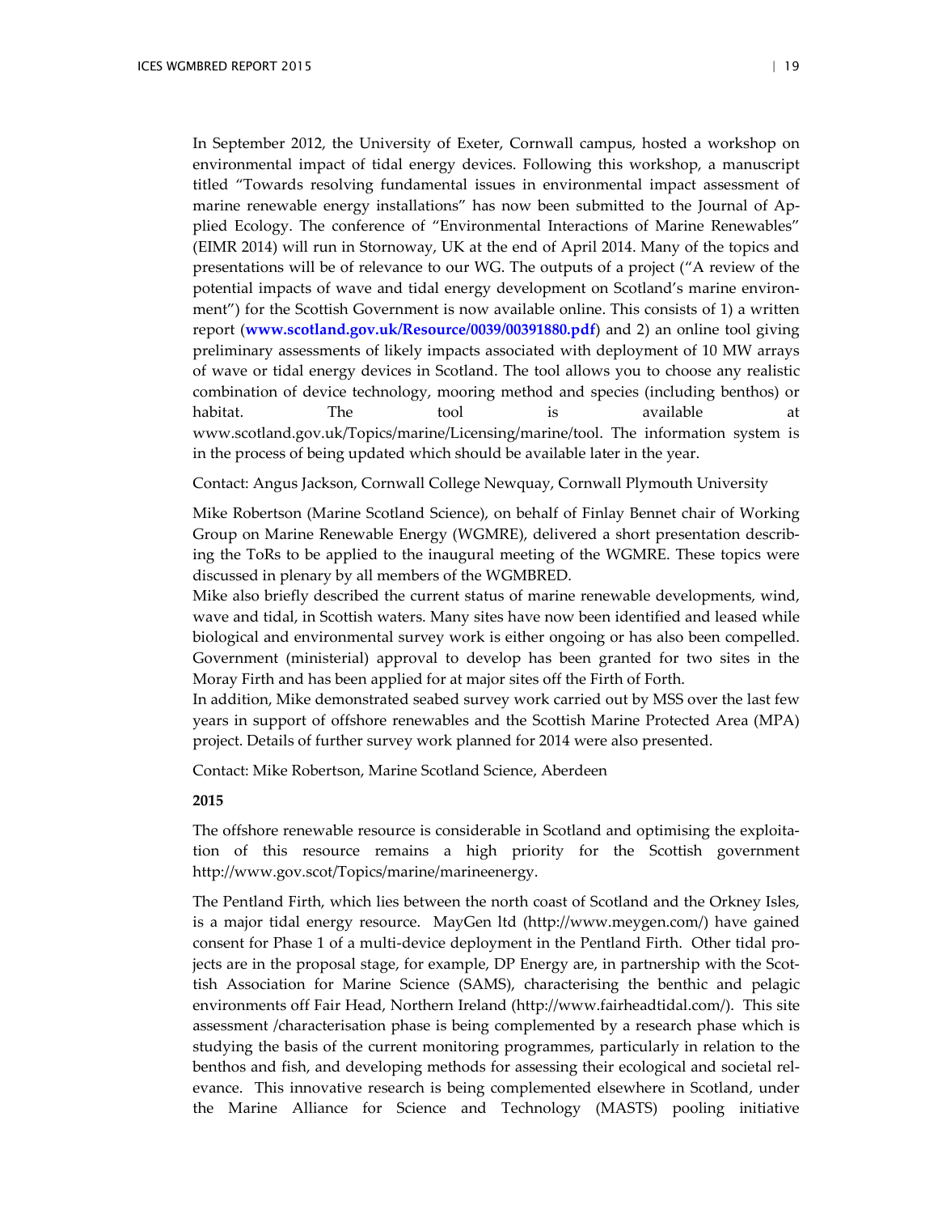In September 2012, the University of Exeter, Cornwall campus, hosted a workshop on environmental impact of tidal energy devices. Following this workshop, a manuscript titled "Towards resolving fundamental issues in environmental impact assessment of marine renewable energy installations" has now been submitted to the Journal of Applied Ecology. The conference of "Environmental Interactions of Marine Renewables" (EIMR 2014) will run in Stornoway, UK at the end of April 2014. Many of the topics and presentations will be of relevance to our WG. The outputs of a project ("A review of the potential impacts of wave and tidal energy development on Scotland's marine environment") for the Scottish Government is now available online. This consists of 1) a written report (**www.scotland.gov.uk/Resource/0039/00391880.pdf**) and 2) an online tool giving preliminary assessments of likely impacts associated with deployment of 10 MW arrays of wave or tidal energy devices in Scotland. The tool allows you to choose any realistic combination of device technology, mooring method and species (including benthos) or habitat. The tool is available at www.scotland.gov.uk/Topics/marine/Licensing/marine/tool. The information system is in the process of being updated which should be available later in the year.

Contact: Angus Jackson, Cornwall College Newquay, Cornwall Plymouth University

Mike Robertson (Marine Scotland Science), on behalf of Finlay Bennet chair of Working Group on Marine Renewable Energy (WGMRE), delivered a short presentation describing the ToRs to be applied to the inaugural meeting of the WGMRE. These topics were discussed in plenary by all members of the WGMBRED.

Mike also briefly described the current status of marine renewable developments, wind, wave and tidal, in Scottish waters. Many sites have now been identified and leased while biological and environmental survey work is either ongoing or has also been compelled. Government (ministerial) approval to develop has been granted for two sites in the Moray Firth and has been applied for at major sites off the Firth of Forth.

In addition, Mike demonstrated seabed survey work carried out by MSS over the last few years in support of offshore renewables and the Scottish Marine Protected Area (MPA) project. Details of further survey work planned for 2014 were also presented.

Contact: Mike Robertson, Marine Scotland Science, Aberdeen

**2015**

The offshore renewable resource is considerable in Scotland and optimising the exploitation of this resource remains a high priority for the Scottish government http://www.gov.scot/Topics/marine/marineenergy.

The Pentland Firth, which lies between the north coast of Scotland and the Orkney Isles, is a major tidal energy resource. MayGen ltd (http://www.meygen.com/) have gained consent for Phase 1 of a multi-device deployment in the Pentland Firth. Other tidal projects are in the proposal stage, for example, DP Energy are, in partnership with the Scottish Association for Marine Science (SAMS), characterising the benthic and pelagic environments off Fair Head, Northern Ireland (http://www.fairheadtidal.com/). This site assessment /characterisation phase is being complemented by a research phase which is studying the basis of the current monitoring programmes, particularly in relation to the benthos and fish, and developing methods for assessing their ecological and societal relevance. This innovative research is being complemented elsewhere in Scotland, under the Marine Alliance for Science and Technology (MASTS) pooling initiative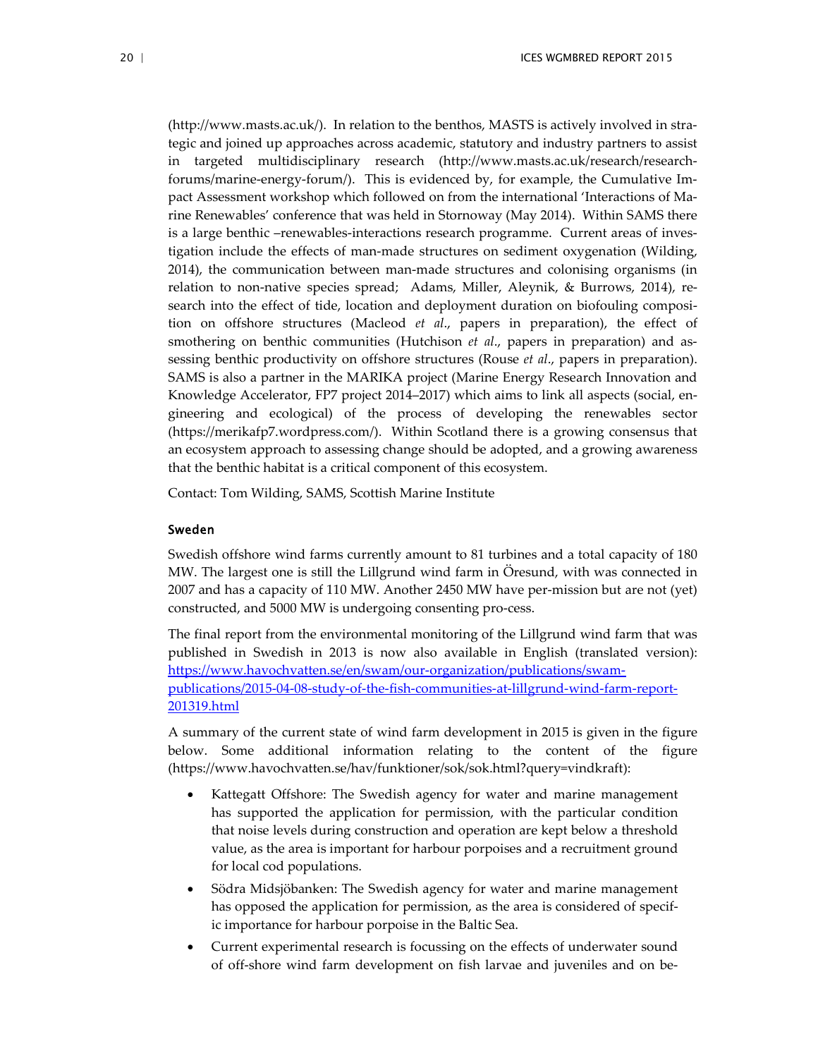(http://www.masts.ac.uk/). In relation to the benthos, MASTS is actively involved in strategic and joined up approaches across academic, statutory and industry partners to assist in targeted multidisciplinary research (http://www.masts.ac.uk/research-forums/marine-energy-forum/). This is evidenced by, for example, the Cumulative Impact Assessment workshop which followed on from the international 'Interactions of Marine Renewables' conference that was held in Stornoway (May 2014). Within SAMS there is a large benthic –renewables-interactions research programme. Current areas of investigation include the effects of man-made structures on sediment oxygenation (Wilding, 2014), the communication between man-made structures and colonising organisms (in relation to non-native species spread; Adams, Miller, Aleynik, & Burrows, 2014), research into the effect of tide, location and deployment duration on biofouling composition on offshore structures (Macleod *et al*., papers in preparation), the effect of smothering on benthic communities (Hutchison *et al*., papers in preparation) and assessing benthic productivity on offshore structures (Rouse *et al*., papers in preparation). SAMS is also a partner in the MARIKA project (Marine Energy Research Innovation and Knowledge Accelerator, FP7 project 2014–2017) which aims to link all aspects (social, engineering and ecological) of the process of developing the renewables sector (https://merikafp7.wordpress.com/). Within Scotland there is a growing consensus that an ecosystem approach to assessing change should be adopted, and a growing awareness that the benthic habitat is a critical component of this ecosystem.

Contact: Tom Wilding, SAMS, Scottish Marine Institute

### Sweden

Swedish offshore wind farms currently amount to 81 turbines and a total capacity of 180 MW. The largest one is still the Lillgrund wind farm in Öresund, with was connected in 2007 and has a capacity of 110 MW. Another 2450 MW have per-mission but are not (yet) constructed, and 5000 MW is undergoing consenting pro-cess.

The final report from the environmental monitoring of the Lillgrund wind farm that was published in Swedish in 2013 is now also available in English (translated version): https://www.havochvatten.se/en/swam/our-organization/publications/swam-publications/2015-04-08-study-of-the-fish-communities-at-lillgrund-wind-farm-report-201319.html

A summary of the current state of wind farm development in 2015 is given in the figure below. Some additional information relating to the content of the figure (https://www.havochvatten.se/hav/funktioner/sok/sok.html?query=vindkraft):

- Kattegatt Offshore: The Swedish agency for water and marine management has supported the application for permission, with the particular condition that noise levels during construction and operation are kept below a threshold value, as the area is important for harbour porpoises and a recruitment ground for local cod populations.
- Södra Midsjöbanken: The Swedish agency for water and marine management has opposed the application for permission, as the area is considered of specific importance for harbour porpoise in the Baltic Sea.
- Current experimental research is focussing on the effects of underwater sound of off-shore wind farm development on fish larvae and juveniles and on be-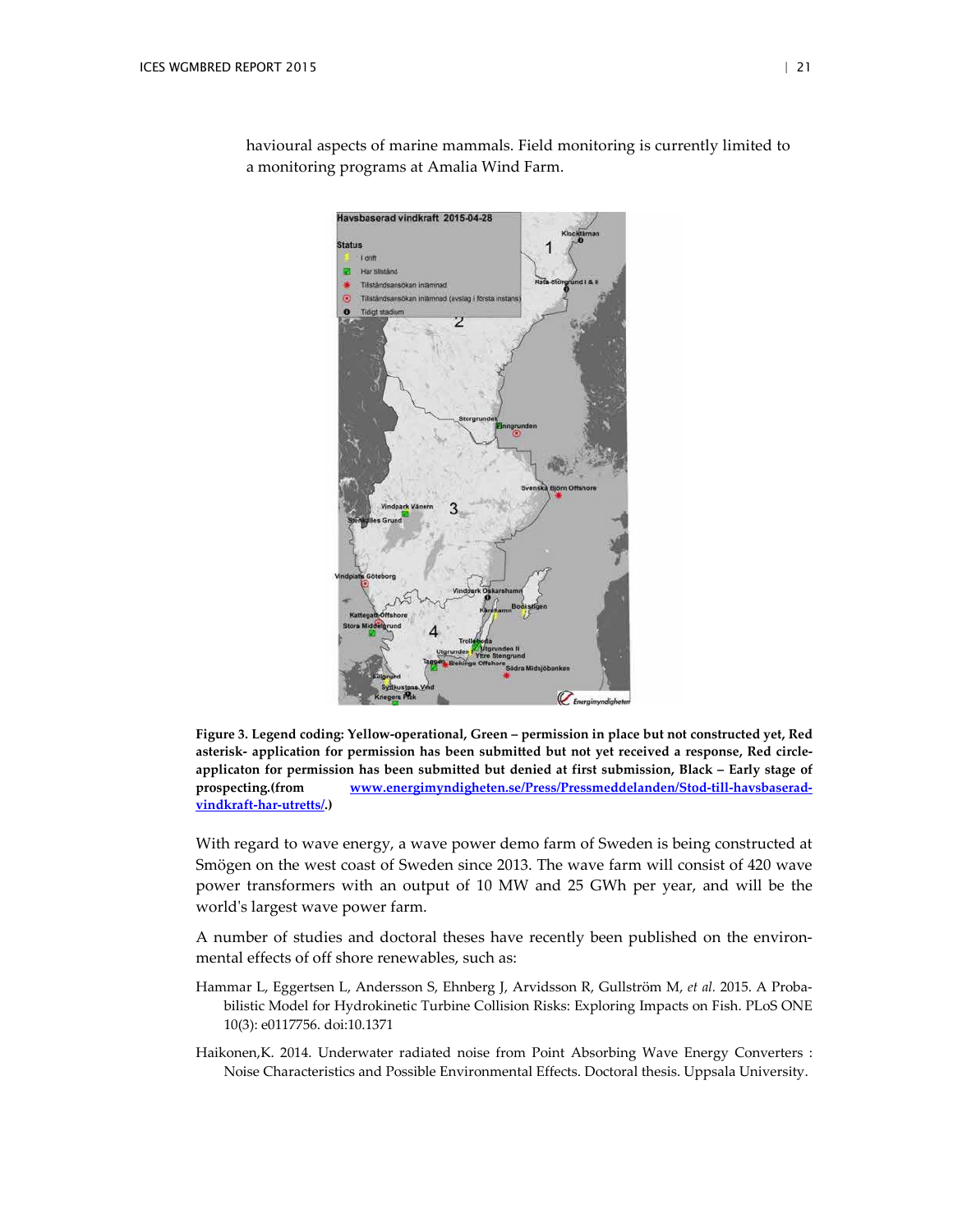havioural aspects of marine mammals. Field monitoring is currently limited to a monitoring programs at Amalia Wind Farm.

**Figure 3. Legend coding: Yellow-operational, Green – permission in place but not constructed yet, Red asterisk- application for permission has been submitted but not yet received a response, Red circle-applicaton for permission has been submitted but denied at first submission, Black – Early stage of prospecting.(from [www.energimyndigheten.se/Press/Pressmeddelanden/Stod-till-havsbaserad-vindkraft-har-utretts/](www.energimyndigheten.se/Press/Pressmeddelanden/Stod-till-havsbaserad-vindkraft-har-utretts/).)**

With regard to wave energy, a wave power demo farm of Sweden is being constructed at Smögen on the west coast of Sweden since 2013. The wave farm will consist of 420 wave power transformers with an output of 10 MW and 25 GWh per year, and will be the world's largest wave power farm.

A number of studies and doctoral theses have recently been published on the environmental effects of off shore renewables, such as:

Hammar L, Eggertsen L, Andersson S, Ehnberg J, Arvidsson R, Gullström M, *et al.* 2015. A Probabilistic Model for Hydrokinetic Turbine Collision Risks: Exploring Impacts on Fish. PLoS ONE 10(3): e0117756. doi:10.1371

Haikonen,K. 2014. Underwater radiated noise from Point Absorbing Wave Energy Converters : Noise Characteristics and Possible Environmental Effects. Doctoral thesis. Uppsala University.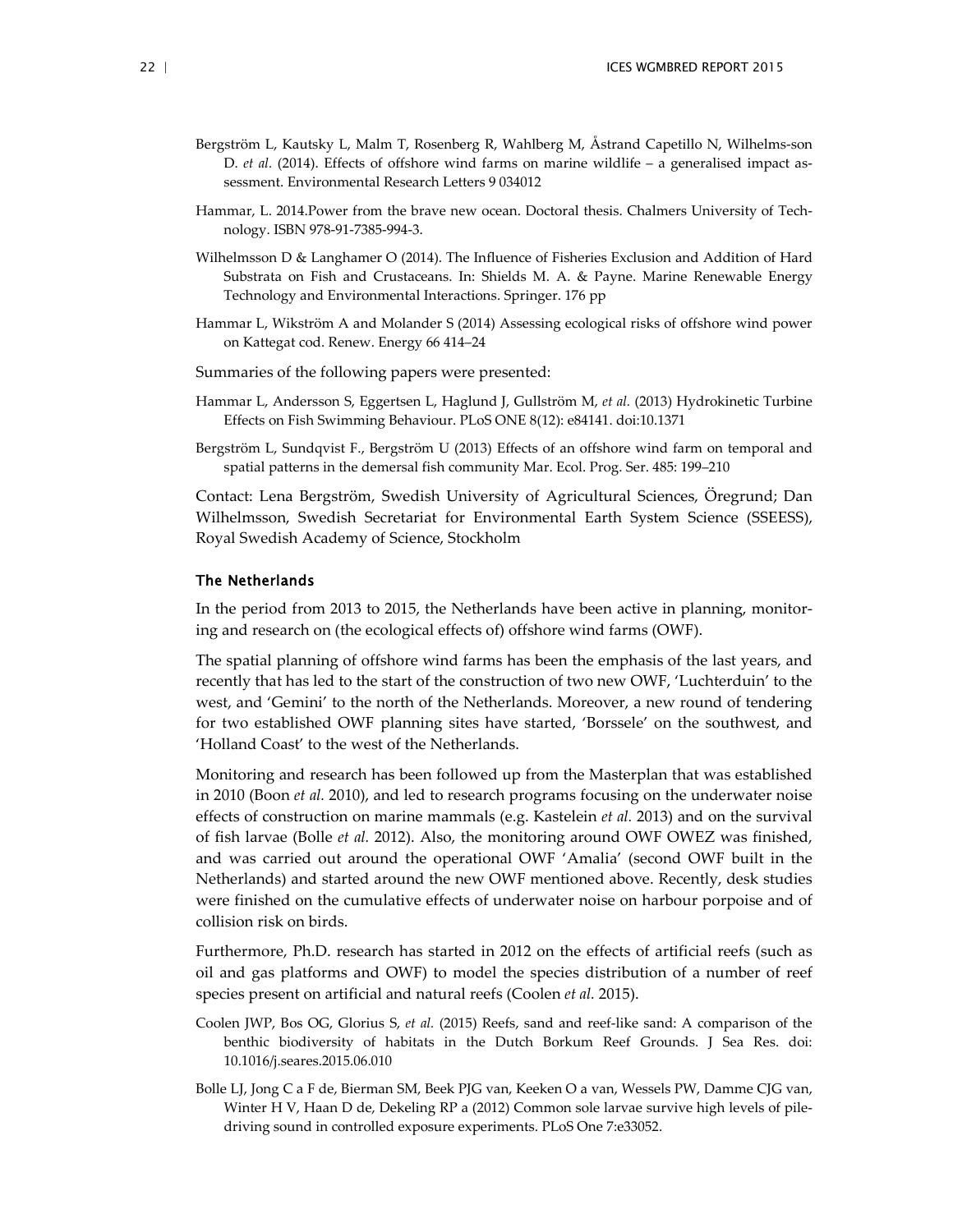Bergström L, Kautsky L, Malm T, Rosenberg R, Wahlberg M, Åstrand Capetillo N, Wilhelms-son D. *et al.* (2014). Effects of offshore wind farms on marine wildlife – a generalised impact assessment. Environmental Research Letters 9 034012

Hammar, L. 2014.Power from the brave new ocean. Doctoral thesis. Chalmers University of Technology. ISBN 978-91-7385-994-3.

Wilhelmsson D & Langhamer O (2014). The Influence of Fisheries Exclusion and Addition of Hard Substrata on Fish and Crustaceans. In: Shields M. A. & Payne. Marine Renewable Energy Technology and Environmental Interactions. Springer. 176 pp

Hammar L, Wikström A and Molander S (2014) Assessing ecological risks of offshore wind power on Kattegat cod. Renew. Energy 66 414–24

Summaries of the following papers were presented:

Hammar L, Andersson S, Eggertsen L, Haglund J, Gullström M, *et al.* (2013) Hydrokinetic Turbine Effects on Fish Swimming Behaviour. PLoS ONE 8(12): e84141. doi:10.1371

Bergström L, Sundqvist F., Bergström U (2013) Effects of an offshore wind farm on temporal and spatial patterns in the demersal fish community Mar. Ecol. Prog. Ser. 485: 199–210

Contact: Lena Bergström, Swedish University of Agricultural Sciences, Öregrund; Dan Wilhelmsson, Swedish Secretariat for Environmental Earth System Science (SSEESS), Royal Swedish Academy of Science, Stockholm

### The Netherlands

In the period from 2013 to 2015, the Netherlands have been active in planning, monitoring and research on (the ecological effects of) offshore wind farms (OWF).

The spatial planning of offshore wind farms has been the emphasis of the last years, and recently that has led to the start of the construction of two new OWF, 'Luchterduin' to the west, and 'Gemini' to the north of the Netherlands. Moreover, a new round of tendering for two established OWF planning sites have started, 'Borssele' on the southwest, and 'Holland Coast' to the west of the Netherlands.

Monitoring and research has been followed up from the Masterplan that was established in 2010 (Boon *et al.* 2010), and led to research programs focusing on the underwater noise effects of construction on marine mammals (e.g. Kastelein *et al.* 2013) and on the survival of fish larvae (Bolle *et al.* 2012). Also, the monitoring around OWF OWEZ was finished, and was carried out around the operational OWF 'Amalia' (second OWF built in the Netherlands) and started around the new OWF mentioned above. Recently, desk studies were finished on the cumulative effects of underwater noise on harbour porpoise and of collision risk on birds.

Furthermore, Ph.D. research has started in 2012 on the effects of artificial reefs (such as oil and gas platforms and OWF) to model the species distribution of a number of reef species present on artificial and natural reefs (Coolen *et al.* 2015).

Coolen JWP, Bos OG, Glorius S, *et al.* (2015) Reefs, sand and reef-like sand: A comparison of the benthic biodiversity of habitats in the Dutch Borkum Reef Grounds. J Sea Res. doi: 10.1016/j.seares.2015.06.010

Bolle LJ, Jong C a F de, Bierman SM, Beek PJG van, Keeken O a van, Wessels PW, Damme CJG van, Winter H V, Haan D de, Dekeling RP a (2012) Common sole larvae survive high levels of pile-driving sound in controlled exposure experiments. PLoS One 7:e33052.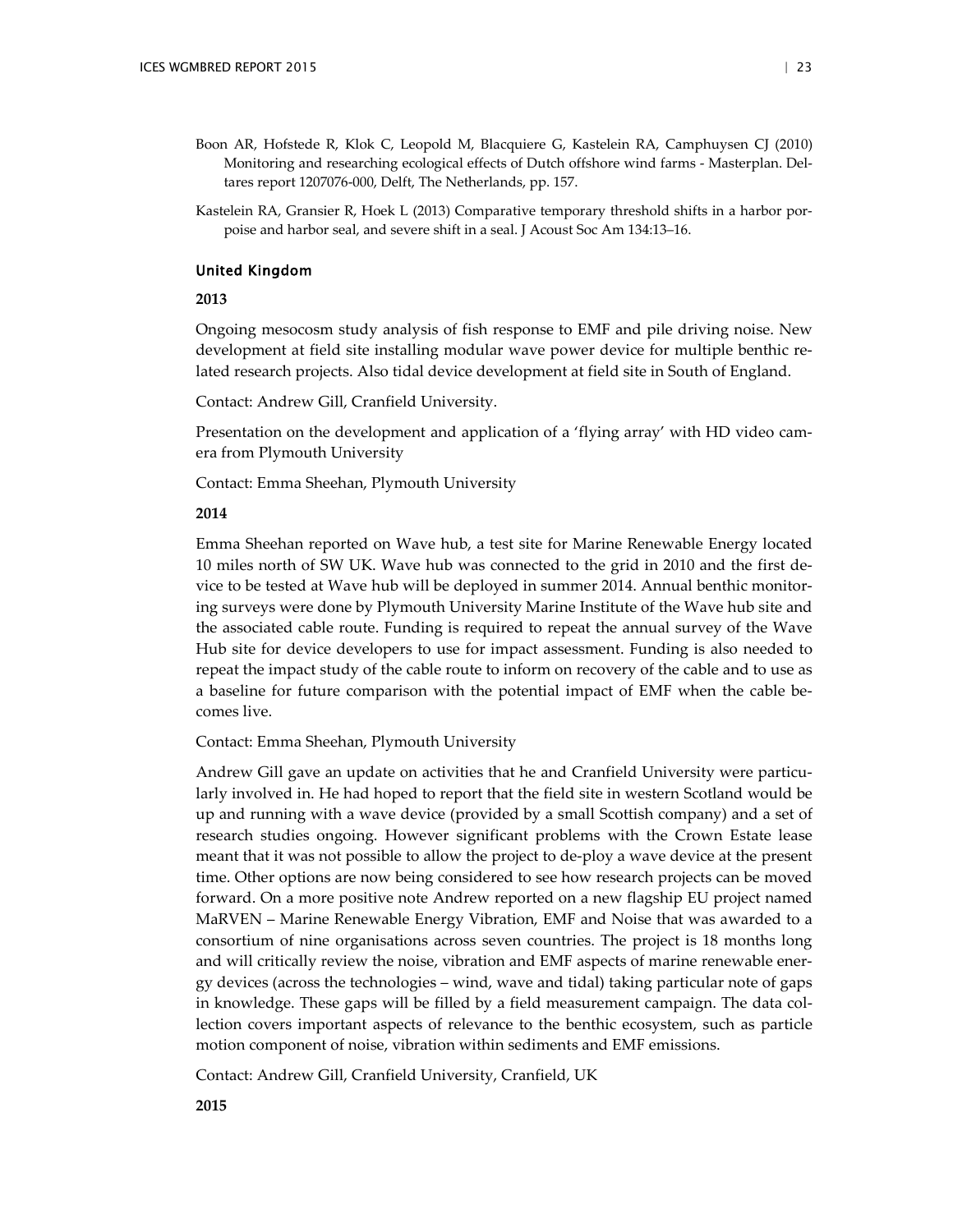Boon AR, Hofstede R, Klok C, Leopold M, Blacquiere G, Kastelein RA, Camphuysen CJ (2010) Monitoring and researching ecological effects of Dutch offshore wind farms - Masterplan. Deltares report 1207076-000, Delft, The Netherlands, pp. 157.

Kastelein RA, Gransier R, Hoek L (2013) Comparative temporary threshold shifts in a harbor porpoise and harbor seal, and severe shift in a seal. J Acoust Soc Am 134:13–16.

### United Kingdom

**2013**

Ongoing mesocosm study analysis of fish response to EMF and pile driving noise. New development at field site installing modular wave power device for multiple benthic related research projects. Also tidal device development at field site in South of England.

Contact: Andrew Gill, Cranfield University.

Presentation on the development and application of a 'flying array' with HD video camera from Plymouth University

Contact: Emma Sheehan, Plymouth University

**2014**

Emma Sheehan reported on Wave hub, a test site for Marine Renewable Energy located 10 miles north of SW UK. Wave hub was connected to the grid in 2010 and the first device to be tested at Wave hub will be deployed in summer 2014. Annual benthic monitoring surveys were done by Plymouth University Marine Institute of the Wave hub site and the associated cable route. Funding is required to repeat the annual survey of the Wave Hub site for device developers to use for impact assessment. Funding is also needed to repeat the impact study of the cable route to inform on recovery of the cable and to use as a baseline for future comparison with the potential impact of EMF when the cable becomes live.

Contact: Emma Sheehan, Plymouth University

Andrew Gill gave an update on activities that he and Cranfield University were particularly involved in. He had hoped to report that the field site in western Scotland would be up and running with a wave device (provided by a small Scottish company) and a set of research studies ongoing. However significant problems with the Crown Estate lease meant that it was not possible to allow the project to de-ploy a wave device at the present time. Other options are now being considered to see how research projects can be moved forward. On a more positive note Andrew reported on a new flagship EU project named MaRVEN – Marine Renewable Energy Vibration, EMF and Noise that was awarded to a consortium of nine organisations across seven countries. The project is 18 months long and will critically review the noise, vibration and EMF aspects of marine renewable energy devices (across the technologies – wind, wave and tidal) taking particular note of gaps in knowledge. These gaps will be filled by a field measurement campaign. The data collection covers important aspects of relevance to the benthic ecosystem, such as particle motion component of noise, vibration within sediments and EMF emissions.

Contact: Andrew Gill, Cranfield University, Cranfield, UK

**2015**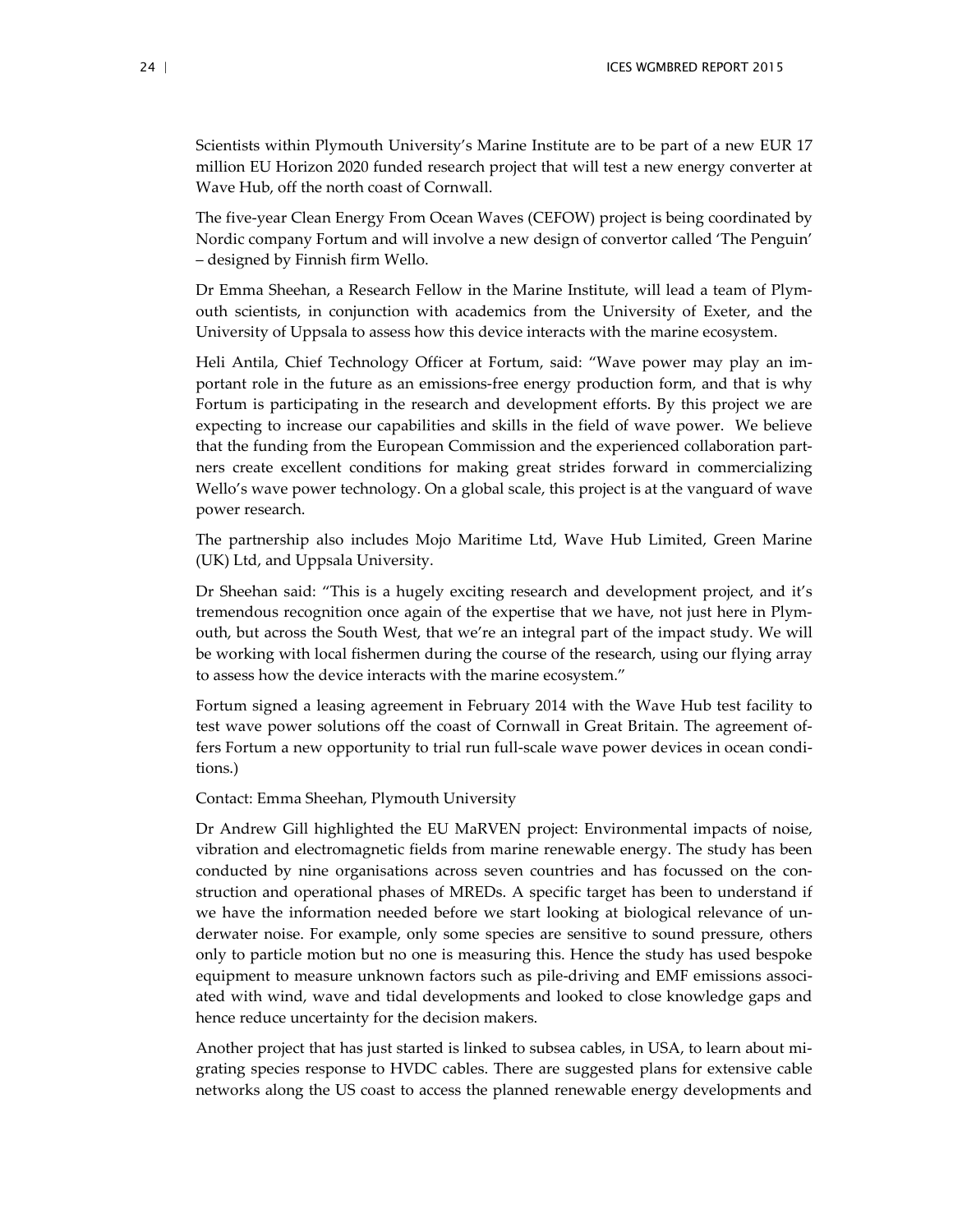Scientists within Plymouth University's Marine Institute are to be part of a new EUR 17 million EU Horizon 2020 funded research project that will test a new energy converter at Wave Hub, off the north coast of Cornwall.

The five-year Clean Energy From Ocean Waves (CEFOW) project is being coordinated by Nordic company Fortum and will involve a new design of convertor called 'The Penguin' – designed by Finnish firm Wello.

Dr Emma Sheehan, a Research Fellow in the Marine Institute, will lead a team of Plymouth scientists, in conjunction with academics from the University of Exeter, and the University of Uppsala to assess how this device interacts with the marine ecosystem.

Heli Antila, Chief Technology Officer at Fortum, said: "Wave power may play an important role in the future as an emissions-free energy production form, and that is why Fortum is participating in the research and development efforts. By this project we are expecting to increase our capabilities and skills in the field of wave power. We believe that the funding from the European Commission and the experienced collaboration partners create excellent conditions for making great strides forward in commercializing Wello's wave power technology. On a global scale, this project is at the vanguard of wave power research.

The partnership also includes Mojo Maritime Ltd, Wave Hub Limited, Green Marine (UK) Ltd, and Uppsala University.

Dr Sheehan said: "This is a hugely exciting research and development project, and it's tremendous recognition once again of the expertise that we have, not just here in Plymouth, but across the South West, that we're an integral part of the impact study. We will be working with local fishermen during the course of the research, using our flying array to assess how the device interacts with the marine ecosystem."

Fortum signed a leasing agreement in February 2014 with the Wave Hub test facility to test wave power solutions off the coast of Cornwall in Great Britain. The agreement offers Fortum a new opportunity to trial run full-scale wave power devices in ocean conditions.)

Contact: Emma Sheehan, Plymouth University

Dr Andrew Gill highlighted the EU MaRVEN project: Environmental impacts of noise, vibration and electromagnetic fields from marine renewable energy. The study has been conducted by nine organisations across seven countries and has focussed on the construction and operational phases of MREDs. A specific target has been to understand if we have the information needed before we start looking at biological relevance of underwater noise. For example, only some species are sensitive to sound pressure, others only to particle motion but no one is measuring this. Hence the study has used bespoke equipment to measure unknown factors such as pile-driving and EMF emissions associated with wind, wave and tidal developments and looked to close knowledge gaps and hence reduce uncertainty for the decision makers.

Another project that has just started is linked to subsea cables, in USA, to learn about migrating species response to HVDC cables. There are suggested plans for extensive cable networks along the US coast to access the planned renewable energy developments and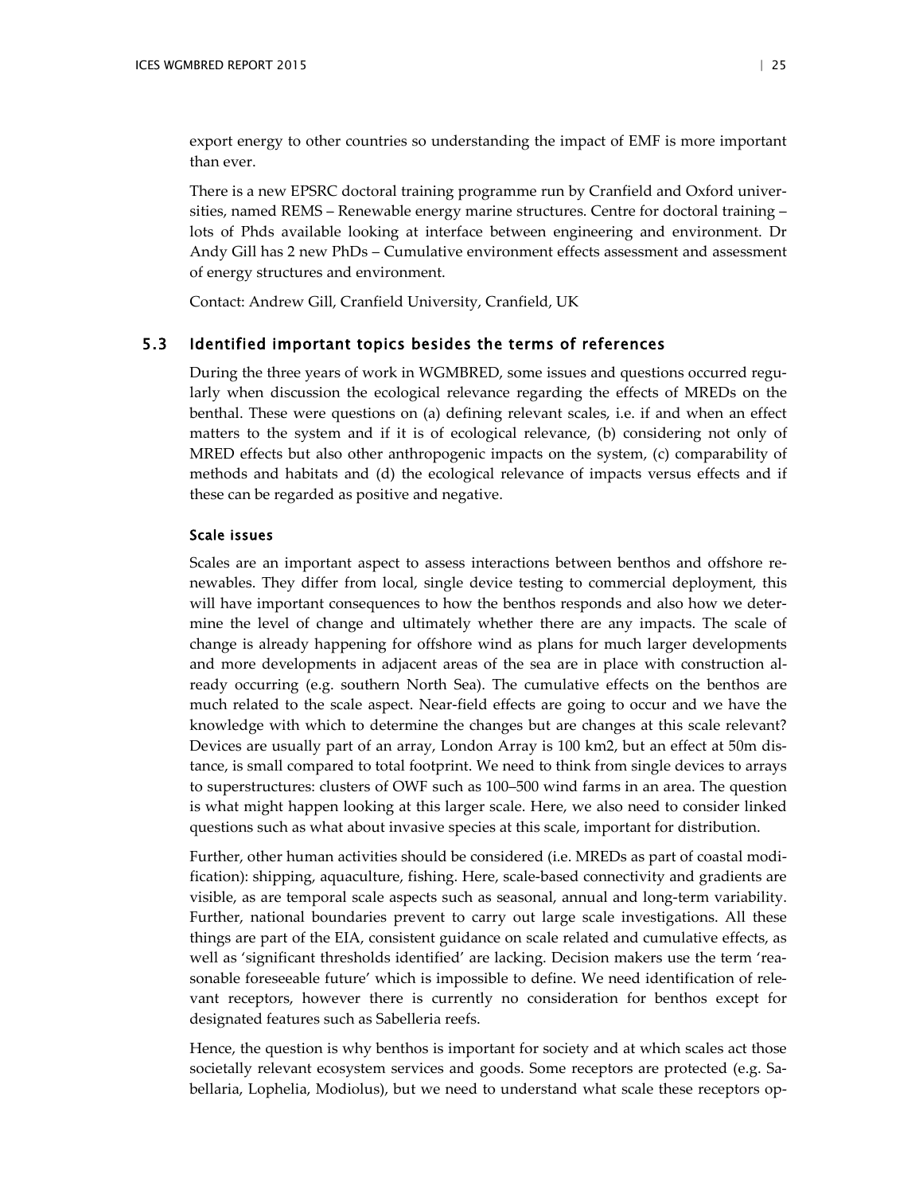export energy to other countries so understanding the impact of EMF is more important than ever.

There is a new EPSRC doctoral training programme run by Cranfield and Oxford universities, named REMS – Renewable energy marine structures. Centre for doctoral training – lots of Phds available looking at interface between engineering and environment. Dr Andy Gill has 2 new PhDs – Cumulative environment effects assessment and assessment of energy structures and environment.

Contact: Andrew Gill, Cranfield University, Cranfield, UK

## 5.3 Identified important topics besides the terms of references

During the three years of work in WGMBRED, some issues and questions occurred regularly when discussion the ecological relevance regarding the effects of MREDs on the benthal. These were questions on (a) defining relevant scales, i.e. if and when an effect matters to the system and if it is of ecological relevance, (b) considering not only of MRED effects but also other anthropogenic impacts on the system, (c) comparability of methods and habitats and (d) the ecological relevance of impacts versus effects and if these can be regarded as positive and negative.

### Scale issues

Scales are an important aspect to assess interactions between benthos and offshore renewables. They differ from local, single device testing to commercial deployment, this will have important consequences to how the benthos responds and also how we determine the level of change and ultimately whether there are any impacts. The scale of change is already happening for offshore wind as plans for much larger developments and more developments in adjacent areas of the sea are in place with construction already occurring (e.g. southern North Sea). The cumulative effects on the benthos are much related to the scale aspect. Near-field effects are going to occur and we have the knowledge with which to determine the changes but are changes at this scale relevant? Devices are usually part of an array, London Array is 100 km2, but an effect at 50m distance, is small compared to total footprint. We need to think from single devices to arrays to superstructures: clusters of OWF such as 100–500 wind farms in an area. The question is what might happen looking at this larger scale. Here, we also need to consider linked questions such as what about invasive species at this scale, important for distribution.

Further, other human activities should be considered (i.e. MREDs as part of coastal modification): shipping, aquaculture, fishing. Here, scale-based connectivity and gradients are visible, as are temporal scale aspects such as seasonal, annual and long-term variability. Further, national boundaries prevent to carry out large scale investigations. All these things are part of the EIA, consistent guidance on scale related and cumulative effects, as well as 'significant thresholds identified' are lacking. Decision makers use the term 'reasonable foreseeable future' which is impossible to define. We need identification of relevant receptors, however there is currently no consideration for benthos except for designated features such as Sabelleria reefs.

Hence, the question is why benthos is important for society and at which scales act those societally relevant ecosystem services and goods. Some receptors are protected (e.g. Sabellaria, Lophelia, Modiolus), but we need to understand what scale these receptors op-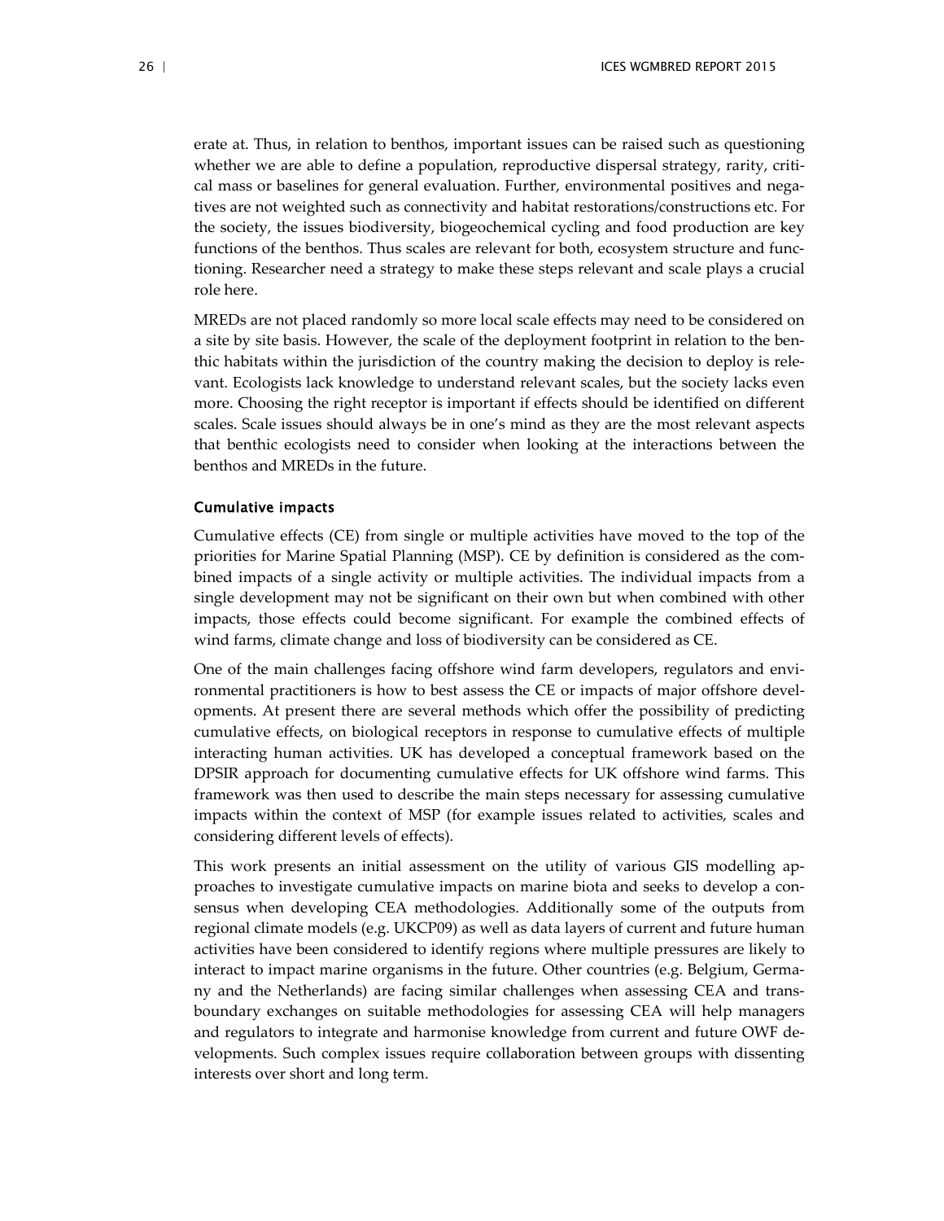erate at. Thus, in relation to benthos, important issues can be raised such as questioning whether we are able to define a population, reproductive dispersal strategy, rarity, critical mass or baselines for general evaluation. Further, environmental positives and negatives are not weighted such as connectivity and habitat restorations/constructions etc. For the society, the issues biodiversity, biogeochemical cycling and food production are key functions of the benthos. Thus scales are relevant for both, ecosystem structure and functioning. Researcher need a strategy to make these steps relevant and scale plays a crucial role here.

MREDs are not placed randomly so more local scale effects may need to be considered on a site by site basis. However, the scale of the deployment footprint in relation to the benthic habitats within the jurisdiction of the country making the decision to deploy is relevant. Ecologists lack knowledge to understand relevant scales, but the society lacks even more. Choosing the right receptor is important if effects should be identified on different scales. Scale issues should always be in one's mind as they are the most relevant aspects that benthic ecologists need to consider when looking at the interactions between the benthos and MREDs in the future.

### Cumulative impacts

Cumulative effects (CE) from single or multiple activities have moved to the top of the priorities for Marine Spatial Planning (MSP). CE by definition is considered as the combined impacts of a single activity or multiple activities. The individual impacts from a single development may not be significant on their own but when combined with other impacts, those effects could become significant. For example the combined effects of wind farms, climate change and loss of biodiversity can be considered as CE.

One of the main challenges facing offshore wind farm developers, regulators and environmental practitioners is how to best assess the CE or impacts of major offshore developments. At present there are several methods which offer the possibility of predicting cumulative effects, on biological receptors in response to cumulative effects of multiple interacting human activities. UK has developed a conceptual framework based on the DPSIR approach for documenting cumulative effects for UK offshore wind farms. This framework was then used to describe the main steps necessary for assessing cumulative impacts within the context of MSP (for example issues related to activities, scales and considering different levels of effects).

This work presents an initial assessment on the utility of various GIS modelling approaches to investigate cumulative impacts on marine biota and seeks to develop a consensus when developing CEA methodologies. Additionally some of the outputs from regional climate models (e.g. UKCP09) as well as data layers of current and future human activities have been considered to identify regions where multiple pressures are likely to interact to impact marine organisms in the future. Other countries (e.g. Belgium, Germany and the Netherlands) are facing similar challenges when assessing CEA and transboundary exchanges on suitable methodologies for assessing CEA will help managers and regulators to integrate and harmonise knowledge from current and future OWF developments. Such complex issues require collaboration between groups with dissenting interests over short and long term.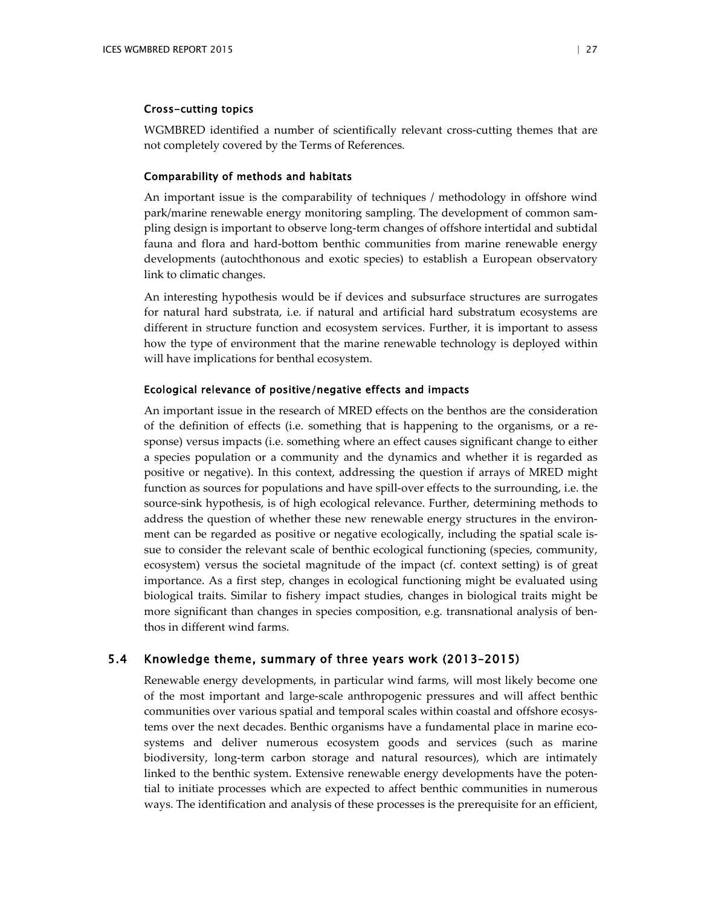#### Cross-cutting topics

WGMBRED identified a number of scientifically relevant cross-cutting themes that are not completely covered by the Terms of References.

#### Comparability of methods and habitats

An important issue is the comparability of techniques / methodology in offshore wind park/marine renewable energy monitoring sampling. The development of common sampling design is important to observe long-term changes of offshore intertidal and subtidal fauna and flora and hard-bottom benthic communities from marine renewable energy developments (autochthonous and exotic species) to establish a European observatory link to climatic changes.

An interesting hypothesis would be if devices and subsurface structures are surrogates for natural hard substrata, i.e. if natural and artificial hard substratum ecosystems are different in structure function and ecosystem services. Further, it is important to assess how the type of environment that the marine renewable technology is deployed within will have implications for benthal ecosystem.

#### Ecological relevance of positive/negative effects and impacts

An important issue in the research of MRED effects on the benthos are the consideration of the definition of effects (i.e. something that is happening to the organisms, or a response) versus impacts (i.e. something where an effect causes significant change to either a species population or a community and the dynamics and whether it is regarded as positive or negative). In this context, addressing the question if arrays of MRED might function as sources for populations and have spill-over effects to the surrounding, i.e. the source-sink hypothesis, is of high ecological relevance. Further, determining methods to address the question of whether these new renewable energy structures in the environment can be regarded as positive or negative ecologically, including the spatial scale issue to consider the relevant scale of benthic ecological functioning (species, community, ecosystem) versus the societal magnitude of the impact (cf. context setting) is of great importance. As a first step, changes in ecological functioning might be evaluated using biological traits. Similar to fishery impact studies, changes in biological traits might be more significant than changes in species composition, e.g. transnational analysis of benthos in different wind farms.

## 5.4 Knowledge theme, summary of three years work (2013–2015)

Renewable energy developments, in particular wind farms, will most likely become one of the most important and large-scale anthropogenic pressures and will affect benthic communities over various spatial and temporal scales within coastal and offshore ecosystems over the next decades. Benthic organisms have a fundamental place in marine ecosystems and deliver numerous ecosystem goods and services (such as marine biodiversity, long-term carbon storage and natural resources), which are intimately linked to the benthic system. Extensive renewable energy developments have the potential to initiate processes which are expected to affect benthic communities in numerous ways. The identification and analysis of these processes is the prerequisite for an efficient,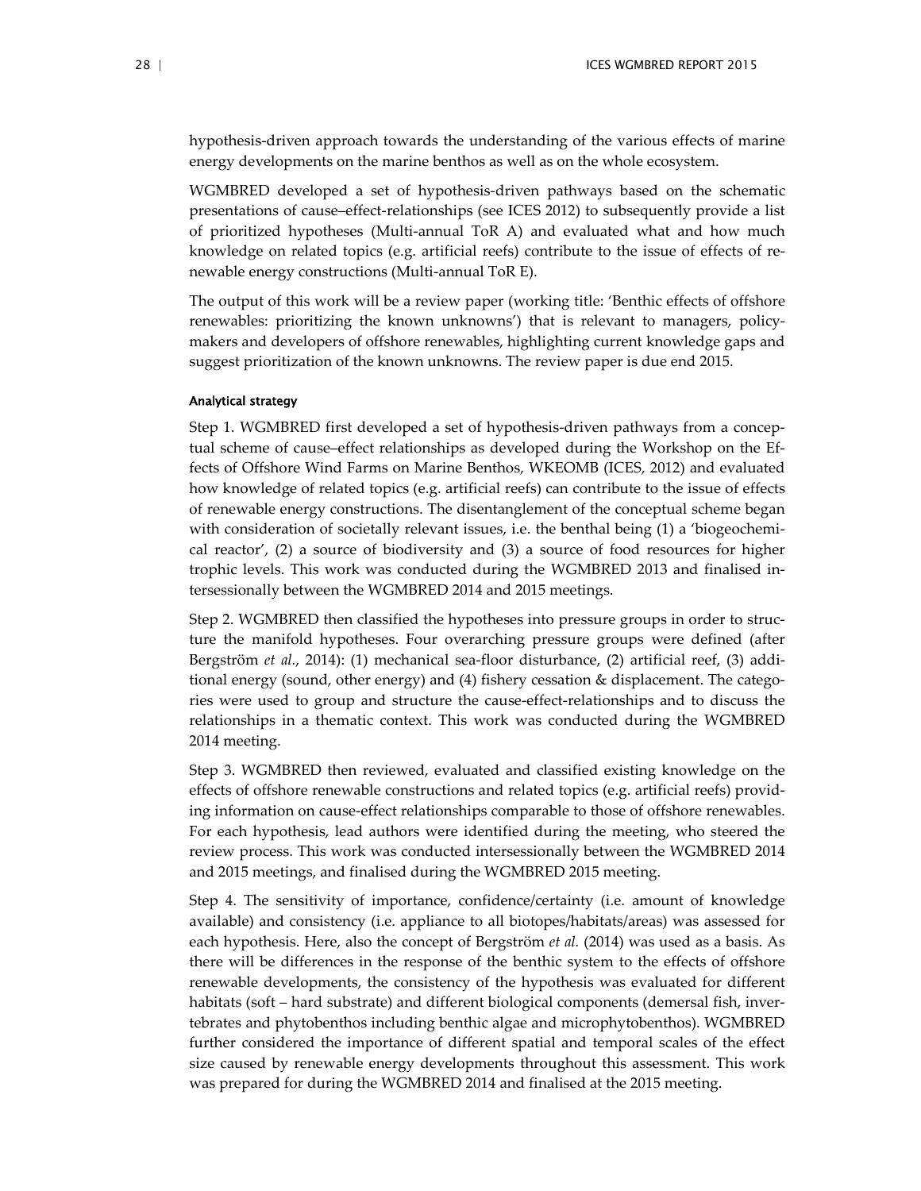hypothesis-driven approach towards the understanding of the various effects of marine energy developments on the marine benthos as well as on the whole ecosystem.

WGMBRED developed a set of hypothesis-driven pathways based on the schematic presentations of cause–effect-relationships (see ICES 2012) to subsequently provide a list of prioritized hypotheses (Multi-annual ToR A) and evaluated what and how much knowledge on related topics (e.g. artificial reefs) contribute to the issue of effects of renewable energy constructions (Multi-annual ToR E).

The output of this work will be a review paper (working title: 'Benthic effects of offshore renewables: prioritizing the known unknowns') that is relevant to managers, policy-makers and developers of offshore renewables, highlighting current knowledge gaps and suggest prioritization of the known unknowns. The review paper is due end 2015.

#### Analytical strategy

Step 1. WGMBRED first developed a set of hypothesis-driven pathways from a conceptual scheme of cause–effect relationships as developed during the Workshop on the Effects of Offshore Wind Farms on Marine Benthos, WKEOMB (ICES, 2012) and evaluated how knowledge of related topics (e.g. artificial reefs) can contribute to the issue of effects of renewable energy constructions. The disentanglement of the conceptual scheme began with consideration of societally relevant issues, i.e. the benthal being (1) a 'biogeochemical reactor', (2) a source of biodiversity and (3) a source of food resources for higher trophic levels. This work was conducted during the WGMBRED 2013 and finalised intersessionally between the WGMBRED 2014 and 2015 meetings.

Step 2. WGMBRED then classified the hypotheses into pressure groups in order to structure the manifold hypotheses. Four overarching pressure groups were defined (after Bergström *et al.*, 2014): (1) mechanical sea-floor disturbance, (2) artificial reef, (3) additional energy (sound, other energy) and (4) fishery cessation & displacement. The categories were used to group and structure the cause-effect-relationships and to discuss the relationships in a thematic context. This work was conducted during the WGMBRED 2014 meeting.

Step 3. WGMBRED then reviewed, evaluated and classified existing knowledge on the effects of offshore renewable constructions and related topics (e.g. artificial reefs) providing information on cause-effect relationships comparable to those of offshore renewables. For each hypothesis, lead authors were identified during the meeting, who steered the review process. This work was conducted intersessionally between the WGMBRED 2014 and 2015 meetings, and finalised during the WGMBRED 2015 meeting.

Step 4. The sensitivity of importance, confidence/certainty (i.e. amount of knowledge available) and consistency (i.e. appliance to all biotopes/habitats/areas) was assessed for each hypothesis. Here, also the concept of Bergström *et al.* (2014) was used as a basis. As there will be differences in the response of the benthic system to the effects of offshore renewable developments, the consistency of the hypothesis was evaluated for different habitats (soft – hard substrate) and different biological components (demersal fish, invertebrates and phytobenthos including benthic algae and microphytobenthos). WGMBRED further considered the importance of different spatial and temporal scales of the effect size caused by renewable energy developments throughout this assessment. This work was prepared for during the WGMBRED 2014 and finalised at the 2015 meeting.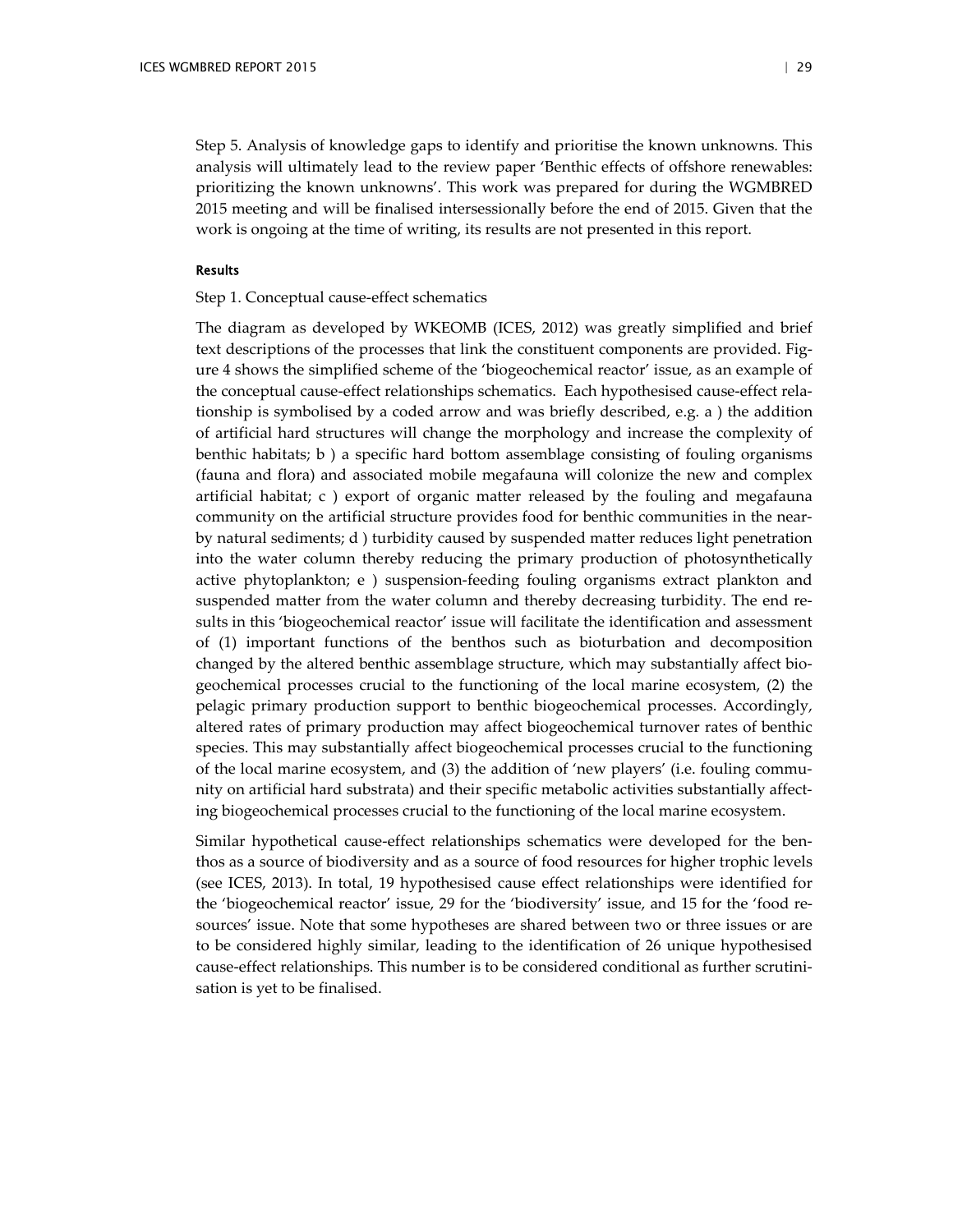Step 5. Analysis of knowledge gaps to identify and prioritise the known unknowns. This analysis will ultimately lead to the review paper 'Benthic effects of offshore renewables: prioritizing the known unknowns'. This work was prepared for during the WGMBRED 2015 meeting and will be finalised intersessionally before the end of 2015. Given that the work is ongoing at the time of writing, its results are not presented in this report.

#### Results

Step 1. Conceptual cause-effect schematics

The diagram as developed by WKEOMB (ICES, 2012) was greatly simplified and brief text descriptions of the processes that link the constituent components are provided. Figure 4 shows the simplified scheme of the 'biogeochemical reactor' issue, as an example of the conceptual cause-effect relationships schematics. Each hypothesised cause-effect relationship is symbolised by a coded arrow and was briefly described, e.g. a ) the addition of artificial hard structures will change the morphology and increase the complexity of benthic habitats; b ) a specific hard bottom assemblage consisting of fouling organisms (fauna and flora) and associated mobile megafauna will colonize the new and complex artificial habitat; c ) export of organic matter released by the fouling and megafauna community on the artificial structure provides food for benthic communities in the near-by natural sediments; d ) turbidity caused by suspended matter reduces light penetration into the water column thereby reducing the primary production of photosynthetically active phytoplankton; e ) suspension-feeding fouling organisms extract plankton and suspended matter from the water column and thereby decreasing turbidity. The end results in this 'biogeochemical reactor' issue will facilitate the identification and assessment of (1) important functions of the benthos such as bioturbation and decomposition changed by the altered benthic assemblage structure, which may substantially affect biogeochemical processes crucial to the functioning of the local marine ecosystem, (2) the pelagic primary production support to benthic biogeochemical processes. Accordingly, altered rates of primary production may affect biogeochemical turnover rates of benthic species. This may substantially affect biogeochemical processes crucial to the functioning of the local marine ecosystem, and (3) the addition of 'new players' (i.e. fouling community on artificial hard substrata) and their specific metabolic activities substantially affecting biogeochemical processes crucial to the functioning of the local marine ecosystem.

Similar hypothetical cause-effect relationships schematics were developed for the benthos as a source of biodiversity and as a source of food resources for higher trophic levels (see ICES, 2013). In total, 19 hypothesised cause effect relationships were identified for the 'biogeochemical reactor' issue, 29 for the 'biodiversity' issue, and 15 for the 'food resources' issue. Note that some hypotheses are shared between two or three issues or are to be considered highly similar, leading to the identification of 26 unique hypothesised cause-effect relationships. This number is to be considered conditional as further scrutinisation is yet to be finalised.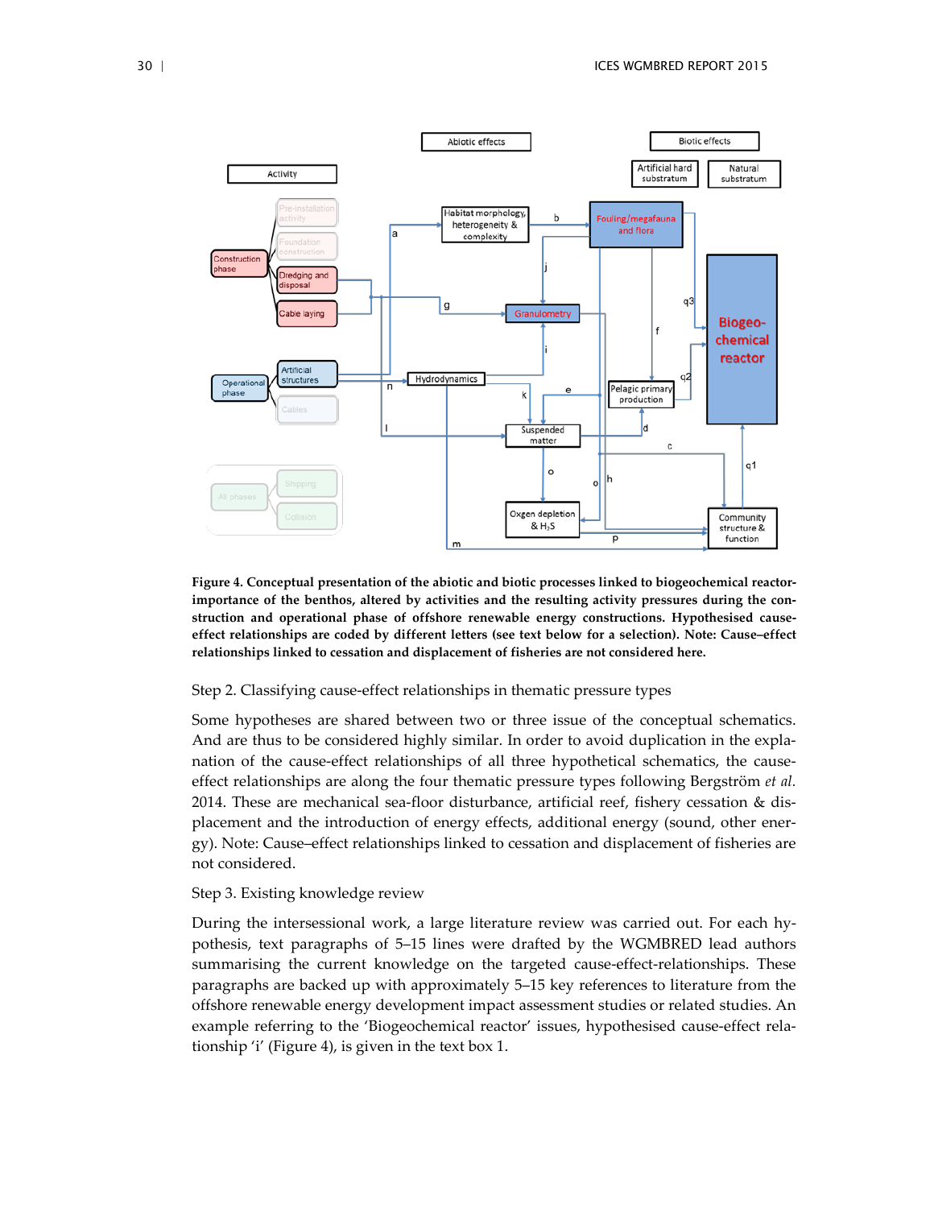**Figure 4. Conceptual presentation of the abiotic and biotic processes linked to biogeochemical reactor-importance of the benthos, altered by activities and the resulting activity pressures during the construction and operational phase of offshore renewable energy constructions. Hypothesised cause-effect relationships are coded by different letters (see text below for a selection). Note: Cause–effect relationships linked to cessation and displacement of fisheries are not considered here.**

Step 2. Classifying cause-effect relationships in thematic pressure types

Some hypotheses are shared between two or three issue of the conceptual schematics. And are thus to be considered highly similar. In order to avoid duplication in the explanation of the cause-effect relationships of all three hypothetical schematics, the cause-effect relationships are along the four thematic pressure types following Bergström *et al.* 2014. These are mechanical sea-floor disturbance, artificial reef, fishery cessation & displacement and the introduction of energy effects, additional energy (sound, other energy). Note: Cause–effect relationships linked to cessation and displacement of fisheries are not considered.

Step 3. Existing knowledge review

During the intersessional work, a large literature review was carried out. For each hypothesis, text paragraphs of 5–15 lines were drafted by the WGMBRED lead authors summarising the current knowledge on the targeted cause-effect-relationships. These paragraphs are backed up with approximately 5–15 key references to literature from the offshore renewable energy development impact assessment studies or related studies. An example referring to the 'Biogeochemical reactor' issues, hypothesised cause-effect relationship 'i' (Figure 4), is given in the text box 1.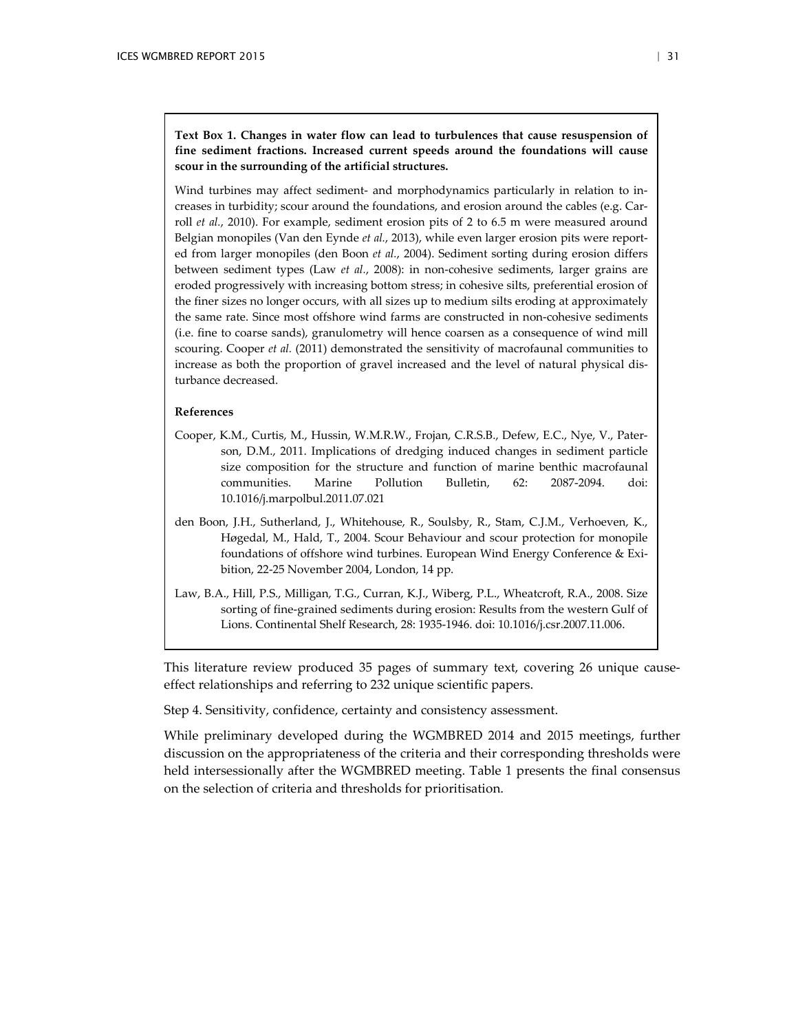**Text Box 1. Changes in water flow can lead to turbulences that cause resuspension of fine sediment fractions. Increased current speeds around the foundations will cause scour in the surrounding of the artificial structures.**

Wind turbines may affect sediment- and morphodynamics particularly in relation to increases in turbidity; scour around the foundations, and erosion around the cables (e.g. Carroll *et al.*, 2010). For example, sediment erosion pits of 2 to 6.5 m were measured around Belgian monopiles (Van den Eynde *et al.*, 2013), while even larger erosion pits were reported from larger monopiles (den Boon *et al.*, 2004). Sediment sorting during erosion differs between sediment types (Law *et al.*, 2008): in non-cohesive sediments, larger grains are eroded progressively with increasing bottom stress; in cohesive silts, preferential erosion of the finer sizes no longer occurs, with all sizes up to medium silts eroding at approximately the same rate. Since most offshore wind farms are constructed in non-cohesive sediments (i.e. fine to coarse sands), granulometry will hence coarsen as a consequence of wind mill scouring. Cooper *et al.* (2011) demonstrated the sensitivity of macrofaunal communities to increase as both the proportion of gravel increased and the level of natural physical disturbance decreased.

**References**

Cooper, K.M., Curtis, M., Hussin, W.M.R.W., Frojan, C.R.S.B., Defew, E.C., Nye, V., Paterson, D.M., 2011. Implications of dredging induced changes in sediment particle size composition for the structure and function of marine benthic macrofaunal communities. Marine Pollution Bulletin, 62: 2087-2094. doi: 10.1016/j.marpolbul.2011.07.021

den Boon, J.H., Sutherland, J., Whitehouse, R., Soulsby, R., Stam, C.J.M., Verhoeven, K., Høgedal, M., Hald, T., 2004. Scour Behaviour and scour protection for monopile foundations of offshore wind turbines. European Wind Energy Conference & Exibition, 22-25 November 2004, London, 14 pp.

Law, B.A., Hill, P.S., Milligan, T.G., Curran, K.J., Wiberg, P.L., Wheatcroft, R.A., 2008. Size sorting of fine-grained sediments during erosion: Results from the western Gulf of Lions. Continental Shelf Research, 28: 1935-1946. doi: 10.1016/j.csr.2007.11.006.

This literature review produced 35 pages of summary text, covering 26 unique cause-effect relationships and referring to 232 unique scientific papers.

Step 4. Sensitivity, confidence, certainty and consistency assessment.

While preliminary developed during the WGMBRED 2014 and 2015 meetings, further discussion on the appropriateness of the criteria and their corresponding thresholds were held intersessionally after the WGMBRED meeting. Table 1 presents the final consensus on the selection of criteria and thresholds for prioritisation.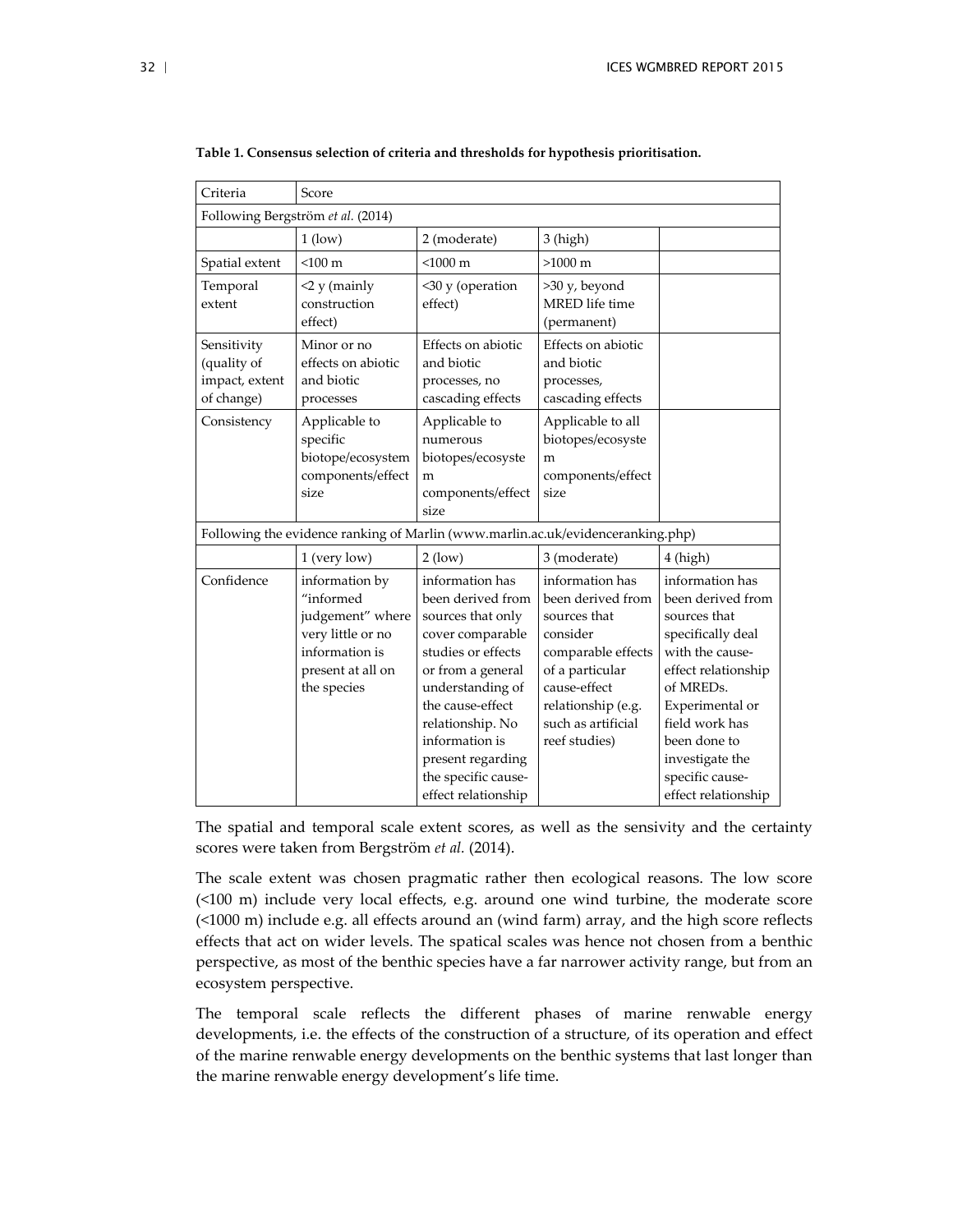**Table 1. Consensus selection of criteria and thresholds for hypothesis prioritisation.**

| Criteria | Score | | | |
|---|---|---|---|---|
| Following Bergström *et al.* (2014) | | | | |
| | 1 (low) | 2 (moderate) | 3 (high) | |
| Spatial extent | <100 m | <1000 m | >1000 m | |
| Temporal extent | <2 y (mainly construction effect) | <30 y (operation effect) | >30 y, beyond MRED life time (permanent) | |
| Sensitivity (quality of impact, extent of change) | Minor or no effects on abiotic and biotic processes | Effects on abiotic and biotic processes, no cascading effects | Effects on abiotic and biotic processes, cascading effects | |
| Consistency | Applicable to specific biotope/ecosystem components/effect size | Applicable to numerous biotopes/ecosystem components/effect size | Applicable to all biotopes/ecosystem components/effect size | |
| Following the evidence ranking of Marlin (www.marlin.ac.uk/evidenceranking.php) | | | | |
| | 1 (very low) | 2 (low) | 3 (moderate) | 4 (high) |
| Confidence | information by "informed judgement" where very little or no information is present at all on the species | information has been derived from sources that only cover comparable studies or effects or from a general understanding of the cause-effect relationship. No information is present regarding the specific cause-effect relationship | information has been derived from sources that consider comparable effects of a particular cause-effect relationship (e.g. such as artificial reef studies) | information has been derived from sources that specifically deal with the cause-effect relationship of MREDs. Experimental or field work has been done to investigate the specific cause-effect relationship |

The spatial and temporal scale extent scores, as well as the sensivity and the certainty scores were taken from Bergström *et al.* (2014).

The scale extent was chosen pragmatic rather then ecological reasons. The low score (<100 m) include very local effects, e.g. around one wind turbine, the moderate score (<1000 m) include e.g. all effects around an (wind farm) array, and the high score reflects effects that act on wider levels. The spatical scales was hence not chosen from a benthic perspective, as most of the benthic species have a far narrower activity range, but from an ecosystem perspective.

The temporal scale reflects the different phases of marine renwable energy developments, i.e. the effects of the construction of a structure, of its operation and effect of the marine renewable energy developments on the benthic systems that last longer than the marine renewable energy development's life time.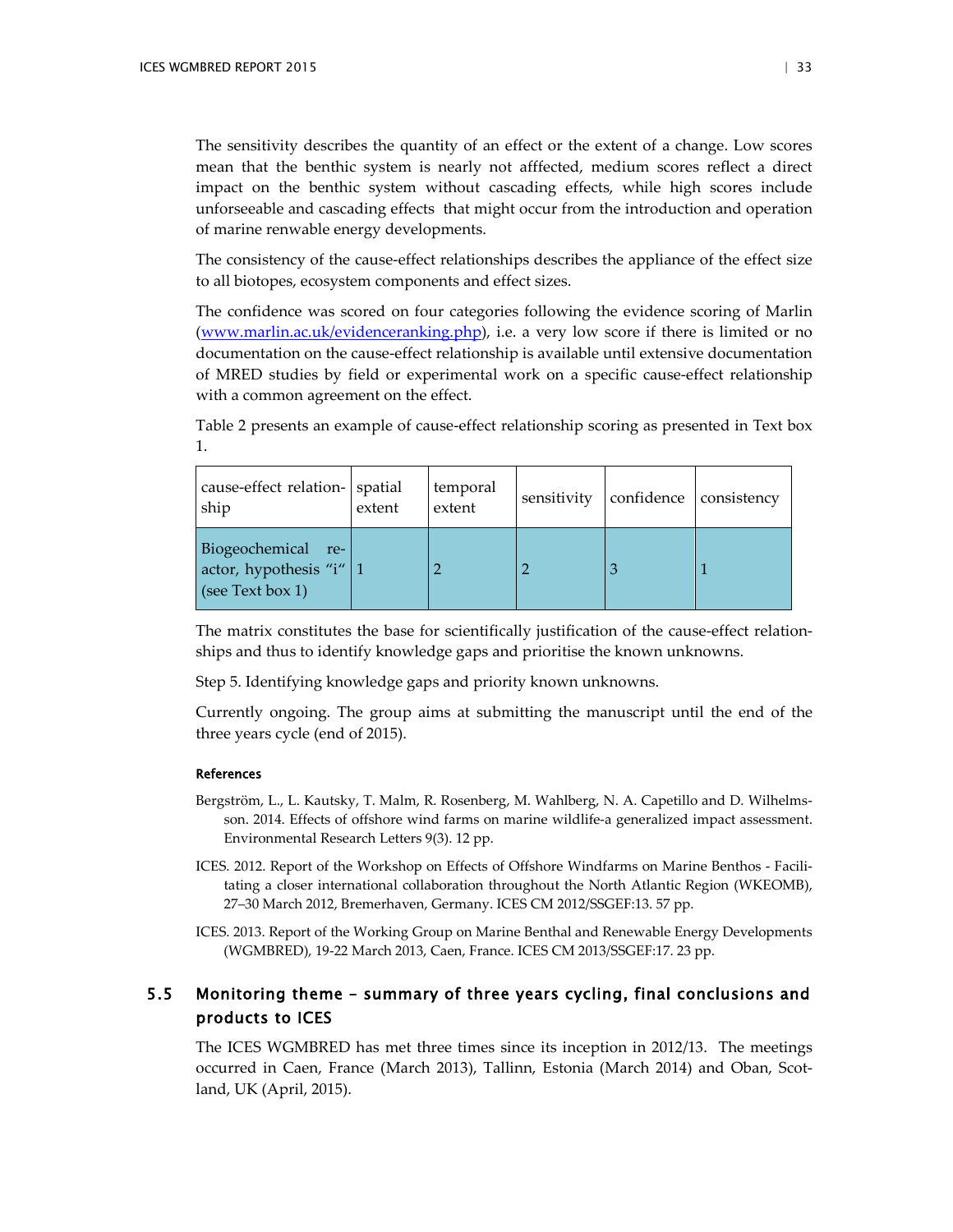The sensitivity describes the quantity of an effect or the extent of a change. Low scores mean that the benthic system is nearly not afffected, medium scores reflect a direct impact on the benthic system without cascading effects, while high scores include unforseeable and cascading effects that might occur from the introduction and operation of marine renewable energy developments.

The consistency of the cause-effect relationships describes the appliance of the effect size to all biotopes, ecosystem components and effect sizes.

The confidence was scored on four categories following the evidence scoring of Marlin (www.marlin.ac.uk/evidenceranking.php), i.e. a very low score if there is limited or no documentation on the cause-effect relationship is available until extensive documentation of MRED studies by field or experimental work on a specific cause-effect relationship with a common agreement on the effect.

Table 2 presents an example of cause-effect relationship scoring as presented in Text box 1.

| cause-effect relationship | spatial extent | temporal extent | sensitivity | confidence | consistency |
|---|---|---|---|---|---|
| Biogeochemical reactor, hypothesis "i" (see Text box 1) | 1 | 2 | 2 | 3 | 1 |

The matrix constitutes the base for scientifically justification of the cause-effect relationships and thus to identify knowledge gaps and prioritise the known unknowns.

Step 5. Identifying knowledge gaps and priority known unknowns.

Currently ongoing. The group aims at submitting the manuscript until the end of the three years cycle (end of 2015).

#### References

Bergström, L., L. Kautsky, T. Malm, R. Rosenberg, M. Wahlberg, N. A. Capetillo and D. Wilhelmsson. 2014. Effects of offshore wind farms on marine wildlife-a generalized impact assessment. Environmental Research Letters 9(3). 12 pp.

ICES. 2012. Report of the Workshop on Effects of Offshore Windfarms on Marine Benthos - Facilitating a closer international collaboration throughout the North Atlantic Region (WKEOMB), 27–30 March 2012, Bremerhaven, Germany. ICES CM 2012/SSGEF:13. 57 pp.

ICES. 2013. Report of the Working Group on Marine Benthal and Renewable Energy Developments (WGMBRED), 19-22 March 2013, Caen, France. ICES CM 2013/SSGEF:17. 23 pp.

## 5.5 Monitoring theme – summary of three years cycling, final conclusions and products to ICES

The ICES WGMBRED has met three times since its inception in 2012/13. The meetings occurred in Caen, France (March 2013), Tallinn, Estonia (March 2014) and Oban, Scotland, UK (April, 2015).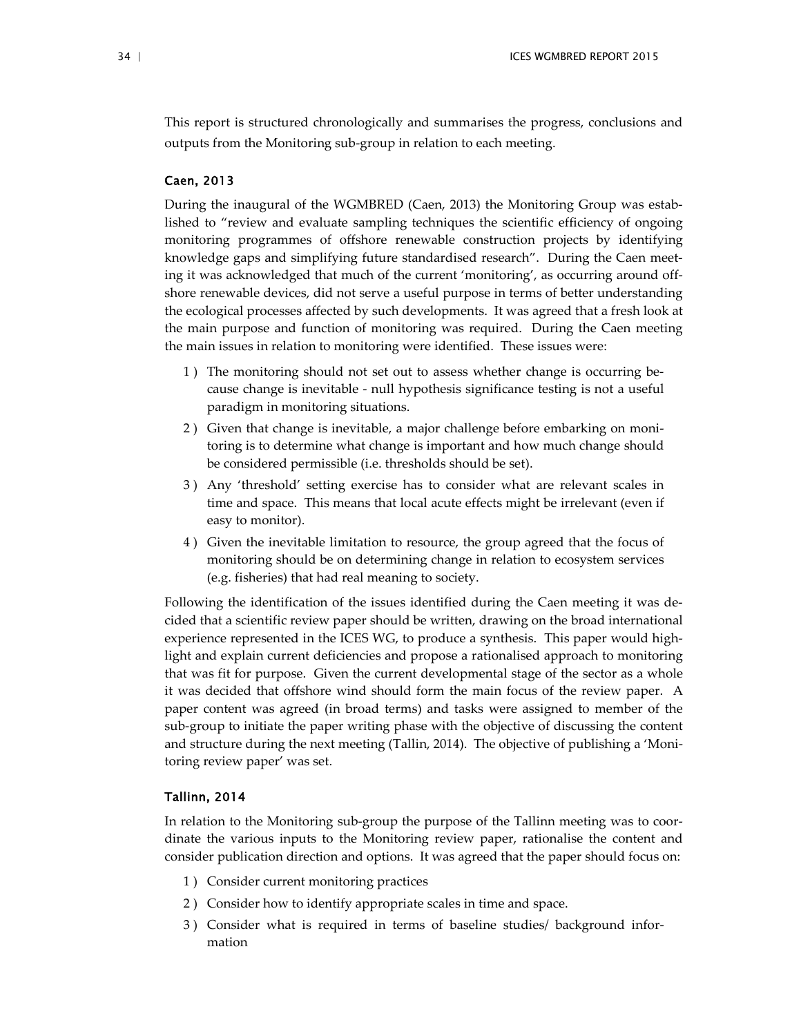This report is structured chronologically and summarises the progress, conclusions and outputs from the Monitoring sub-group in relation to each meeting.

### Caen, 2013

During the inaugural of the WGMBRED (Caen, 2013) the Monitoring Group was established to "review and evaluate sampling techniques the scientific efficiency of ongoing monitoring programmes of offshore renewable construction projects by identifying knowledge gaps and simplifying future standardised research". During the Caen meeting it was acknowledged that much of the current 'monitoring', as occurring around offshore renewable devices, did not serve a useful purpose in terms of better understanding the ecological processes affected by such developments. It was agreed that a fresh look at the main purpose and function of monitoring was required. During the Caen meeting the main issues in relation to monitoring were identified. These issues were:

1) The monitoring should not set out to assess whether change is occurring because change is inevitable - null hypothesis significance testing is not a useful paradigm in monitoring situations.
2) Given that change is inevitable, a major challenge before embarking on monitoring is to determine what change is important and how much change should be considered permissible (i.e. thresholds should be set).
3) Any 'threshold' setting exercise has to consider what are relevant scales in time and space. This means that local acute effects might be irrelevant (even if easy to monitor).
4) Given the inevitable limitation to resource, the group agreed that the focus of monitoring should be on determining change in relation to ecosystem services (e.g. fisheries) that had real meaning to society.

Following the identification of the issues identified during the Caen meeting it was decided that a scientific review paper should be written, drawing on the broad international experience represented in the ICES WG, to produce a synthesis. This paper would highlight and explain current deficiencies and propose a rationalised approach to monitoring that was fit for purpose. Given the current developmental stage of the sector as a whole it was decided that offshore wind should form the main focus of the review paper. A paper content was agreed (in broad terms) and tasks were assigned to member of the sub-group to initiate the paper writing phase with the objective of discussing the content and structure during the next meeting (Tallin, 2014). The objective of publishing a 'Monitoring review paper' was set.

### Tallinn, 2014

In relation to the Monitoring sub-group the purpose of the Tallinn meeting was to coordinate the various inputs to the Monitoring review paper, rationalise the content and consider publication direction and options. It was agreed that the paper should focus on:

1) Consider current monitoring practices
2) Consider how to identify appropriate scales in time and space.
3) Consider what is required in terms of baseline studies/ background information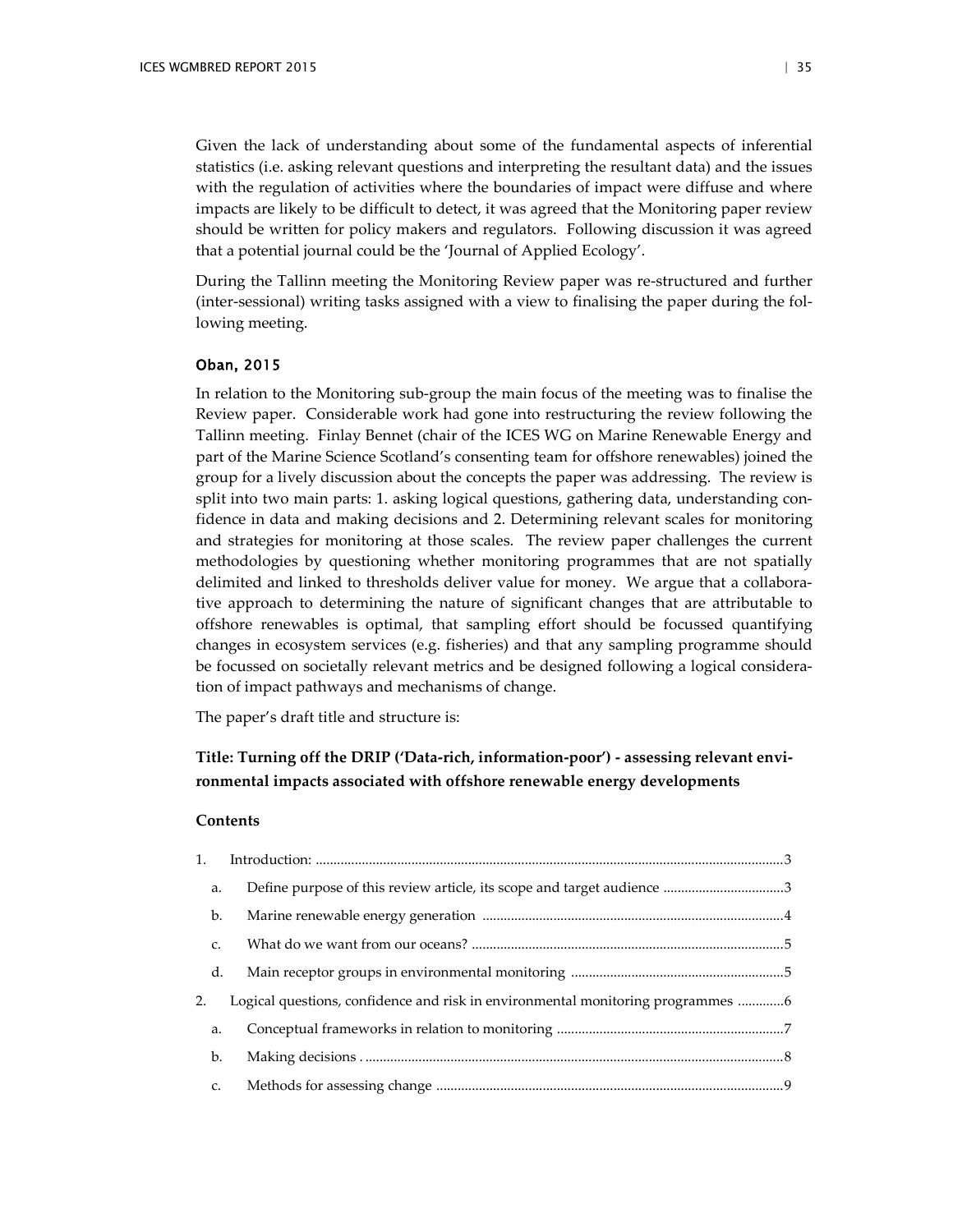Given the lack of understanding about some of the fundamental aspects of inferential statistics (i.e. asking relevant questions and interpreting the resultant data) and the issues with the regulation of activities where the boundaries of impact were diffuse and where impacts are likely to be difficult to detect, it was agreed that the Monitoring paper review should be written for policy makers and regulators. Following discussion it was agreed that a potential journal could be the 'Journal of Applied Ecology'.

During the Tallinn meeting the Monitoring Review paper was re-structured and further (inter-sessional) writing tasks assigned with a view to finalising the paper during the following meeting.

### Oban, 2015

In relation to the Monitoring sub-group the main focus of the meeting was to finalise the Review paper. Considerable work had gone into restructuring the review following the Tallinn meeting. Finlay Bennet (chair of the ICES WG on Marine Renewable Energy and part of the Marine Science Scotland's consenting team for offshore renewables) joined the group for a lively discussion about the concepts the paper was addressing. The review is split into two main parts: 1. asking logical questions, gathering data, understanding confidence in data and making decisions and 2. Determining relevant scales for monitoring and strategies for monitoring at those scales. The review paper challenges the current methodologies by questioning whether monitoring programmes that are not spatially delimited and linked to thresholds deliver value for money. We argue that a collaborative approach to determining the nature of significant changes that are attributable to offshore renewables is optimal, that sampling effort should be focussed quantifying changes in ecosystem services (e.g. fisheries) and that any sampling programme should be focussed on societally relevant metrics and be designed following a logical consideration of impact pathways and mechanisms of change.

The paper's draft title and structure is:

**Title: Turning off the DRIP ('Data-rich, information-poor') - assessing relevant environmental impacts associated with offshore renewable energy developments**

**Contents**

1. Introduction: ...3
   a. Define purpose of this review article, its scope and target audience ...3
   b. Marine renewable energy generation ...4
   c. What do we want from our oceans? ...5
   d. Main receptor groups in environmental monitoring ...5
2. Logical questions, confidence and risk in environmental monitoring programmes ...6
   a. Conceptual frameworks in relation to monitoring ...7
   b. Making decisions ...8
   c. Methods for assessing change ...9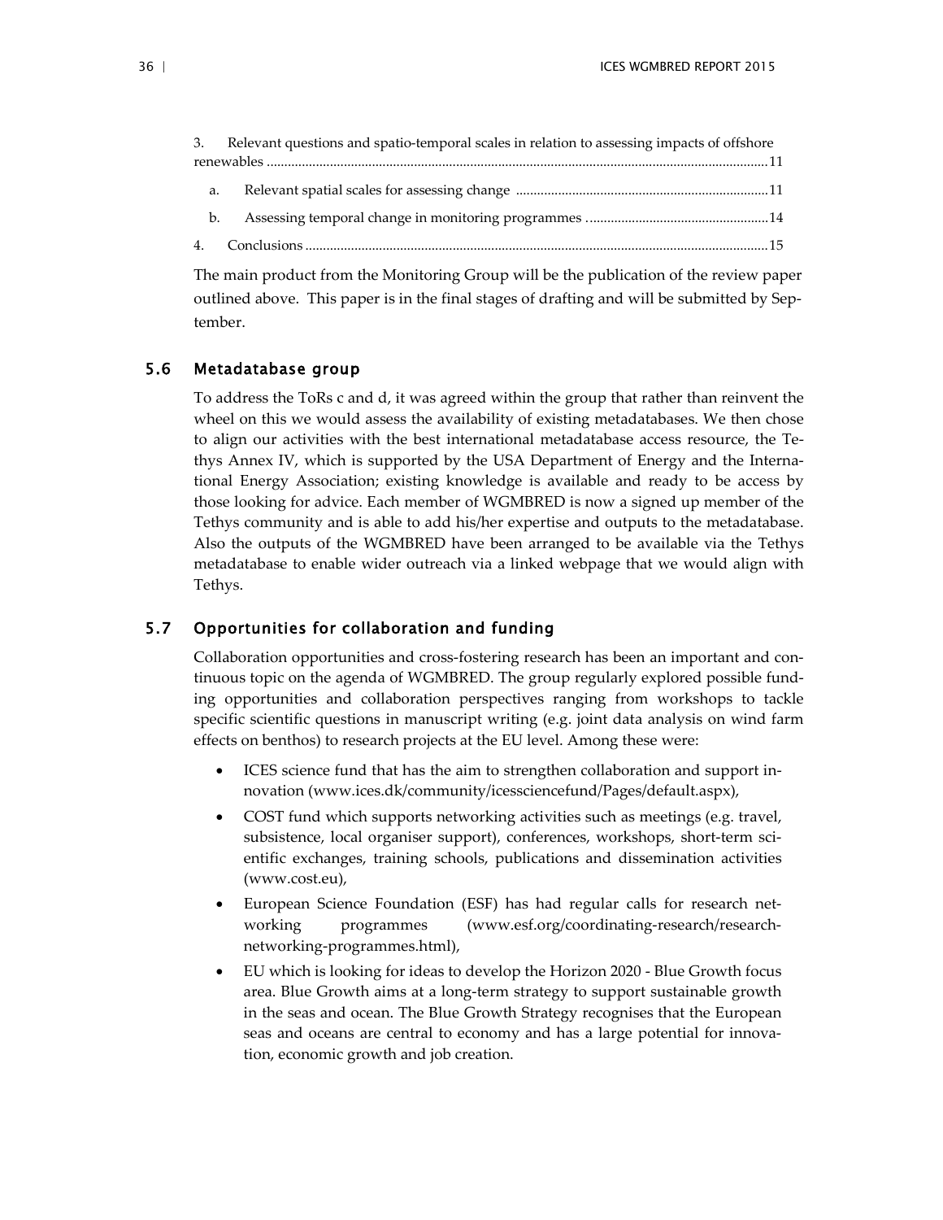3. Relevant questions and spatio-temporal scales in relation to assessing impacts of offshore renewables ........................................................................................................................................11

a. Relevant spatial scales for assessing change .......................................................................11

b. Assessing temporal change in monitoring programmes ....................................................14

4. Conclusions ..................................................................................................................................15

The main product from the Monitoring Group will be the publication of the review paper outlined above. This paper is in the final stages of drafting and will be submitted by September.

## 5.6 Metadatabase group

To address the ToRs c and d, it was agreed within the group that rather than reinvent the wheel on this we would assess the availability of existing metadatabases. We then chose to align our activities with the best international metadatabase access resource, the Tethys Annex IV, which is supported by the USA Department of Energy and the International Energy Association; existing knowledge is available and ready to be access by those looking for advice. Each member of WGMBRED is now a signed up member of the Tethys community and is able to add his/her expertise and outputs to the metadatabase. Also the outputs of the WGMBRED have been arranged to be available via the Tethys metadatabase to enable wider outreach via a linked webpage that we would align with Tethys.

## 5.7 Opportunities for collaboration and funding

Collaboration opportunities and cross-fostering research has been an important and continuous topic on the agenda of WGMBRED. The group regularly explored possible funding opportunities and collaboration perspectives ranging from workshops to tackle specific scientific questions in manuscript writing (e.g. joint data analysis on wind farm effects on benthos) to research projects at the EU level. Among these were:

- ICES science fund that has the aim to strengthen collaboration and support innovation (www.ices.dk/community/icessciencefund/Pages/default.aspx),
- COST fund which supports networking activities such as meetings (e.g. travel, subsistence, local organiser support), conferences, workshops, short-term scientific exchanges, training schools, publications and dissemination activities (www.cost.eu),
- European Science Foundation (ESF) has had regular calls for research networking programmes (www.esf.org/coordinating-research/research-networking-programmes.html),
- EU which is looking for ideas to develop the Horizon 2020 - Blue Growth focus area. Blue Growth aims at a long-term strategy to support sustainable growth in the seas and ocean. The Blue Growth Strategy recognises that the European seas and oceans are central to economy and has a large potential for innovation, economic growth and job creation.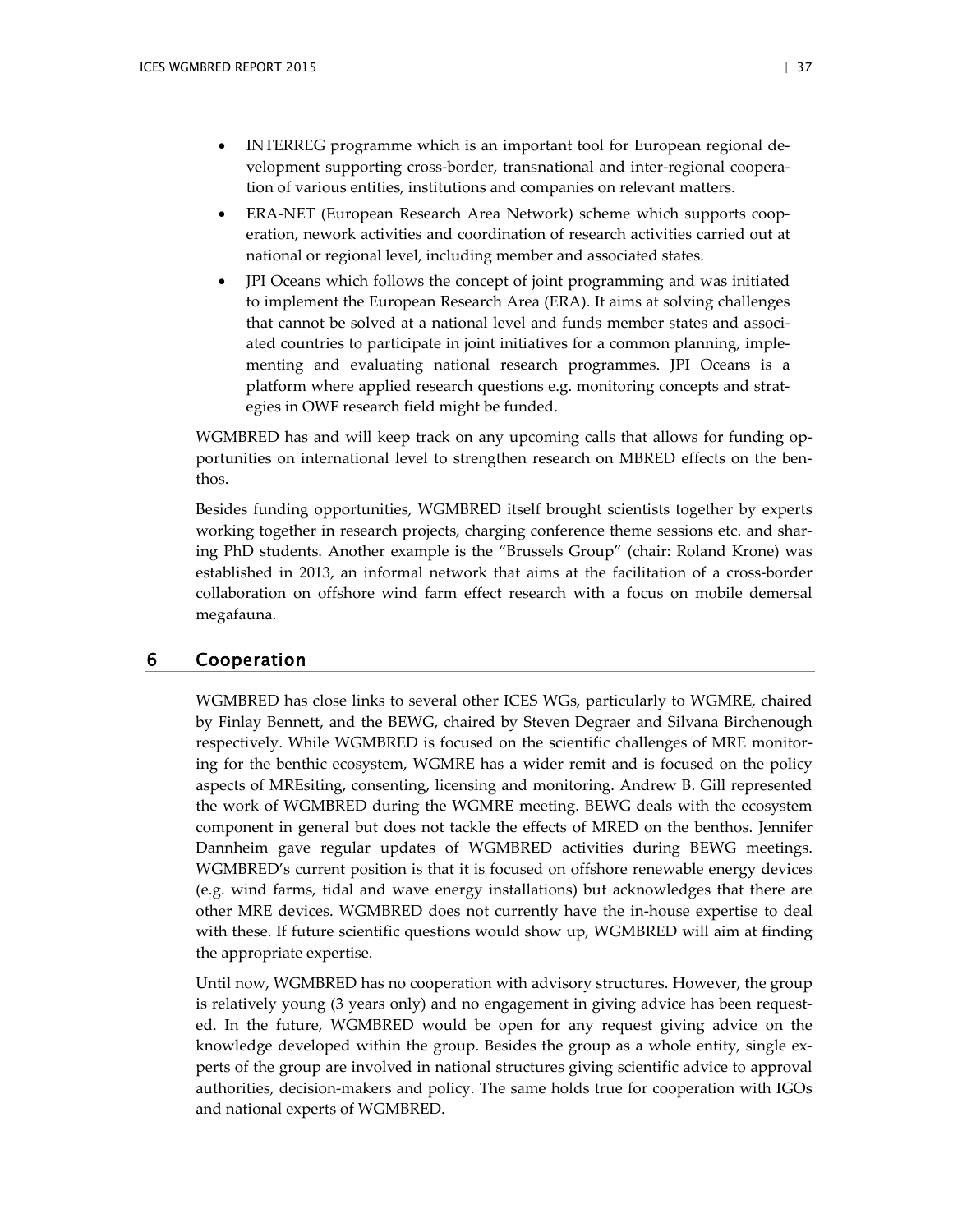- INTERREG programme which is an important tool for European regional development supporting cross-border, transnational and inter-regional cooperation of various entities, institutions and companies on relevant matters.
- ERA-NET (European Research Area Network) scheme which supports cooperation, nework activities and coordination of research activities carried out at national or regional level, including member and associated states.
- JPI Oceans which follows the concept of joint programming and was initiated to implement the European Research Area (ERA). It aims at solving challenges that cannot be solved at a national level and funds member states and associated countries to participate in joint initiatives for a common planning, implementing and evaluating national research programmes. JPI Oceans is a platform where applied research questions e.g. monitoring concepts and strategies in OWF research field might be funded.

WGMBRED has and will keep track on any upcoming calls that allows for funding opportunities on international level to strengthen research on MBRED effects on the benthos.

Besides funding opportunities, WGMBRED itself brought scientists together by experts working together in research projects, charging conference theme sessions etc. and sharing PhD students. Another example is the "Brussels Group" (chair: Roland Krone) was established in 2013, an informal network that aims at the facilitation of a cross-border collaboration on offshore wind farm effect research with a focus on mobile demersal megafauna.

# 6 Cooperation

WGMBRED has close links to several other ICES WGs, particularly to WGMRE, chaired by Finlay Bennett, and the BEWG, chaired by Steven Degraer and Silvana Birchenough respectively. While WGMBRED is focused on the scientific challenges of MRE monitoring for the benthic ecosystem, WGMRE has a wider remit and is focused on the policy aspects of MREsiting, consenting, licensing and monitoring. Andrew B. Gill represented the work of WGMBRED during the WGMRE meeting. BEWG deals with the ecosystem component in general but does not tackle the effects of MRED on the benthos. Jennifer Dannheim gave regular updates of WGMBRED activities during BEWG meetings. WGMBRED's current position is that it is focused on offshore renewable energy devices (e.g. wind farms, tidal and wave energy installations) but acknowledges that there are other MRE devices. WGMBRED does not currently have the in-house expertise to deal with these. If future scientific questions would show up, WGMBRED will aim at finding the appropriate expertise.

Until now, WGMBRED has no cooperation with advisory structures. However, the group is relatively young (3 years only) and no engagement in giving advice has been requested. In the future, WGMBRED would be open for any request giving advice on the knowledge developed within the group. Besides the group as a whole entity, single experts of the group are involved in national structures giving scientific advice to approval authorities, decision-makers and policy. The same holds true for cooperation with IGOs and national experts of WGMBRED.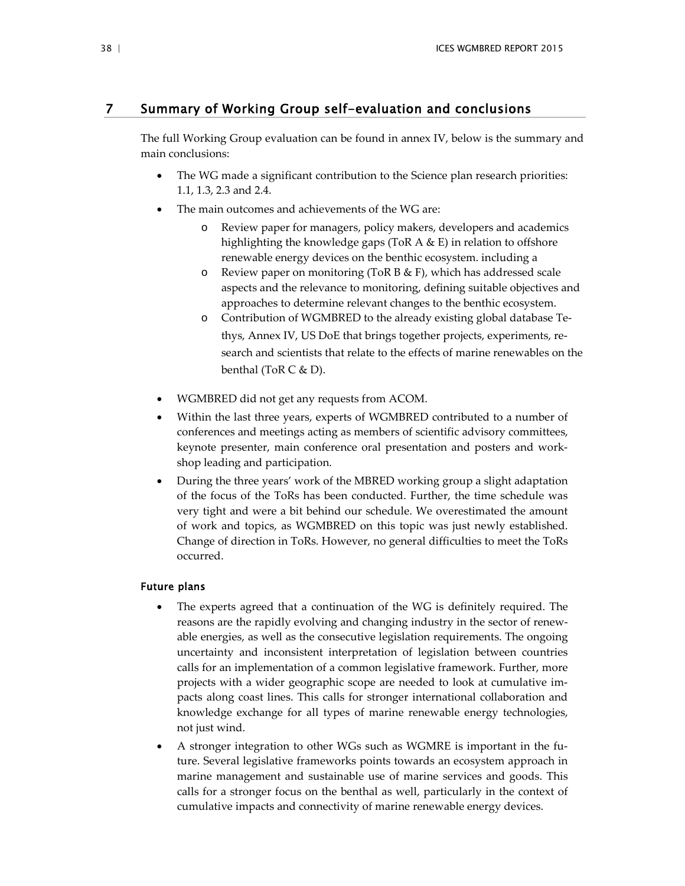# 7 Summary of Working Group self-evaluation and conclusions

The full Working Group evaluation can be found in annex IV, below is the summary and main conclusions:

- The WG made a significant contribution to the Science plan research priorities: 1.1, 1.3, 2.3 and 2.4.
- The main outcomes and achievements of the WG are:
  - Review paper for managers, policy makers, developers and academics highlighting the knowledge gaps (ToR A & E) in relation to offshore renewable energy devices on the benthic ecosystem. including a
  - Review paper on monitoring (ToR B & F), which has addressed scale aspects and the relevance to monitoring, defining suitable objectives and approaches to determine relevant changes to the benthic ecosystem.
  - Contribution of WGMBRED to the already existing global database Tethys, Annex IV, US DoE that brings together projects, experiments, research and scientists that relate to the effects of marine renewables on the benthal (ToR C & D).
- WGMBRED did not get any requests from ACOM.
- Within the last three years, experts of WGMBRED contributed to a number of conferences and meetings acting as members of scientific advisory committees, keynote presenter, main conference oral presentation and posters and workshop leading and participation.
- During the three years' work of the MBRED working group a slight adaptation of the focus of the ToRs has been conducted. Further, the time schedule was very tight and were a bit behind our schedule. We overestimated the amount of work and topics, as WGMBRED on this topic was just newly established. Change of direction in ToRs. However, no general difficulties to meet the ToRs occurred.

### Future plans

- The experts agreed that a continuation of the WG is definitely required. The reasons are the rapidly evolving and changing industry in the sector of renewable energies, as well as the consecutive legislation requirements. The ongoing uncertainty and inconsistent interpretation of legislation between countries calls for an implementation of a common legislative framework. Further, more projects with a wider geographic scope are needed to look at cumulative impacts along coast lines. This calls for stronger international collaboration and knowledge exchange for all types of marine renewable energy technologies, not just wind.
- A stronger integration to other WGs such as WGMRE is important in the future. Several legislative frameworks points towards an ecosystem approach in marine management and sustainable use of marine services and goods. This calls for a stronger focus on the benthal as well, particularly in the context of cumulative impacts and connectivity of marine renewable energy devices.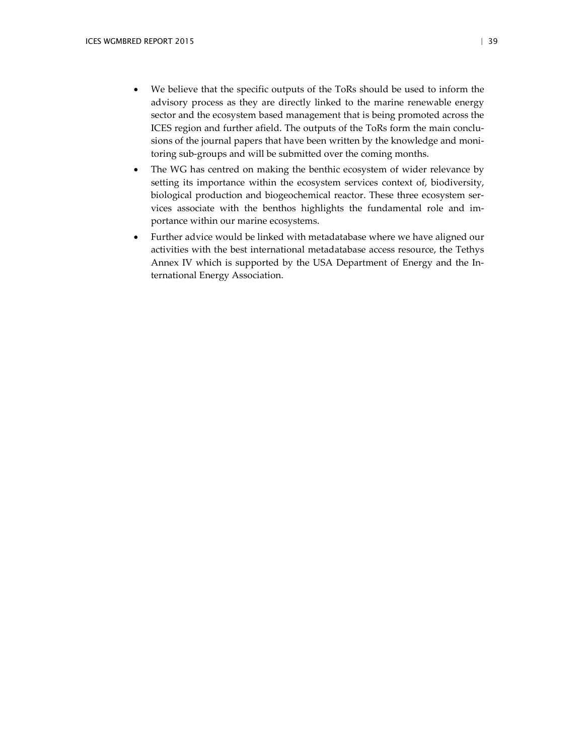- We believe that the specific outputs of the ToRs should be used to inform the advisory process as they are directly linked to the marine renewable energy sector and the ecosystem based management that is being promoted across the ICES region and further afield. The outputs of the ToRs form the main conclusions of the journal papers that have been written by the knowledge and monitoring sub-groups and will be submitted over the coming months.
- The WG has centred on making the benthic ecosystem of wider relevance by setting its importance within the ecosystem services context of, biodiversity, biological production and biogeochemical reactor. These three ecosystem services associate with the benthos highlights the fundamental role and importance within our marine ecosystems.
- Further advice would be linked with metadatabase where we have aligned our activities with the best international metadatabase access resource, the Tethys Annex IV which is supported by the USA Department of Energy and the International Energy Association.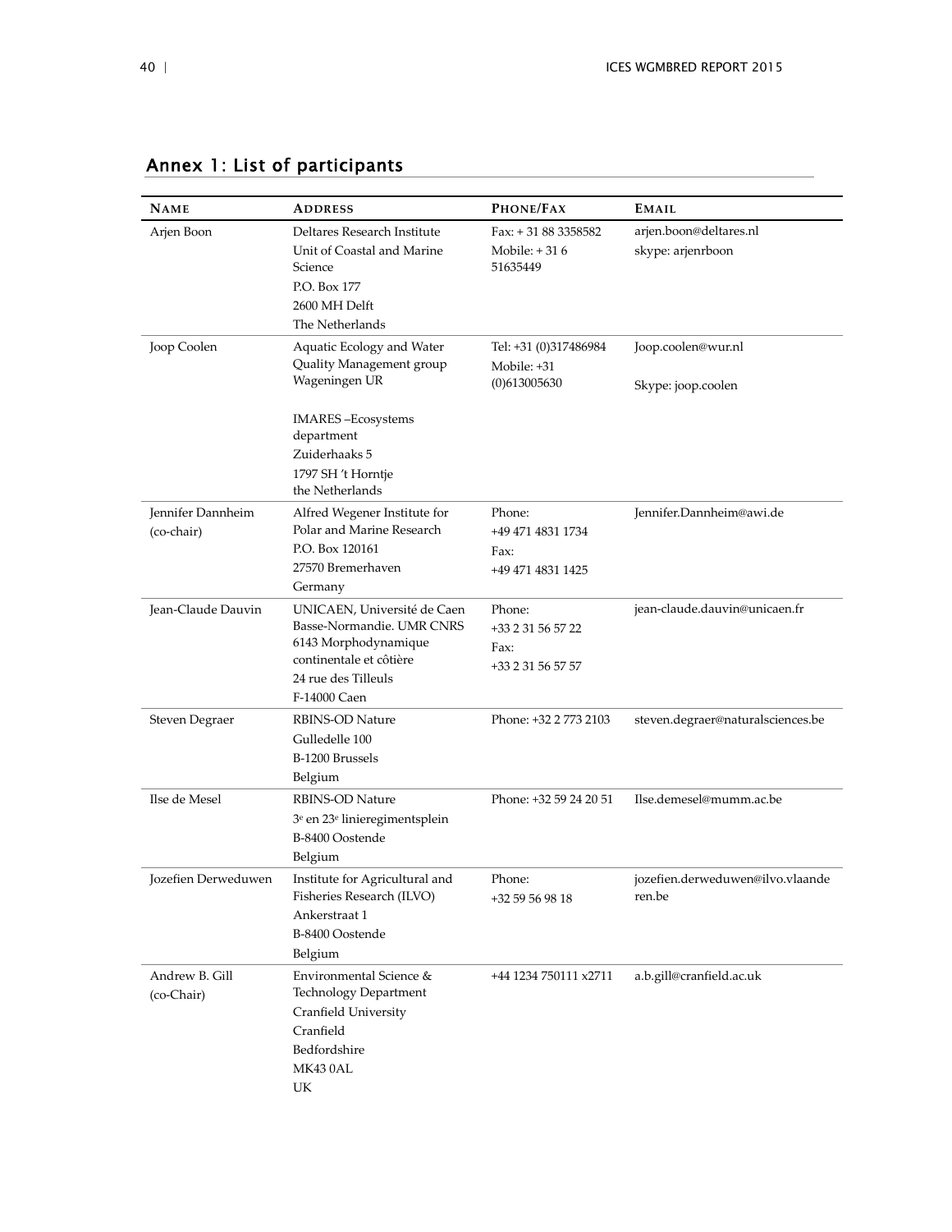## Annex 1: List of participants

| Name | Address | Phone/Fax | Email |
|---|---|---|---|
| Arjen Boon | Deltares Research Institute<br>Unit of Coastal and Marine Science<br>P.O. Box 177<br>2600 MH Delft<br>The Netherlands | Fax: + 31 88 3358582<br>Mobile: + 31 6 51635449 | arjen.boon@deltares.nl<br>skype: arjenrboon |
| Joop Coolen | Aquatic Ecology and Water Quality Management group Wageningen UR<br><br>IMARES –Ecosystems department<br>Zuiderhaaks 5<br>1797 SH 't Horntje<br>the Netherlands | Tel: +31 (0)317486984<br>Mobile: +31 (0)613005630 | Joop.coolen@wur.nl<br><br>Skype: joop.coolen |
| Jennifer Dannheim (co-chair) | Alfred Wegener Institute for Polar and Marine Research<br>P.O. Box 120161<br>27570 Bremerhaven<br>Germany | Phone:<br>+49 471 4831 1734<br>Fax:<br>+49 471 4831 1425 | Jennifer.Dannheim@awi.de |
| Jean-Claude Dauvin | UNICAEN, Université de Caen Basse-Normandie. UMR CNRS 6143 Morphodynamique continentale et côtière<br>24 rue des Tilleuls<br>F-14000 Caen | Phone:<br>+33 2 31 56 57 22<br>Fax:<br>+33 2 31 56 57 57 | jean-claude.dauvin@unicaen.fr |
| Steven Degraer | RBINS-OD Nature<br>Gulledelle 100<br>B-1200 Brussels<br>Belgium | Phone: +32 2 773 2103 | steven.degraer@naturalsciences.be |
| Ilse de Mesel | RBINS-OD Nature<br>3e en 23e linieregimentsplein<br>B-8400 Oostende<br>Belgium | Phone: +32 59 24 20 51 | Ilse.demesel@mumm.ac.be |
| Jozefien Derweduwen | Institute for Agricultural and Fisheries Research (ILVO)<br>Ankerstraat 1<br>B-8400 Oostende<br>Belgium | Phone:<br>+32 59 56 98 18 | jozefien.derweduwen@ilvo.vlaanderen.be |
| Andrew B. Gill (co-Chair) | Environmental Science & Technology Department<br>Cranfield University<br>Cranfield<br>Bedfordshire<br>MK43 0AL<br>UK | +44 1234 750111 x2711 | a.b.gill@cranfield.ac.uk |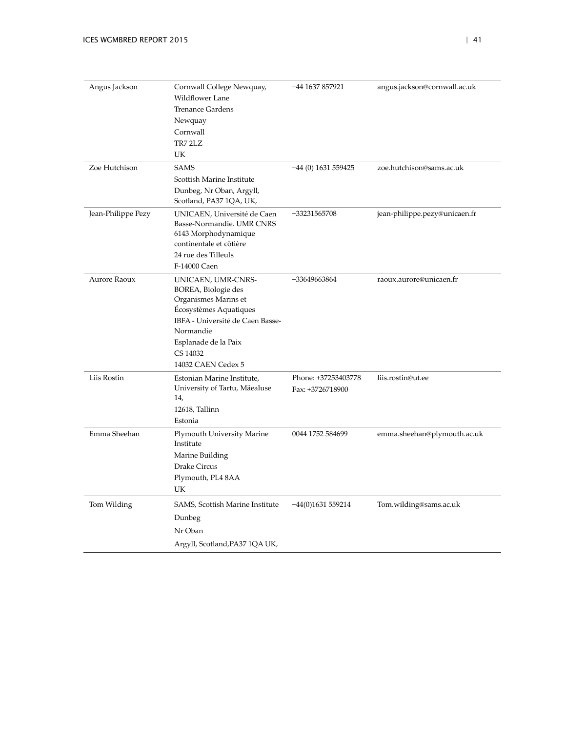| | | | |
|---|---|---|---|
| Angus Jackson | Cornwall College Newquay, Wildflower Lane<br>Trenance Gardens<br>Newquay<br>Cornwall<br>TR7 2LZ<br>UK | +44 1637 857921 | angus.jackson@cornwall.ac.uk |
| Zoe Hutchison | SAMS<br>Scottish Marine Institute<br>Dunbeg, Nr Oban, Argyll, Scotland, PA37 1QA, UK, | +44 (0) 1631 559425 | zoe.hutchison@sams.ac.uk |
| Jean-Philippe Pezy | UNICAEN, Université de Caen Basse-Normandie. UMR CNRS 6143 Morphodynamique continentale et côtière<br>24 rue des Tilleuls<br>F-14000 Caen | +33231565708 | jean-philippe.pezy@unicaen.fr |
| Aurore Raoux | UNICAEN, UMR-CNRS-BOREA, Biologie des Organismes Marins et Écosystèmes Aquatiques<br>IBFA - Université de Caen Basse-Normandie<br>Esplanade de la Paix<br>CS 14032<br>14032 CAEN Cedex 5 | +33649663864 | raoux.aurore@unicaen.fr |
| Liis Rostin | Estonian Marine Institute, University of Tartu, Mäealuse 14,<br>12618, Tallinn<br>Estonia | Phone: +37253403778<br>Fax: +3726718900 | liis.rostin@ut.ee |
| Emma Sheehan | Plymouth University Marine Institute<br>Marine Building<br>Drake Circus<br>Plymouth, PL4 8AA<br>UK | 0044 1752 584699 | emma.sheehan@plymouth.ac.uk |
| Tom Wilding | SAMS, Scottish Marine Institute<br>Dunbeg<br>Nr Oban<br>Argyll, Scotland,PA37 1QA UK, | +44(0)1631 559214 | Tom.wilding@sams.ac.uk |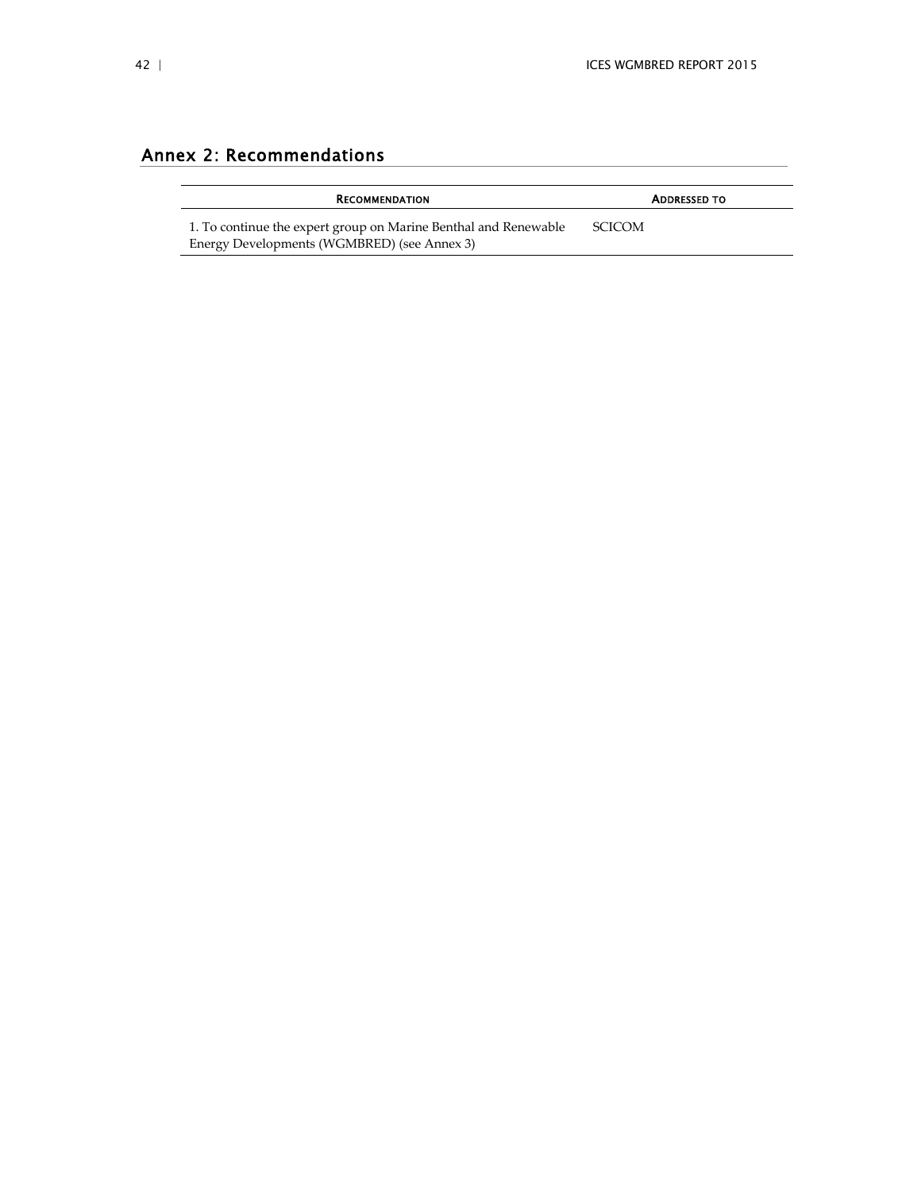# Annex 2: Recommendations

| Recommendation | Addressed to |
| --- | --- |
| 1. To continue the expert group on Marine Benthal and Renewable Energy Developments (WGMBRED) (see Annex 3) | SCICOM |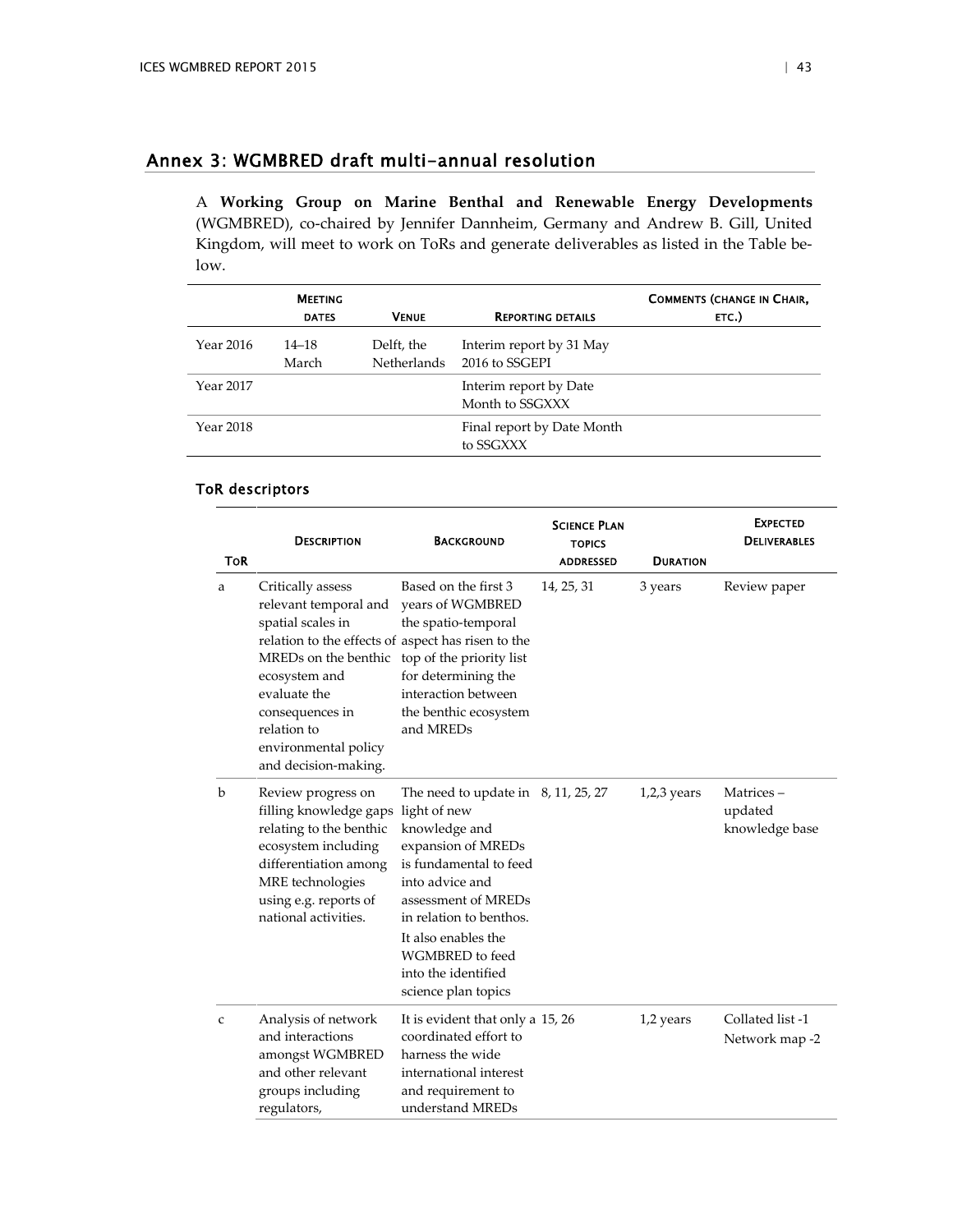## Annex 3: WGMBRED draft multi-annual resolution

A **Working Group on Marine Benthal and Renewable Energy Developments** (WGMBRED), co-chaired by Jennifer Dannheim, Germany and Andrew B. Gill, United Kingdom, will meet to work on ToRs and generate deliverables as listed in the Table below.

| | Meeting dates | Venue | Reporting details | Comments (change in Chair, etc.) |
|---|---|---|---|---|
| Year 2016 | 14–18 March | Delft, the Netherlands | Interim report by 31 May 2016 to SSGEPI | |
| Year 2017 | | | Interim report by Date Month to SSGXXX | |
| Year 2018 | | | Final report by Date Month to SSGXXX | |

### ToR descriptors

| ToR | Description | Background | Science Plan topics addressed | Duration | Expected Deliverables |
|---|---|---|---|---|---|
| a | Critically assess relevant temporal and spatial scales in relation to the effects of MREDs on the benthic ecosystem and evaluate the consequences in relation to environmental policy and decision-making. | Based on the first 3 years of WGMBRED the spatio-temporal aspect has risen to the top of the priority list for determining the interaction between the benthic ecosystem and MREDs | 14, 25, 31 | 3 years | Review paper |
| b | Review progress on filling knowledge gaps relating to the benthic ecosystem including differentiation among MRE technologies using e.g. reports of national activities. | The need to update in light of new knowledge and expansion of MREDs is fundamental to feed into advice and assessment of MREDs in relation to benthos. It also enables the WGMBRED to feed into the identified science plan topics | 8, 11, 25, 27 | 1,2,3 years | Matrices – updated knowledge base |
| c | Analysis of network and interactions amongst WGMBRED and other relevant groups including regulators, | It is evident that only a coordinated effort to harness the wide international interest and requirement to understand MREDs | 15, 26 | 1,2 years | Collated list -1 Network map -2 |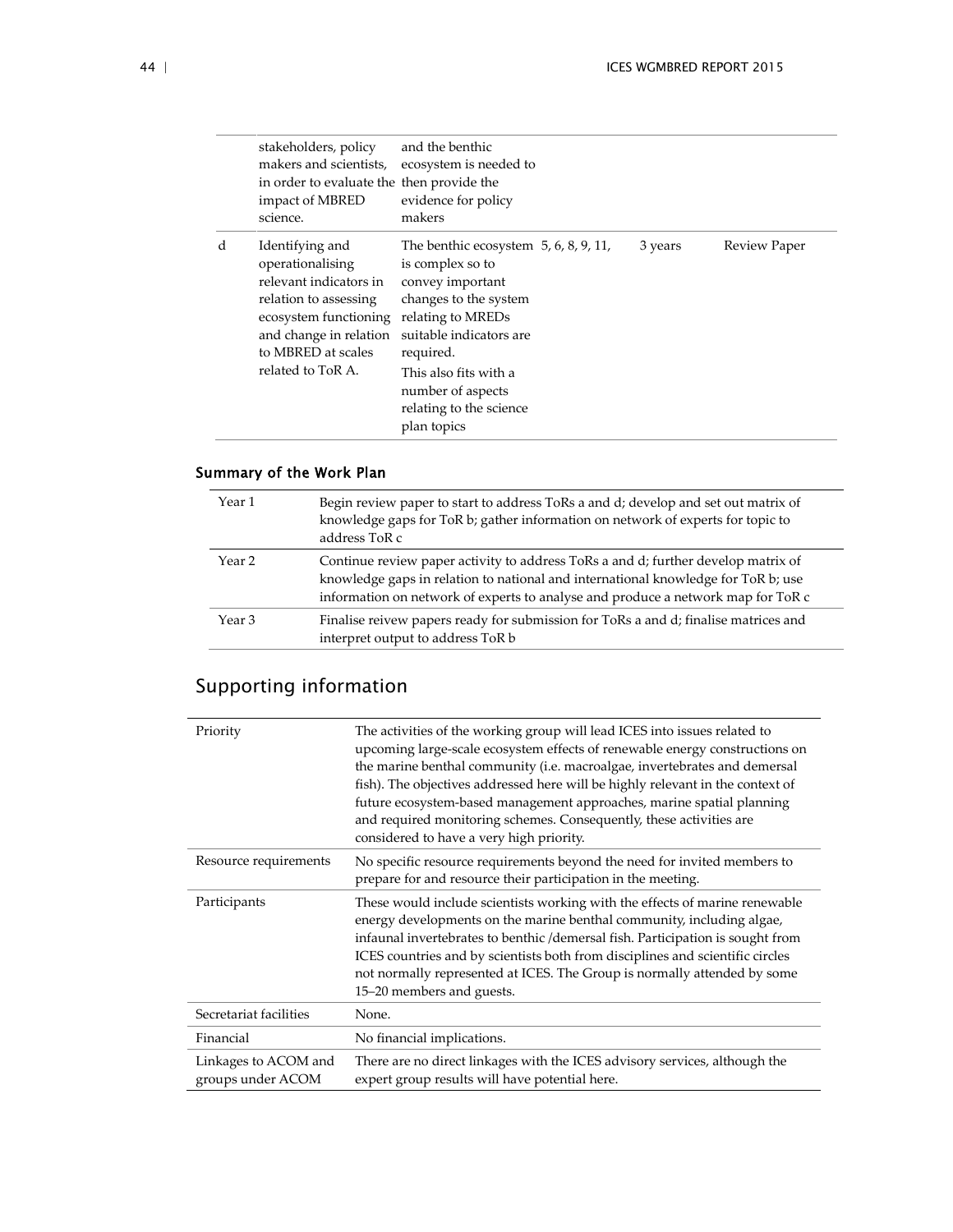| | | | | | |
|---|---|---|---|---|---|
| | stakeholders, policy makers and scientists, in order to evaluate the impact of MBRED science. | and the benthic ecosystem is needed to then provide the evidence for policy makers | | | |
| d | Identifying and operationalising relevant indicators in relation to assessing ecosystem functioning and change in relation to MBRED at scales related to ToR A. | The benthic ecosystem is complex so to convey important changes to the system relating to MREDs suitable indicators are required.<br>This also fits with a number of aspects relating to the science plan topics | 5, 6, 8, 9, 11, | 3 years | Review Paper |

### Summary of the Work Plan

| | |
|---|---|
| Year 1 | Begin review paper to start to address ToRs a and d; develop and set out matrix of knowledge gaps for ToR b; gather information on network of experts for topic to address ToR c |
| Year 2 | Continue review paper activity to address ToRs a and d; further develop matrix of knowledge gaps in relation to national and international knowledge for ToR b; use information on network of experts to analyse and produce a network map for ToR c |
| Year 3 | Finalise reivew papers ready for submission for ToRs a and d; finalise matrices and interpret output to address ToR b |

## Supporting information

| | |
|---|---|
| Priority | The activities of the working group will lead ICES into issues related to upcoming large-scale ecosystem effects of renewable energy constructions on the marine benthal community (i.e. macroalgae, invertebrates and demersal fish). The objectives addressed here will be highly relevant in the context of future ecosystem-based management approaches, marine spatial planning and required monitoring schemes. Consequently, these activities are considered to have a very high priority. |
| Resource requirements | No specific resource requirements beyond the need for invited members to prepare for and resource their participation in the meeting. |
| Participants | These would include scientists working with the effects of marine renewable energy developments on the marine benthal community, including algae, infaunal invertebrates to benthic /demersal fish. Participation is sought from ICES countries and by scientists both from disciplines and scientific circles not normally represented at ICES. The Group is normally attended by some 15–20 members and guests. |
| Secretariat facilities | None. |
| Financial | No financial implications. |
| Linkages to ACOM and groups under ACOM | There are no direct linkages with the ICES advisory services, although the expert group results will have potential here. |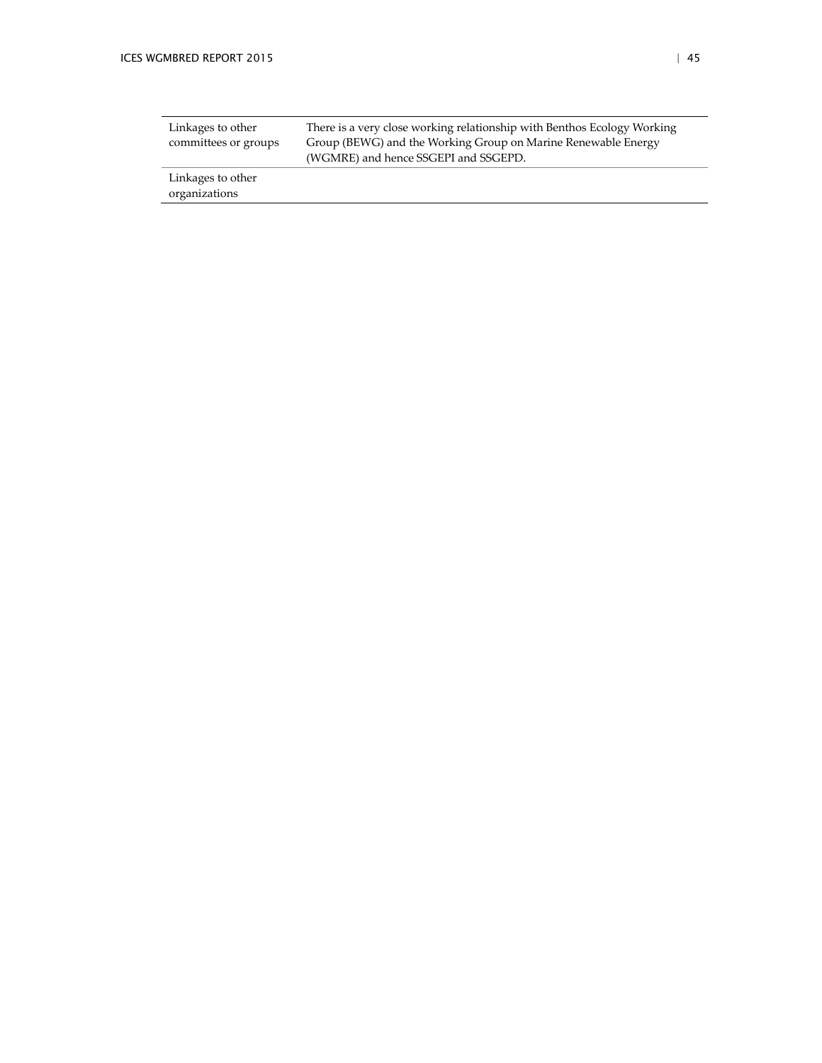| | |
|---|---|
| Linkages to other committees or groups | There is a very close working relationship with Benthos Ecology Working Group (BEWG) and the Working Group on Marine Renewable Energy (WGMRE) and hence SSGEPI and SSGEPD. |
| Linkages to other organizations | |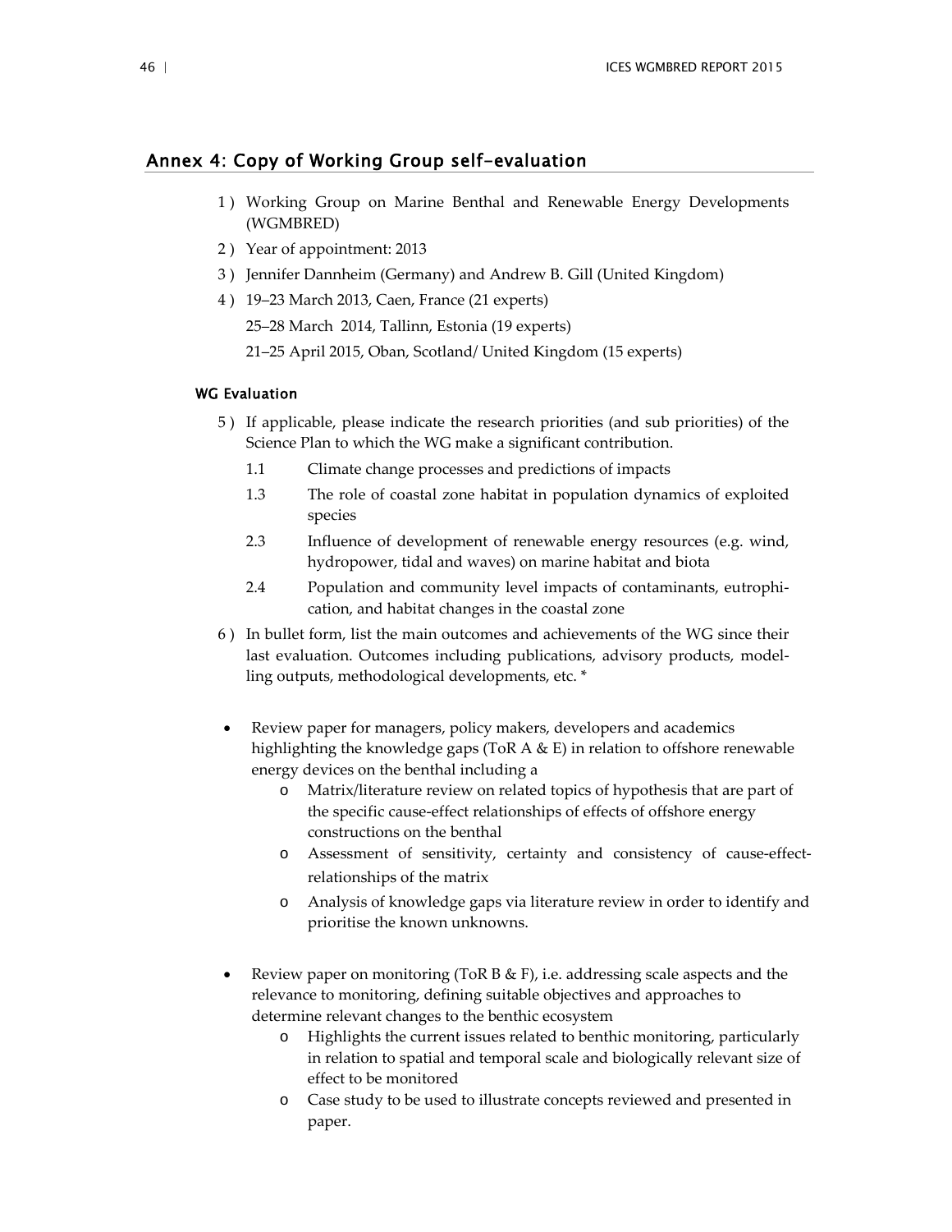## Annex 4: Copy of Working Group self-evaluation

1 ) Working Group on Marine Benthal and Renewable Energy Developments (WGMBRED)

2 ) Year of appointment: 2013

3 ) Jennifer Dannheim (Germany) and Andrew B. Gill (United Kingdom)

4 ) 19–23 March 2013, Caen, France (21 experts)

25–28 March 2014, Tallinn, Estonia (19 experts)

21–25 April 2015, Oban, Scotland/ United Kingdom (15 experts)

### WG Evaluation

5 ) If applicable, please indicate the research priorities (and sub priorities) of the Science Plan to which the WG make a significant contribution.

- 1.1 Climate change processes and predictions of impacts
- 1.3 The role of coastal zone habitat in population dynamics of exploited species
- 2.3 Influence of development of renewable energy resources (e.g. wind, hydropower, tidal and waves) on marine habitat and biota
- 2.4 Population and community level impacts of contaminants, eutrophication, and habitat changes in the coastal zone

6 ) In bullet form, list the main outcomes and achievements of the WG since their last evaluation. Outcomes including publications, advisory products, modelling outputs, methodological developments, etc. *

- Review paper for managers, policy makers, developers and academics highlighting the knowledge gaps (ToR A & E) in relation to offshore renewable energy devices on the benthal including a
  - Matrix/literature review on related topics of hypothesis that are part of the specific cause-effect relationships of effects of offshore energy constructions on the benthal
  - Assessment of sensitivity, certainty and consistency of cause-effect-relationships of the matrix
  - Analysis of knowledge gaps via literature review in order to identify and prioritise the known unknowns.

- Review paper on monitoring (ToR B & F), i.e. addressing scale aspects and the relevance to monitoring, defining suitable objectives and approaches to determine relevant changes to the benthic ecosystem
  - Highlights the current issues related to benthic monitoring, particularly in relation to spatial and temporal scale and biologically relevant size of effect to be monitored
  - Case study to be used to illustrate concepts reviewed and presented in paper.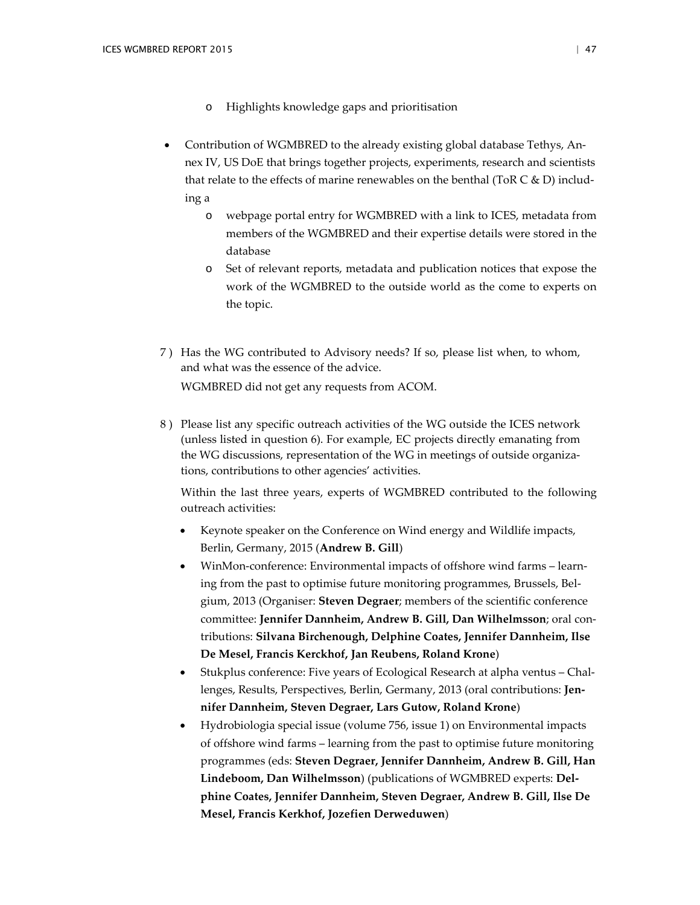- Highlights knowledge gaps and prioritisation

- Contribution of WGMBRED to the already existing global database Tethys, Annex IV, US DoE that brings together projects, experiments, research and scientists that relate to the effects of marine renewables on the benthal (ToR C & D) including a
  - webpage portal entry for WGMBRED with a link to ICES, metadata from members of the WGMBRED and their expertise details were stored in the database
  - Set of relevant reports, metadata and publication notices that expose the work of the WGMBRED to the outside world as the come to experts on the topic.

7 ) Has the WG contributed to Advisory needs? If so, please list when, to whom, and what was the essence of the advice.

WGMBRED did not get any requests from ACOM.

8 ) Please list any specific outreach activities of the WG outside the ICES network (unless listed in question 6). For example, EC projects directly emanating from the WG discussions, representation of the WG in meetings of outside organizations, contributions to other agencies' activities.

Within the last three years, experts of WGMBRED contributed to the following outreach activities:

- Keynote speaker on the Conference on Wind energy and Wildlife impacts, Berlin, Germany, 2015 (**Andrew B. Gill**)
- WinMon-conference: Environmental impacts of offshore wind farms – learning from the past to optimise future monitoring programmes, Brussels, Belgium, 2013 (Organiser: **Steven Degraer**; members of the scientific conference committee: **Jennifer Dannheim, Andrew B. Gill, Dan Wilhelmsson**; oral contributions: **Silvana Birchenough, Delphine Coates, Jennifer Dannheim, Ilse De Mesel, Francis Kerckhof, Jan Reubens, Roland Krone**)
- Stukplus conference: Five years of Ecological Research at alpha ventus – Challenges, Results, Perspectives, Berlin, Germany, 2013 (oral contributions: **Jennifer Dannheim, Steven Degraer, Lars Gutow, Roland Krone**)
- Hydrobiologia special issue (volume 756, issue 1) on Environmental impacts of offshore wind farms – learning from the past to optimise future monitoring programmes (eds: **Steven Degraer, Jennifer Dannheim, Andrew B. Gill, Han Lindeboom, Dan Wilhelmsson**) (publications of WGMBRED experts: **Delphine Coates, Jennifer Dannheim, Steven Degraer, Andrew B. Gill, Ilse De Mesel, Francis Kerkhof, Jozefien Derweduwen**)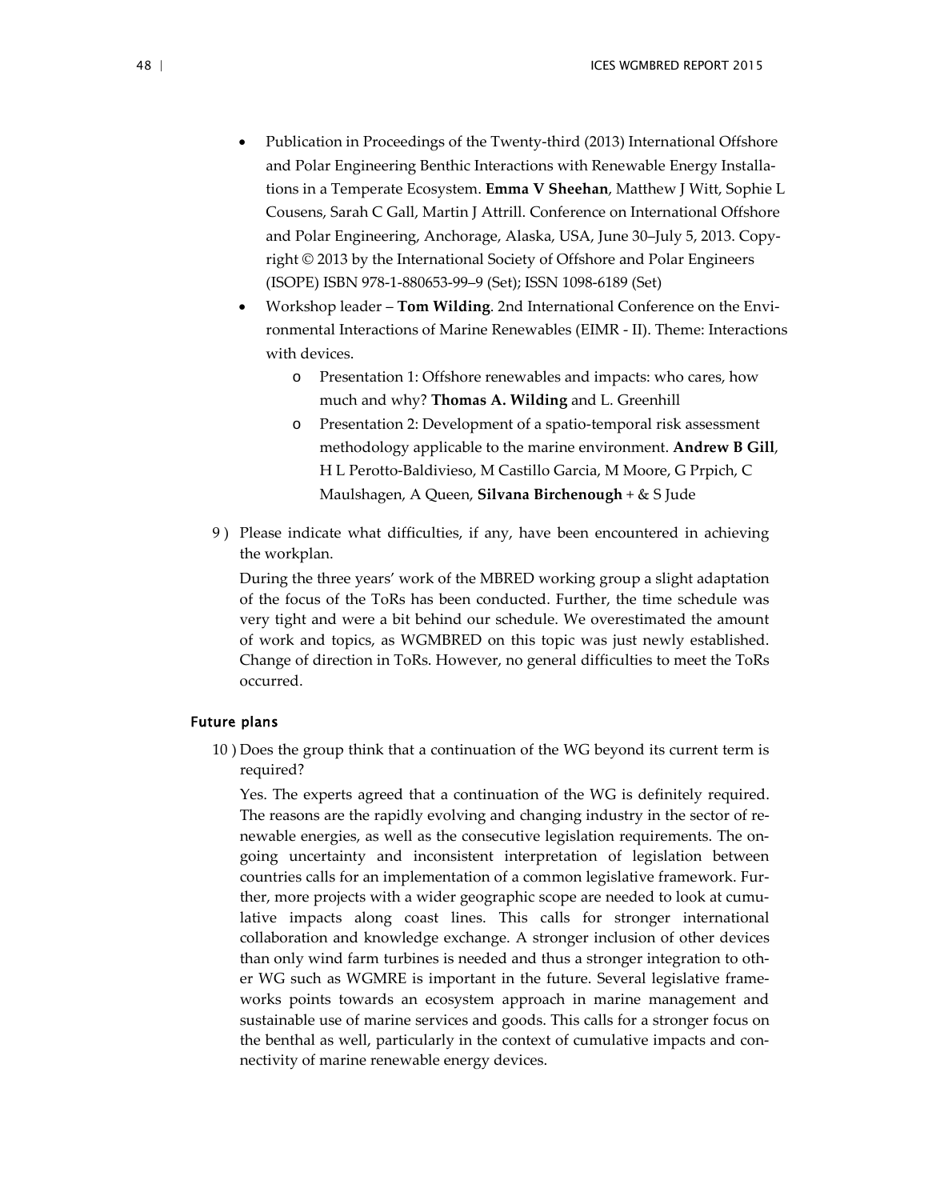- Publication in Proceedings of the Twenty-third (2013) International Offshore and Polar Engineering Benthic Interactions with Renewable Energy Installations in a Temperate Ecosystem. **Emma V Sheehan**, Matthew J Witt, Sophie L Cousens, Sarah C Gall, Martin J Attrill. Conference on International Offshore and Polar Engineering, Anchorage, Alaska, USA, June 30–July 5, 2013. Copyright © 2013 by the International Society of Offshore and Polar Engineers (ISOPE) ISBN 978-1-880653-99–9 (Set); ISSN 1098-6189 (Set)
- Workshop leader – **Tom Wilding**. 2nd International Conference on the Environmental Interactions of Marine Renewables (EIMR - II). Theme: Interactions with devices.
    - Presentation 1: Offshore renewables and impacts: who cares, how much and why? **Thomas A. Wilding** and L. Greenhill
    - Presentation 2: Development of a spatio-temporal risk assessment methodology applicable to the marine environment. **Andrew B Gill**, H L Perotto-Baldivieso, M Castillo Garcia, M Moore, G Prpich, C Maulshagen, A Queen, **Silvana Birchenough** + & S Jude

9 ) Please indicate what difficulties, if any, have been encountered in achieving the workplan.

During the three years' work of the MBRED working group a slight adaptation of the focus of the ToRs has been conducted. Further, the time schedule was very tight and were a bit behind our schedule. We overestimated the amount of work and topics, as WGMBRED on this topic was just newly established. Change of direction in ToRs. However, no general difficulties to meet the ToRs occurred.

### Future plans

10 ) Does the group think that a continuation of the WG beyond its current term is required?

Yes. The experts agreed that a continuation of the WG is definitely required. The reasons are the rapidly evolving and changing industry in the sector of renewable energies, as well as the consecutive legislation requirements. The ongoing uncertainty and inconsistent interpretation of legislation between countries calls for an implementation of a common legislative framework. Further, more projects with a wider geographic scope are needed to look at cumulative impacts along coast lines. This calls for stronger international collaboration and knowledge exchange. A stronger inclusion of other devices than only wind farm turbines is needed and thus a stronger integration to other WG such as WGMRE is important in the future. Several legislative frameworks points towards an ecosystem approach in marine management and sustainable use of marine services and goods. This calls for a stronger focus on the benthal as well, particularly in the context of cumulative impacts and connectivity of marine renewable energy devices.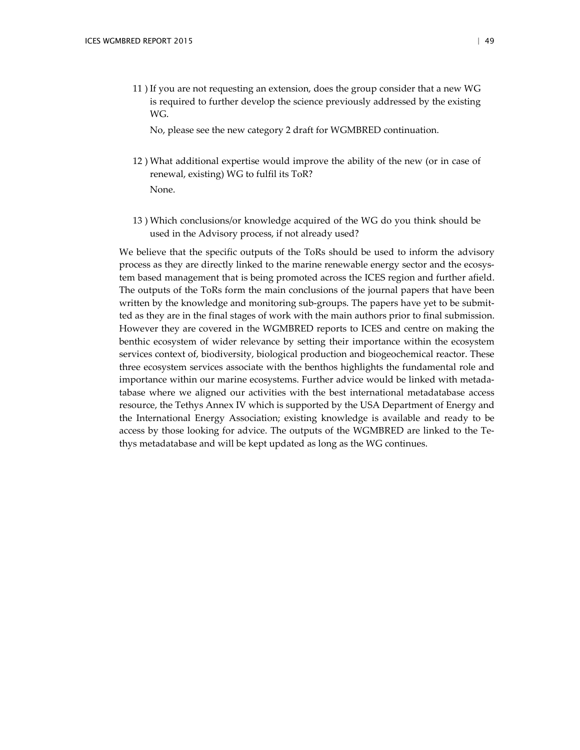11 ) If you are not requesting an extension, does the group consider that a new WG is required to further develop the science previously addressed by the existing WG.

No, please see the new category 2 draft for WGMBRED continuation.

12 ) What additional expertise would improve the ability of the new (or in case of renewal, existing) WG to fulfil its ToR?

None.

13 ) Which conclusions/or knowledge acquired of the WG do you think should be used in the Advisory process, if not already used?

We believe that the specific outputs of the ToRs should be used to inform the advisory process as they are directly linked to the marine renewable energy sector and the ecosystem based management that is being promoted across the ICES region and further afield. The outputs of the ToRs form the main conclusions of the journal papers that have been written by the knowledge and monitoring sub-groups. The papers have yet to be submitted as they are in the final stages of work with the main authors prior to final submission. However they are covered in the WGMBRED reports to ICES and centre on making the benthic ecosystem of wider relevance by setting their importance within the ecosystem services context of, biodiversity, biological production and biogeochemical reactor. These three ecosystem services associate with the benthos highlights the fundamental role and importance within our marine ecosystems. Further advice would be linked with metadatabase where we aligned our activities with the best international metadatabase access resource, the Tethys Annex IV which is supported by the USA Department of Energy and the International Energy Association; existing knowledge is available and ready to be access by those looking for advice. The outputs of the WGMBRED are linked to the Tethys metadatabase and will be kept updated as long as the WG continues.